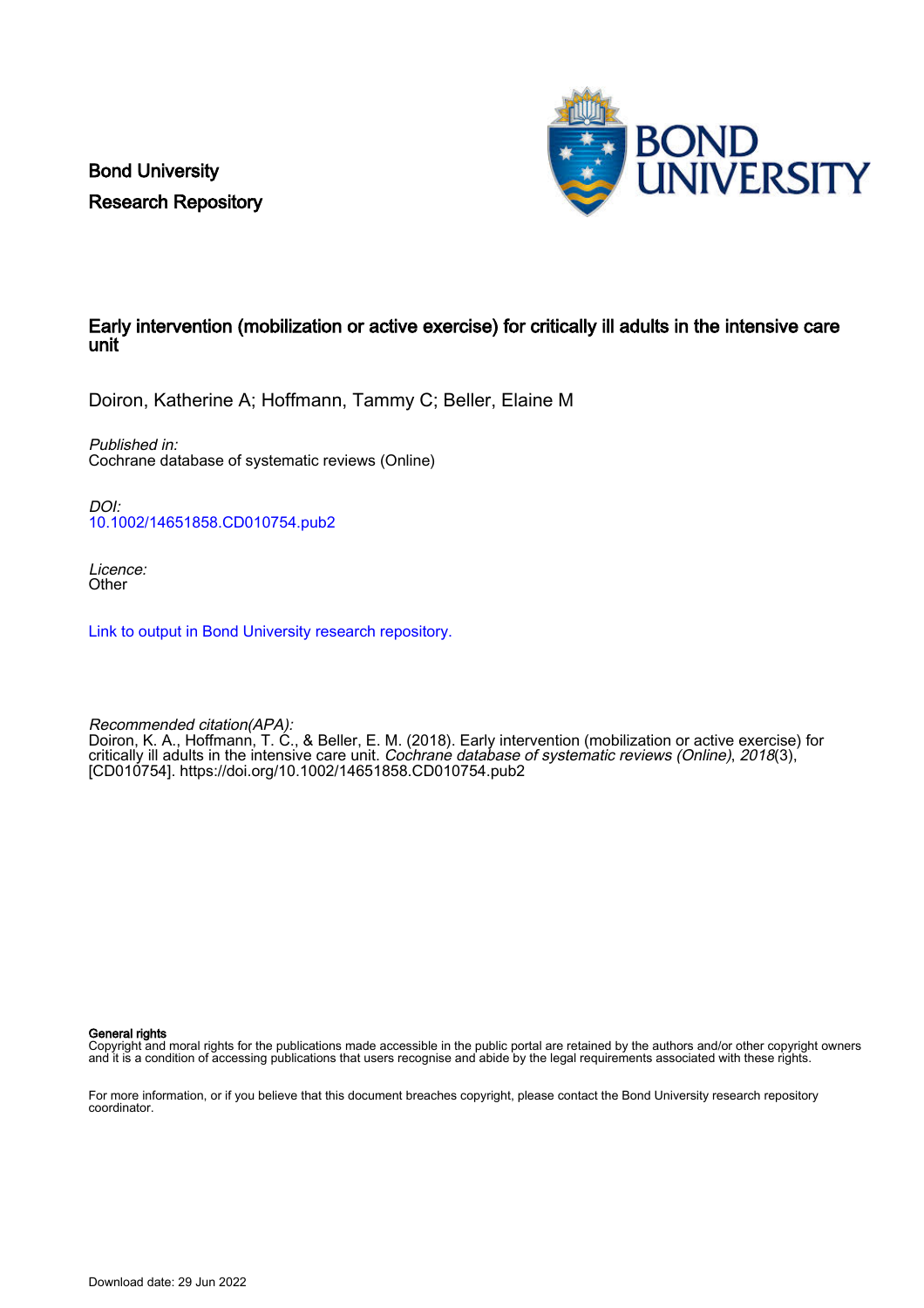Bond University
Research Repository

# Early intervention (mobilization or active exercise) for critically ill adults in the intensive care unit

Doiron, Katherine A; Hoffmann, Tammy C; Beller, Elaine M

*Published in:*
Cochrane database of systematic reviews (Online)

*DOI:*
10.1002/14651858.CD010754.pub2

*Licence:*
Other

Link to output in Bond University research repository.

*Recommended citation(APA):*
Doiron, K. A., Hoffmann, T. C., & Beller, E. M. (2018). Early intervention (mobilization or active exercise) for critically ill adults in the intensive care unit. *Cochrane database of systematic reviews (Online)*, *2018*(3), [CD010754]. https://doi.org/10.1002/14651858.CD010754.pub2

**General rights**
Copyright and moral rights for the publications made accessible in the public portal are retained by the authors and/or other copyright owners and it is a condition of accessing publications that users recognise and abide by the legal requirements associated with these rights.

For more information, or if you believe that this document breaches copyright, please contact the Bond University research repository coordinator.

Download date: 29 Jun 2022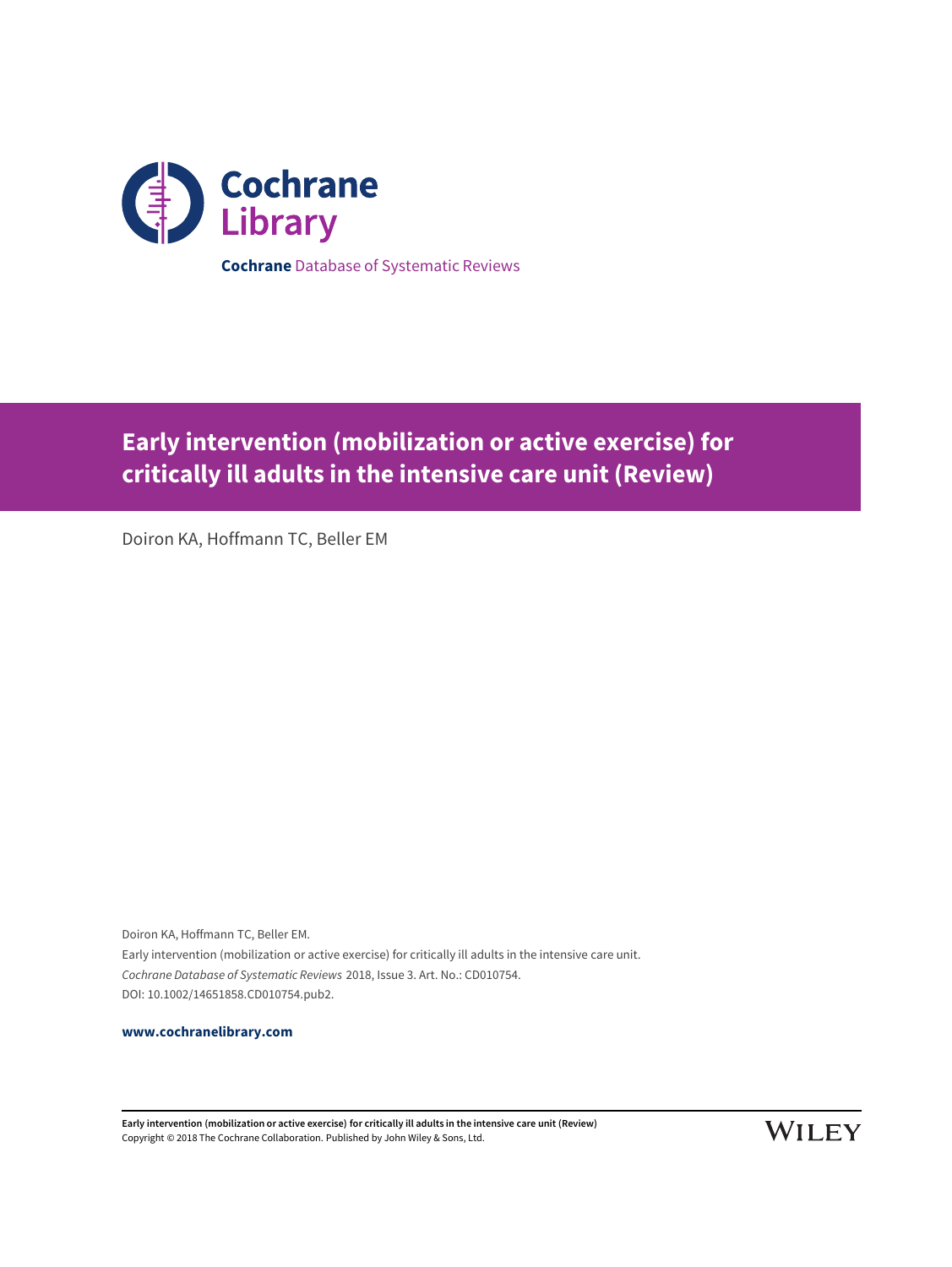**Cochrane** Database of Systematic Reviews

# Early intervention (mobilization or active exercise) for critically ill adults in the intensive care unit (Review)

Doiron KA, Hoffmann TC, Beller EM

Doiron KA, Hoffmann TC, Beller EM.
Early intervention (mobilization or active exercise) for critically ill adults in the intensive care unit.
*Cochrane Database of Systematic Reviews* 2018, Issue 3. Art. No.: CD010754.
DOI: 10.1002/14651858.CD010754.pub2.

**www.cochranelibrary.com**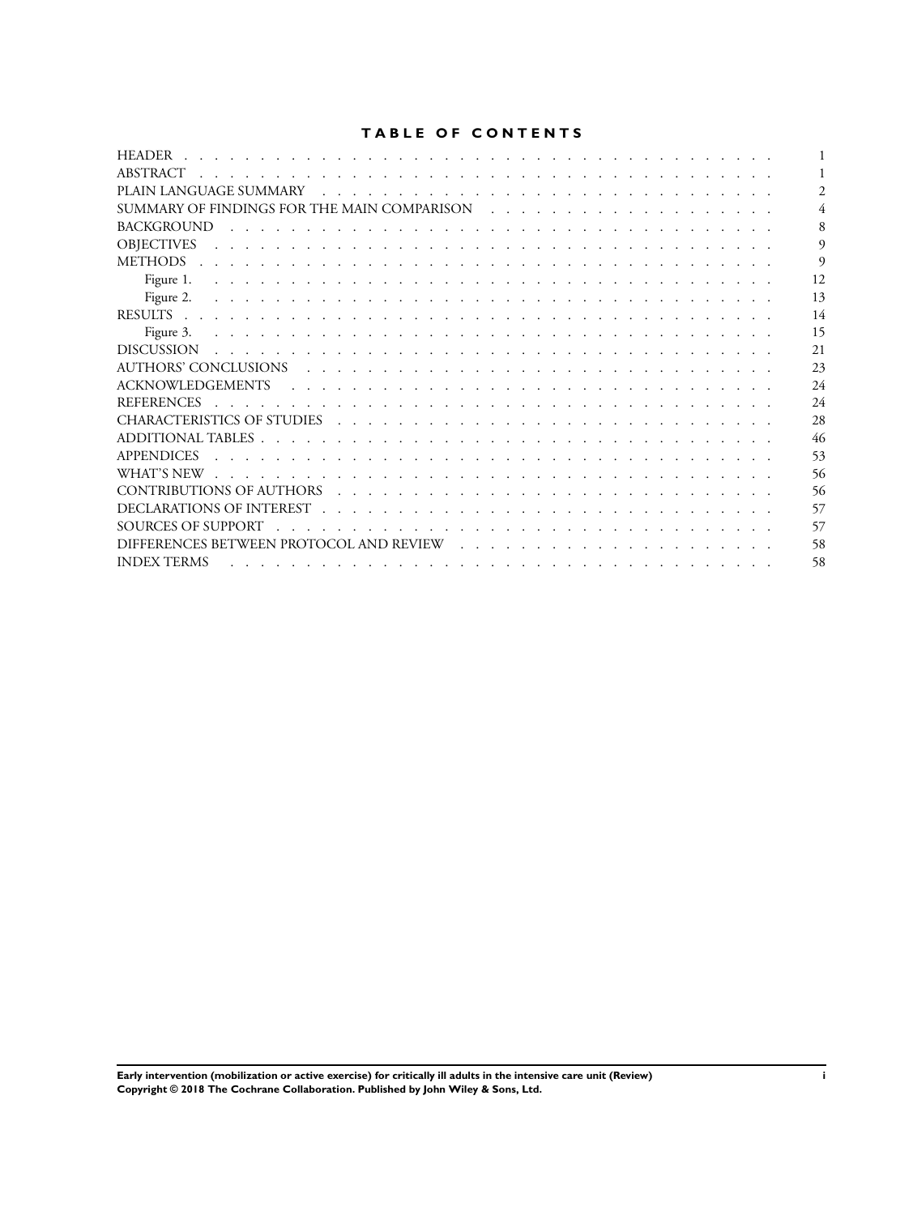# TABLE OF CONTENTS

| | |
|---|---|
| HEADER | 1 |
| ABSTRACT | 1 |
| PLAIN LANGUAGE SUMMARY | 2 |
| SUMMARY OF FINDINGS FOR THE MAIN COMPARISON | 4 |
| BACKGROUND | 8 |
| OBJECTIVES | 9 |
| METHODS | 9 |
| Figure 1. | 12 |
| Figure 2. | 13 |
| RESULTS | 14 |
| Figure 3. | 15 |
| DISCUSSION | 21 |
| AUTHORS' CONCLUSIONS | 23 |
| ACKNOWLEDGEMENTS | 24 |
| REFERENCES | 24 |
| CHARACTERISTICS OF STUDIES | 28 |
| ADDITIONAL TABLES | 46 |
| APPENDICES | 53 |
| WHAT'S NEW | 56 |
| CONTRIBUTIONS OF AUTHORS | 56 |
| DECLARATIONS OF INTEREST | 57 |
| SOURCES OF SUPPORT | 57 |
| DIFFERENCES BETWEEN PROTOCOL AND REVIEW | 58 |
| INDEX TERMS | 58 |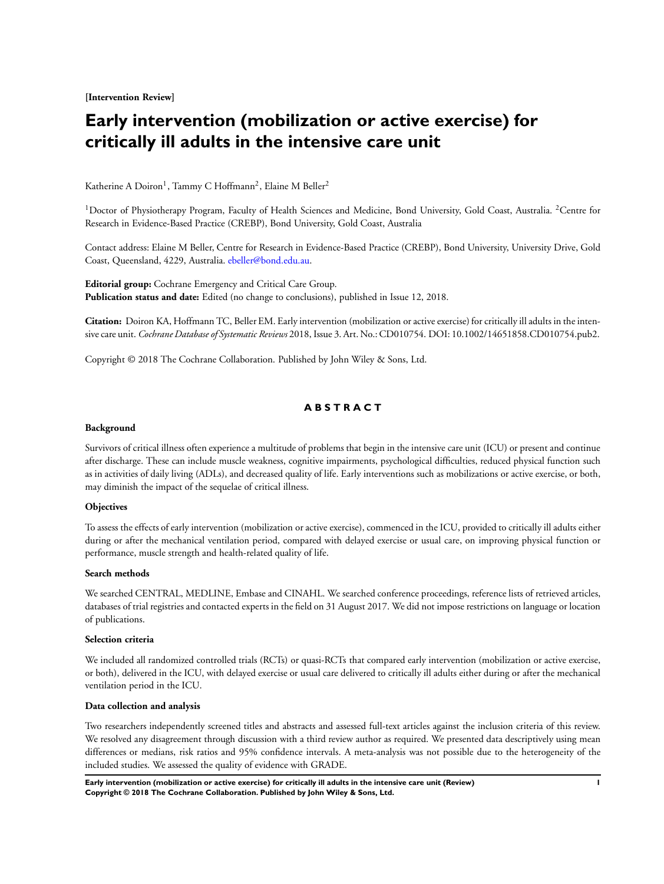[Intervention Review]

# Early intervention (mobilization or active exercise) for critically ill adults in the intensive care unit

Katherine A Doiron[1], Tammy C Hoffmann[2], Elaine M Beller[2]

[1]Doctor of Physiotherapy Program, Faculty of Health Sciences and Medicine, Bond University, Gold Coast, Australia. [2]Centre for Research in Evidence-Based Practice (CREBP), Bond University, Gold Coast, Australia

Contact address: Elaine M Beller, Centre for Research in Evidence-Based Practice (CREBP), Bond University, University Drive, Gold Coast, Queensland, 4229, Australia. ebeller@bond.edu.au.

**Editorial group:** Cochrane Emergency and Critical Care Group.
**Publication status and date:** Edited (no change to conclusions), published in Issue 12, 2018.

**Citation:** Doiron KA, Hoffmann TC, Beller EM. Early intervention (mobilization or active exercise) for critically ill adults in the intensive care unit. *Cochrane Database of Systematic Reviews* 2018, Issue 3. Art. No.: CD010754. DOI: 10.1002/14651858.CD010754.pub2.

Copyright © 2018 The Cochrane Collaboration. Published by John Wiley & Sons, Ltd.

## ABSTRACT

### Background

Survivors of critical illness often experience a multitude of problems that begin in the intensive care unit (ICU) or present and continue after discharge. These can include muscle weakness, cognitive impairments, psychological difficulties, reduced physical function such as in activities of daily living (ADLs), and decreased quality of life. Early interventions such as mobilizations or active exercise, or both, may diminish the impact of the sequelae of critical illness.

### Objectives

To assess the effects of early intervention (mobilization or active exercise), commenced in the ICU, provided to critically ill adults either during or after the mechanical ventilation period, compared with delayed exercise or usual care, on improving physical function or performance, muscle strength and health-related quality of life.

### Search methods

We searched CENTRAL, MEDLINE, Embase and CINAHL. We searched conference proceedings, reference lists of retrieved articles, databases of trial registries and contacted experts in the field on 31 August 2017. We did not impose restrictions on language or location of publications.

### Selection criteria

We included all randomized controlled trials (RCTs) or quasi-RCTs that compared early intervention (mobilization or active exercise, or both), delivered in the ICU, with delayed exercise or usual care delivered to critically ill adults either during or after the mechanical ventilation period in the ICU.

### Data collection and analysis

Two researchers independently screened titles and abstracts and assessed full-text articles against the inclusion criteria of this review. We resolved any disagreement through discussion with a third review author as required. We presented data descriptively using mean differences or medians, risk ratios and 95% confidence intervals. A meta-analysis was not possible due to the heterogeneity of the included studies. We assessed the quality of evidence with GRADE.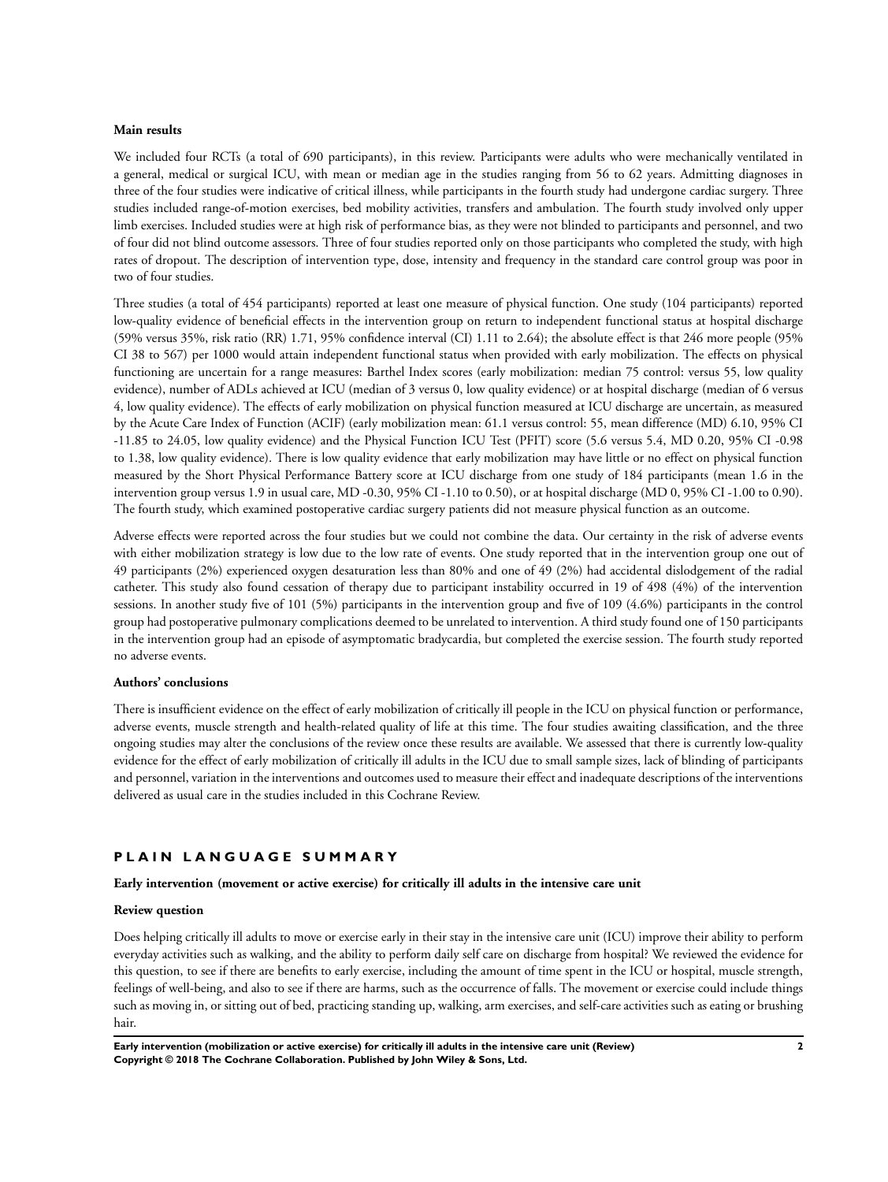#### Main results

We included four RCTs (a total of 690 participants), in this review. Participants were adults who were mechanically ventilated in a general, medical or surgical ICU, with mean or median age in the studies ranging from 56 to 62 years. Admitting diagnoses in three of the four studies were indicative of critical illness, while participants in the fourth study had undergone cardiac surgery. Three studies included range-of-motion exercises, bed mobility activities, transfers and ambulation. The fourth study involved only upper limb exercises. Included studies were at high risk of performance bias, as they were not blinded to participants and personnel, and two of four did not blind outcome assessors. Three of four studies reported only on those participants who completed the study, with high rates of dropout. The description of intervention type, dose, intensity and frequency in the standard care control group was poor in two of four studies.

Three studies (a total of 454 participants) reported at least one measure of physical function. One study (104 participants) reported low-quality evidence of beneficial effects in the intervention group on return to independent functional status at hospital discharge (59% versus 35%, risk ratio (RR) 1.71, 95% confidence interval (CI) 1.11 to 2.64); the absolute effect is that 246 more people (95% CI 38 to 567) per 1000 would attain independent functional status when provided with early mobilization. The effects on physical functioning are uncertain for a range measures: Barthel Index scores (early mobilization: median 75 control: versus 55, low quality evidence), number of ADLs achieved at ICU (median of 3 versus 0, low quality evidence) or at hospital discharge (median of 6 versus 4, low quality evidence). The effects of early mobilization on physical function measured at ICU discharge are uncertain, as measured by the Acute Care Index of Function (ACIF) (early mobilization mean: 61.1 versus control: 55, mean difference (MD) 6.10, 95% CI -11.85 to 24.05, low quality evidence) and the Physical Function ICU Test (PFIT) score (5.6 versus 5.4, MD 0.20, 95% CI -0.98 to 1.38, low quality evidence). There is low quality evidence that early mobilization may have little or no effect on physical function measured by the Short Physical Performance Battery score at ICU discharge from one study of 184 participants (mean 1.6 in the intervention group versus 1.9 in usual care, MD -0.30, 95% CI -1.10 to 0.50), or at hospital discharge (MD 0, 95% CI -1.00 to 0.90). The fourth study, which examined postoperative cardiac surgery patients did not measure physical function as an outcome.

Adverse effects were reported across the four studies but we could not combine the data. Our certainty in the risk of adverse events with either mobilization strategy is low due to the low rate of events. One study reported that in the intervention group one out of 49 participants (2%) experienced oxygen desaturation less than 80% and one of 49 (2%) had accidental dislodgement of the radial catheter. This study also found cessation of therapy due to participant instability occurred in 19 of 498 (4%) of the intervention sessions. In another study five of 101 (5%) participants in the intervention group and five of 109 (4.6%) participants in the control group had postoperative pulmonary complications deemed to be unrelated to intervention. A third study found one of 150 participants in the intervention group had an episode of asymptomatic bradycardia, but completed the exercise session. The fourth study reported no adverse events.

#### Authors' conclusions

There is insufficient evidence on the effect of early mobilization of critically ill people in the ICU on physical function or performance, adverse events, muscle strength and health-related quality of life at this time. The four studies awaiting classification, and the three ongoing studies may alter the conclusions of the review once these results are available. We assessed that there is currently low-quality evidence for the effect of early mobilization of critically ill adults in the ICU due to small sample sizes, lack of blinding of participants and personnel, variation in the interventions and outcomes used to measure their effect and inadequate descriptions of the interventions delivered as usual care in the studies included in this Cochrane Review.

## PLAIN LANGUAGE SUMMARY

#### Early intervention (movement or active exercise) for critically ill adults in the intensive care unit

#### Review question

Does helping critically ill adults to move or exercise early in their stay in the intensive care unit (ICU) improve their ability to perform everyday activities such as walking, and the ability to perform daily self care on discharge from hospital? We reviewed the evidence for this question, to see if there are benefits to early exercise, including the amount of time spent in the ICU or hospital, muscle strength, feelings of well-being, and also to see if there are harms, such as the occurrence of falls. The movement or exercise could include things such as moving in, or sitting out of bed, practicing standing up, walking, arm exercises, and self-care activities such as eating or brushing hair.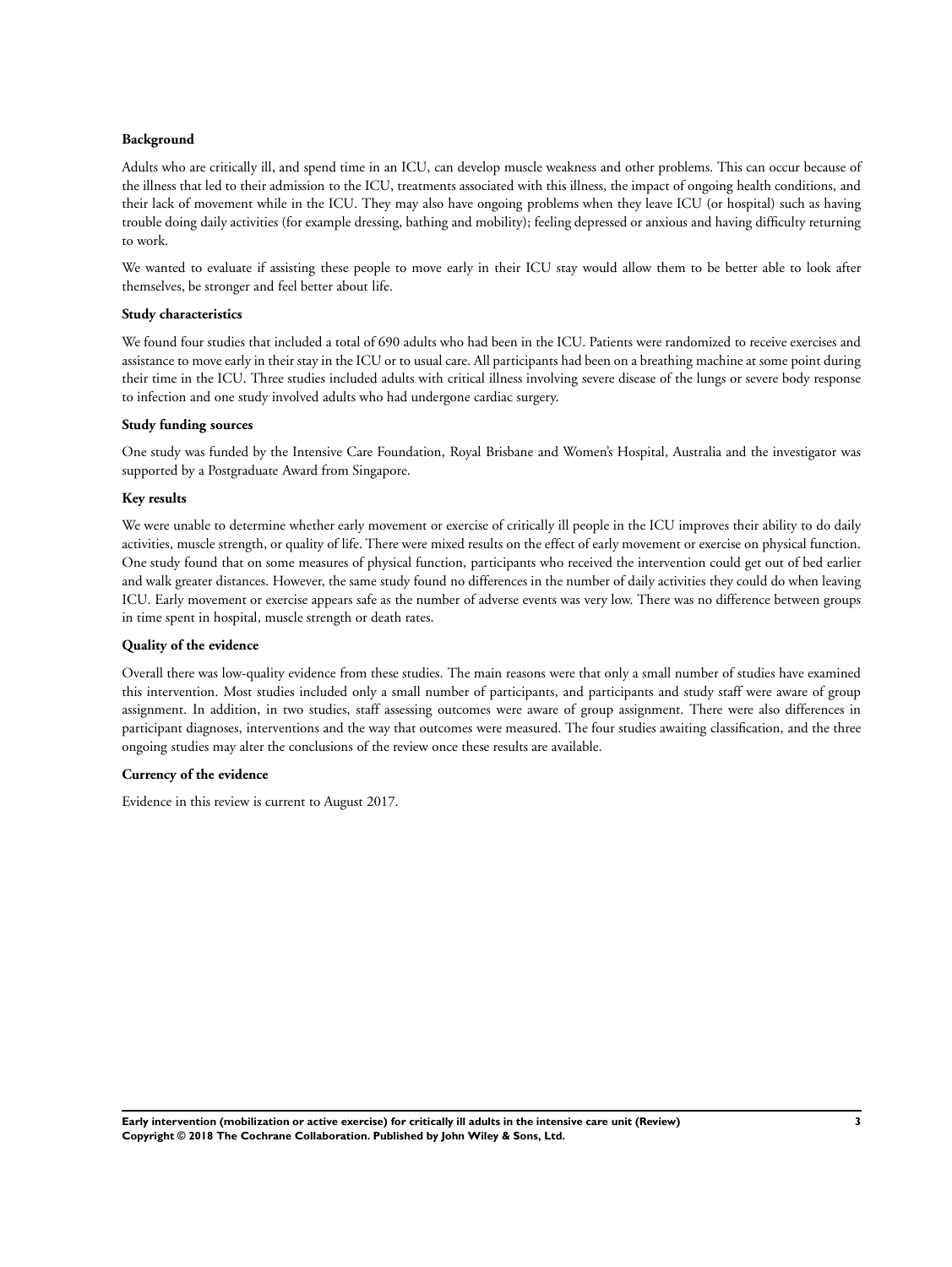**Background**

Adults who are critically ill, and spend time in an ICU, can develop muscle weakness and other problems. This can occur because of the illness that led to their admission to the ICU, treatments associated with this illness, the impact of ongoing health conditions, and their lack of movement while in the ICU. They may also have ongoing problems when they leave ICU (or hospital) such as having trouble doing daily activities (for example dressing, bathing and mobility); feeling depressed or anxious and having difficulty returning to work.

We wanted to evaluate if assisting these people to move early in their ICU stay would allow them to be better able to look after themselves, be stronger and feel better about life.

**Study characteristics**

We found four studies that included a total of 690 adults who had been in the ICU. Patients were randomized to receive exercises and assistance to move early in their stay in the ICU or to usual care. All participants had been on a breathing machine at some point during their time in the ICU. Three studies included adults with critical illness involving severe disease of the lungs or severe body response to infection and one study involved adults who had undergone cardiac surgery.

**Study funding sources**

One study was funded by the Intensive Care Foundation, Royal Brisbane and Women's Hospital, Australia and the investigator was supported by a Postgraduate Award from Singapore.

**Key results**

We were unable to determine whether early movement or exercise of critically ill people in the ICU improves their ability to do daily activities, muscle strength, or quality of life. There were mixed results on the effect of early movement or exercise on physical function. One study found that on some measures of physical function, participants who received the intervention could get out of bed earlier and walk greater distances. However, the same study found no differences in the number of daily activities they could do when leaving ICU. Early movement or exercise appears safe as the number of adverse events was very low. There was no difference between groups in time spent in hospital, muscle strength or death rates.

**Quality of the evidence**

Overall there was low-quality evidence from these studies. The main reasons were that only a small number of studies have examined this intervention. Most studies included only a small number of participants, and participants and study staff were aware of group assignment. In addition, in two studies, staff assessing outcomes were aware of group assignment. There were also differences in participant diagnoses, interventions and the way that outcomes were measured. The four studies awaiting classification, and the three ongoing studies may alter the conclusions of the review once these results are available.

**Currency of the evidence**

Evidence in this review is current to August 2017.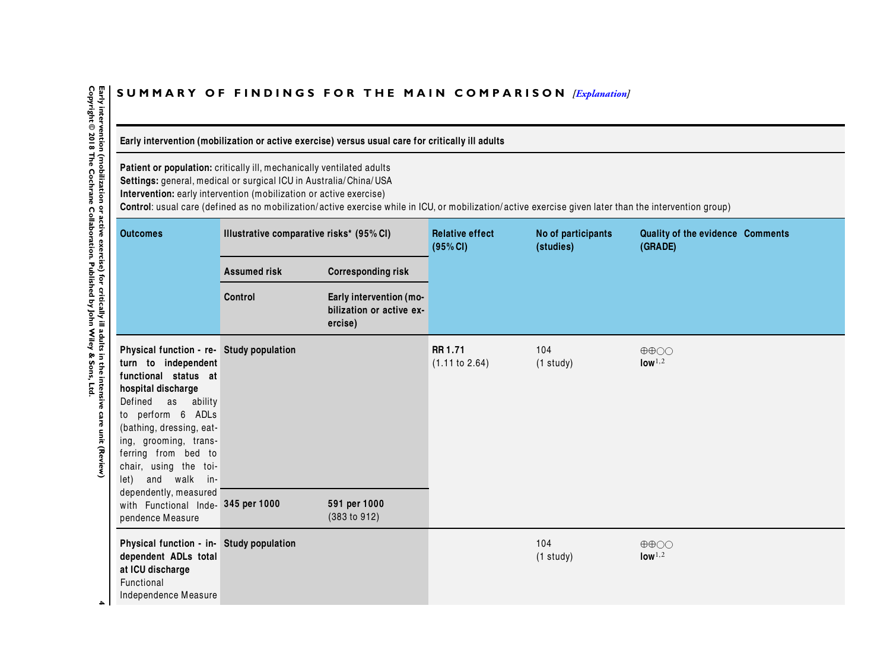## SUMMARY OF FINDINGS FOR THE MAIN COMPARISON *[Explanation]*

**Early intervention (mobilization or active exercise) versus usual care for critically ill adults**

**Patient or population:** critically ill, mechanically ventilated adults
**Settings:** general, medical or surgical ICU in Australia/China/USA
**Intervention:** early intervention (mobilization or active exercise)
**Control**: usual care (defined as no mobilization/active exercise while in ICU, or mobilization/active exercise given later than the intervention group)

| Outcomes | Illustrative comparative risks* (95% CI) | | Relative effect (95% CI) | No of participants (studies) | Quality of the evidence (GRADE) | Comments |
|---|---|---|---|---|---|---|
| | **Assumed risk** | **Corresponding risk** | | | | |
| | **Control** | **Early intervention (mobilization or active exercise)** | | | | |
| **Physical function - return to independent functional status at hospital discharge** Defined as ability to perform 6 ADLs (bathing, dressing, eating, grooming, transferring from bed to chair, using the toilet) and walk independently, measured with Functional Independence Measure | **Study population** | | **RR 1.71** (1.11 to 2.64) | 104 (1 study) | ⊕⊕○○ **low**[1,2] | |
| | **345 per 1000** | **591 per 1000** (383 to 912) | | | | |
| **Physical function - independent ADLs total at ICU discharge** Functional Independence Measure | **Study population** | | | 104 (1 study) | ⊕⊕○○ **low**[1,2] | |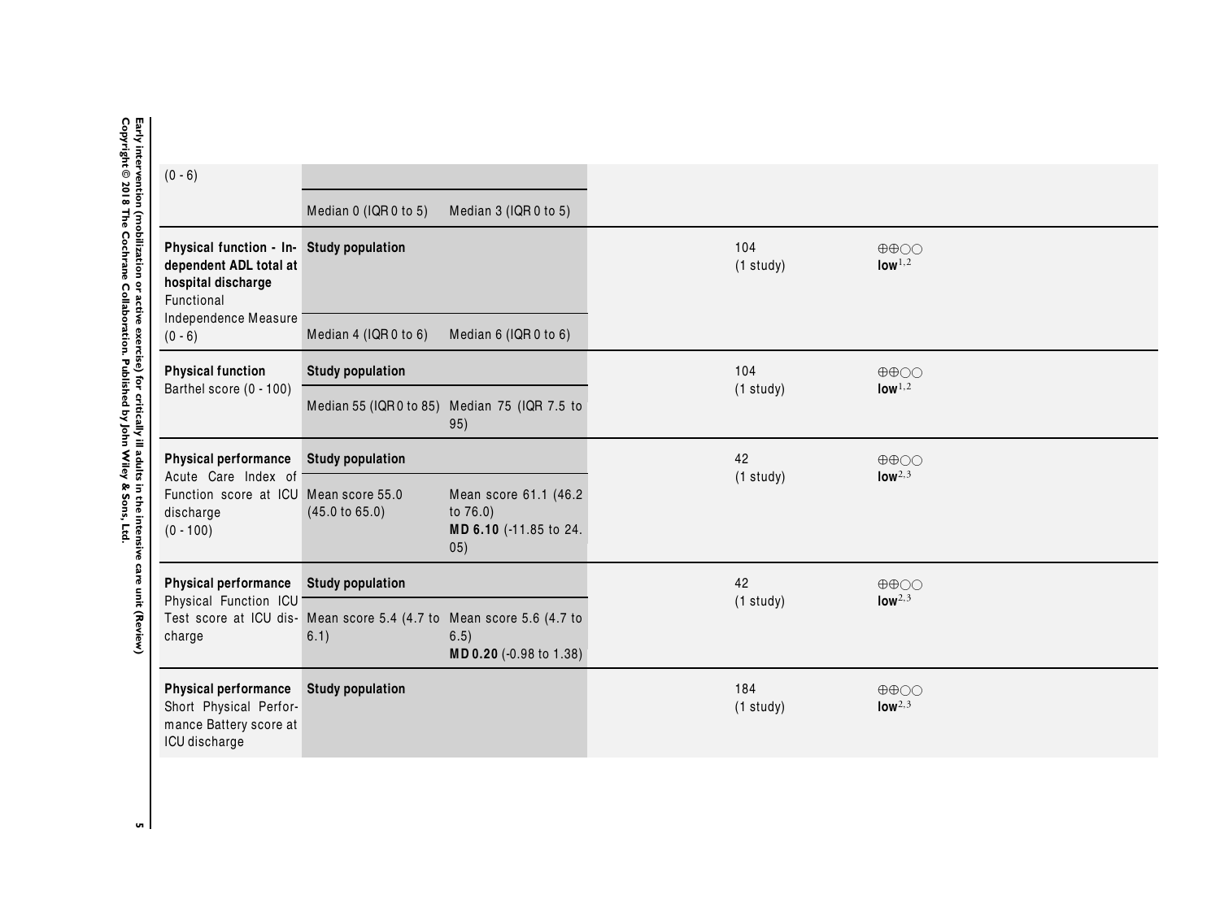| | | | | | |
|---|---|---|---|---|---|
| (0 - 6) | | | | | |
| | Median 0 (IQR 0 to 5) | Median 3 (IQR 0 to 5) | | | |
| **Physical function - Independent ADL total at hospital discharge** Functional Independence Measure (0 - 6) | **Study population** | | | 104 (1 study) | ⊕⊕◯◯ **low**[1,2] |
| | Median 4 (IQR 0 to 6) | Median 6 (IQR 0 to 6) | | | |
| **Physical function** Barthel score (0 - 100) | **Study population** | | | 104 (1 study) | ⊕⊕◯◯ **low**[1,2] |
| | Median 55 (IQR 0 to 85) | Median 75 (IQR 7.5 to 95) | | | |
| **Physical performance** Acute Care Index of Function score at ICU discharge (0 - 100) | **Study population** | | | 42 (1 study) | ⊕⊕◯◯ **low**[2,3] |
| | Mean score 55.0 (45.0 to 65.0) | Mean score 61.1 (46.2 to 76.0) **MD 6.10** (-11.85 to 24.05) | | | |
| **Physical performance** Physical Function ICU Test score at ICU discharge | **Study population** | | | 42 (1 study) | ⊕⊕◯◯ **low**[2,3] |
| | Mean score 5.4 (4.7 to 6.1) | Mean score 5.6 (4.7 to 6.5) **MD 0.20** (-0.98 to 1.38) | | | |
| **Physical performance** Short Physical Performance Battery score at ICU discharge | **Study population** | | | 184 (1 study) | ⊕⊕◯◯ **low**[2,3] |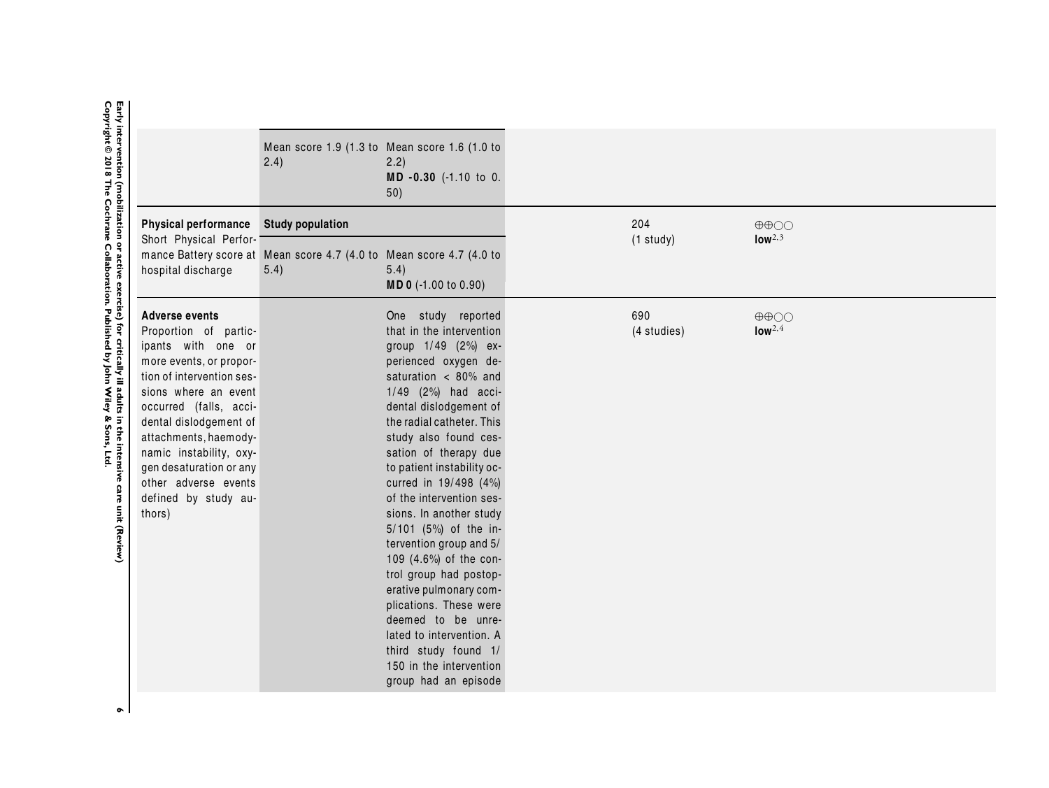| | | | | | |
|---|---|---|---|---|---|
| | Mean score 1.9 (1.3 to 2.4) | Mean score 1.6 (1.0 to 2.2) **MD -0.30** (-1.10 to 0.50) | | | |
| **Physical performance** Short Physical Performance Battery score at hospital discharge | **Study population** | | | 204 (1 study) | ⊕⊕○○ **low**[2,3] |
| | Mean score 4.7 (4.0 to 5.4) | Mean score 4.7 (4.0 to 5.4) **MD 0** (-1.00 to 0.90) | | | |
| **Adverse events** Proportion of participants with one or more events, or proportion of intervention sessions where an event occurred (falls, accidental dislodgement of attachments, haemodynamic instability, oxygen desaturation or any other adverse events defined by study authors) | | One study reported that in the intervention group 1/49 (2%) experienced oxygen desaturation < 80% and 1/49 (2%) had accidental dislodgement of the radial catheter. This study also found cessation of therapy due to patient instability occurred in 19/498 (4%) of the intervention sessions. In another study 5/101 (5%) of the intervention group and 5/109 (4.6%) of the control group had postoperative pulmonary complications. These were deemed to be unrelated to intervention. A third study found 1/150 in the intervention group had an episode | | 690 (4 studies) | ⊕⊕○○ **low**[2,4] |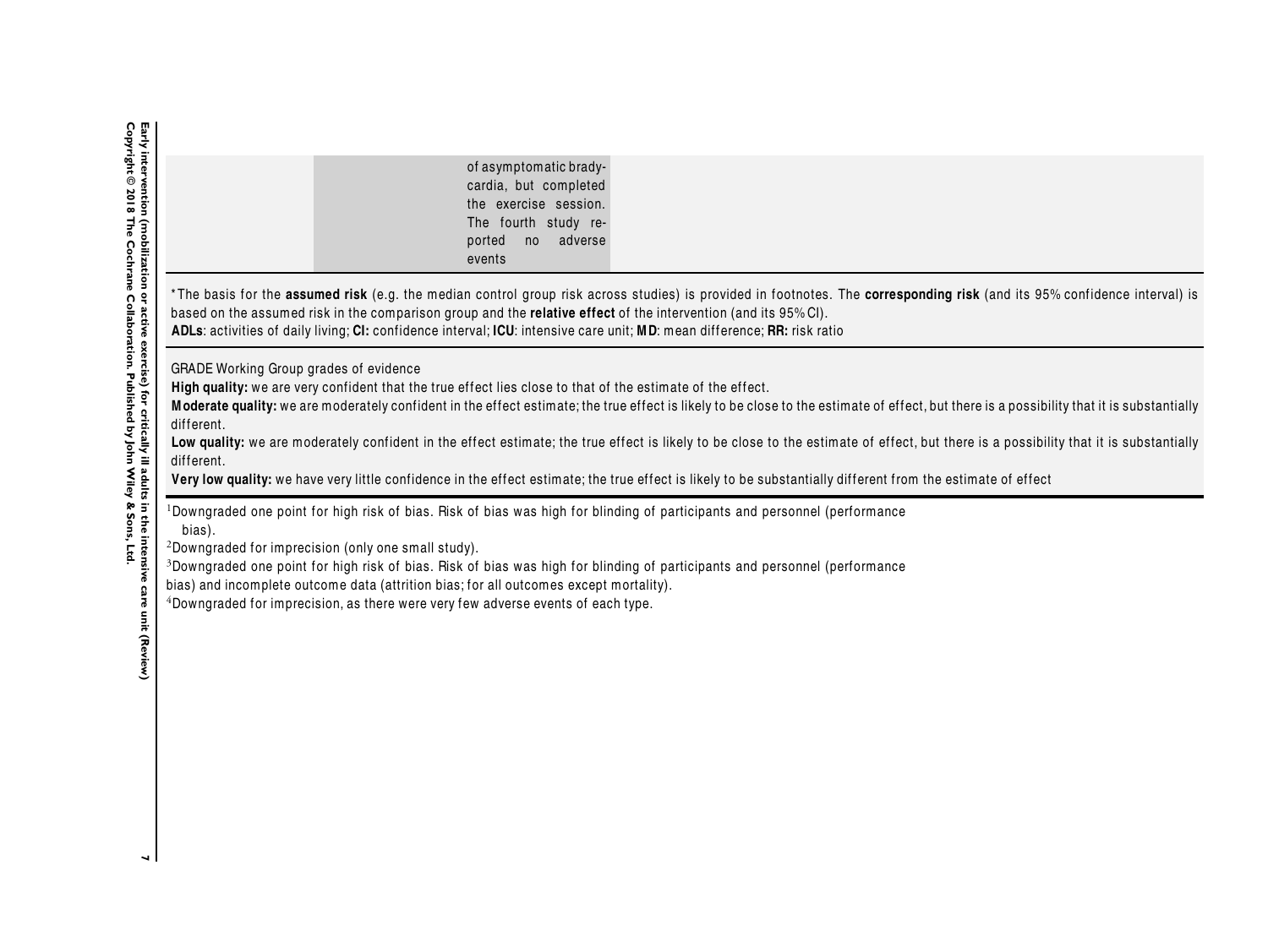| | | |
|---|---|---|
| | of asymptomatic bradycardia, but completed the exercise session. The fourth study reported no adverse events | |

*The basis for the **assumed risk** (e.g. the median control group risk across studies) is provided in footnotes. The **corresponding risk** (and its 95% confidence interval) is based on the assumed risk in the comparison group and the **relative effect** of the intervention (and its 95% CI).
**ADLs**: activities of daily living; **CI:** confidence interval; **ICU**: intensive care unit; **MD**: mean difference; **RR:** risk ratio

GRADE Working Group grades of evidence
**High quality:** we are very confident that the true effect lies close to that of the estimate of the effect.
**Moderate quality:** we are moderately confident in the effect estimate; the true effect is likely to be close to the estimate of effect, but there is a possibility that it is substantially different.
**Low quality:** we are moderately confident in the effect estimate; the true effect is likely to be close to the estimate of effect, but there is a possibility that it is substantially different.
**Very low quality:** we have very little confidence in the effect estimate; the true effect is likely to be substantially different from the estimate of effect

[1]Downgraded one point for high risk of bias. Risk of bias was high for blinding of participants and personnel (performance bias).
[2]Downgraded for imprecision (only one small study).
[3]Downgraded one point for high risk of bias. Risk of bias was high for blinding of participants and personnel (performance bias) and incomplete outcome data (attrition bias; for all outcomes except mortality).
[4]Downgraded for imprecision, as there were very few adverse events of each type.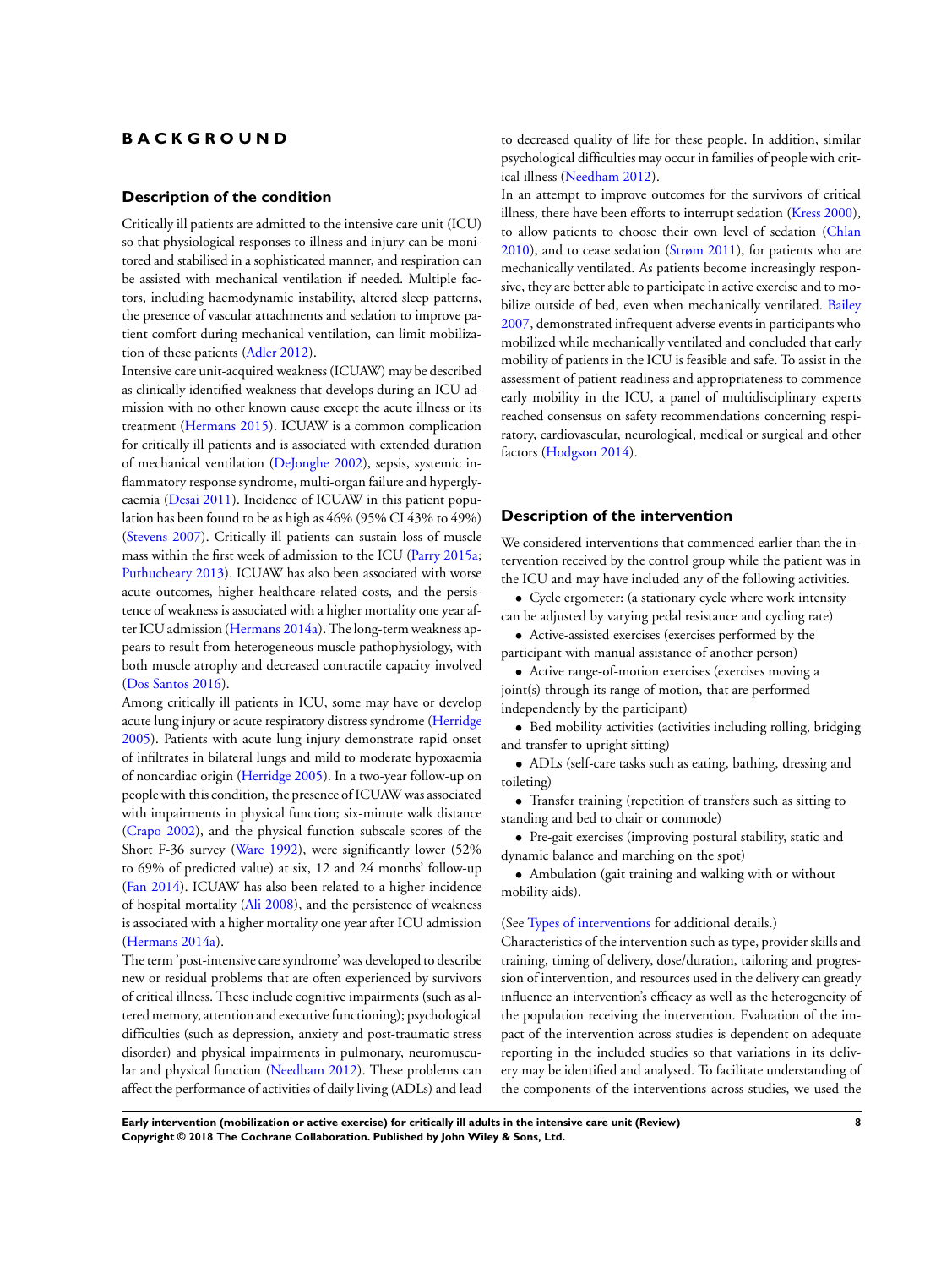# BACKGROUND

## Description of the condition

Critically ill patients are admitted to the intensive care unit (ICU) so that physiological responses to illness and injury can be monitored and stabilised in a sophisticated manner, and respiration can be assisted with mechanical ventilation if needed. Multiple factors, including haemodynamic instability, altered sleep patterns, the presence of vascular attachments and sedation to improve patient comfort during mechanical ventilation, can limit mobilization of these patients (Adler 2012).

Intensive care unit-acquired weakness (ICUAW) may be described as clinically identified weakness that develops during an ICU admission with no other known cause except the acute illness or its treatment (Hermans 2015). ICUAW is a common complication for critically ill patients and is associated with extended duration of mechanical ventilation (DeJonghe 2002), sepsis, systemic inflammatory response syndrome, multi-organ failure and hyperglycaemia (Desai 2011). Incidence of ICUAW in this patient population has been found to be as high as 46% (95% CI 43% to 49%) (Stevens 2007). Critically ill patients can sustain loss of muscle mass within the first week of admission to the ICU (Parry 2015a; Puthucheary 2013). ICUAW has also been associated with worse acute outcomes, higher healthcare-related costs, and the persistence of weakness is associated with a higher mortality one year after ICU admission (Hermans 2014a). The long-term weakness appears to result from heterogeneous muscle pathophysiology, with both muscle atrophy and decreased contractile capacity involved (Dos Santos 2016).

Among critically ill patients in ICU, some may have or develop acute lung injury or acute respiratory distress syndrome (Herridge 2005). Patients with acute lung injury demonstrate rapid onset of infiltrates in bilateral lungs and mild to moderate hypoxaemia of noncardiac origin (Herridge 2005). In a two-year follow-up on people with this condition, the presence of ICUAW was associated with impairments in physical function; six-minute walk distance (Crapo 2002), and the physical function subscale scores of the Short F-36 survey (Ware 1992), were significantly lower (52% to 69% of predicted value) at six, 12 and 24 months' follow-up (Fan 2014). ICUAW has also been related to a higher incidence of hospital mortality (Ali 2008), and the persistence of weakness is associated with a higher mortality one year after ICU admission (Hermans 2014a).

The term 'post-intensive care syndrome' was developed to describe new or residual problems that are often experienced by survivors of critical illness. These include cognitive impairments (such as altered memory, attention and executive functioning); psychological difficulties (such as depression, anxiety and post-traumatic stress disorder) and physical impairments in pulmonary, neuromuscular and physical function (Needham 2012). These problems can affect the performance of activities of daily living (ADLs) and lead to decreased quality of life for these people. In addition, similar psychological difficulties may occur in families of people with critical illness (Needham 2012).

In an attempt to improve outcomes for the survivors of critical illness, there have been efforts to interrupt sedation (Kress 2000), to allow patients to choose their own level of sedation (Chlan 2010), and to cease sedation (Strøm 2011), for patients who are mechanically ventilated. As patients become increasingly responsive, they are better able to participate in active exercise and to mobilize outside of bed, even when mechanically ventilated. Bailey 2007, demonstrated infrequent adverse events in participants who mobilized while mechanically ventilated and concluded that early mobility of patients in the ICU is feasible and safe. To assist in the assessment of patient readiness and appropriateness to commence early mobility in the ICU, a panel of multidisciplinary experts reached consensus on safety recommendations concerning respiratory, cardiovascular, neurological, medical or surgical and other factors (Hodgson 2014).

## Description of the intervention

We considered interventions that commenced earlier than the intervention received by the control group while the patient was in the ICU and may have included any of the following activities.

- Cycle ergometer: (a stationary cycle where work intensity can be adjusted by varying pedal resistance and cycling rate)
- Active-assisted exercises (exercises performed by the participant with manual assistance of another person)
- Active range-of-motion exercises (exercises moving a joint(s) through its range of motion, that are performed independently by the participant)
- Bed mobility activities (activities including rolling, bridging and transfer to upright sitting)
- ADLs (self-care tasks such as eating, bathing, dressing and toileting)
- Transfer training (repetition of transfers such as sitting to standing and bed to chair or commode)
- Pre-gait exercises (improving postural stability, static and dynamic balance and marching on the spot)
- Ambulation (gait training and walking with or without mobility aids).

(See Types of interventions for additional details.)

Characteristics of the intervention such as type, provider skills and training, timing of delivery, dose/duration, tailoring and progression of intervention, and resources used in the delivery can greatly influence an intervention's efficacy as well as the heterogeneity of the population receiving the intervention. Evaluation of the impact of the intervention across studies is dependent on adequate reporting in the included studies so that variations in its delivery may be identified and analysed. To facilitate understanding of the components of the interventions across studies, we used the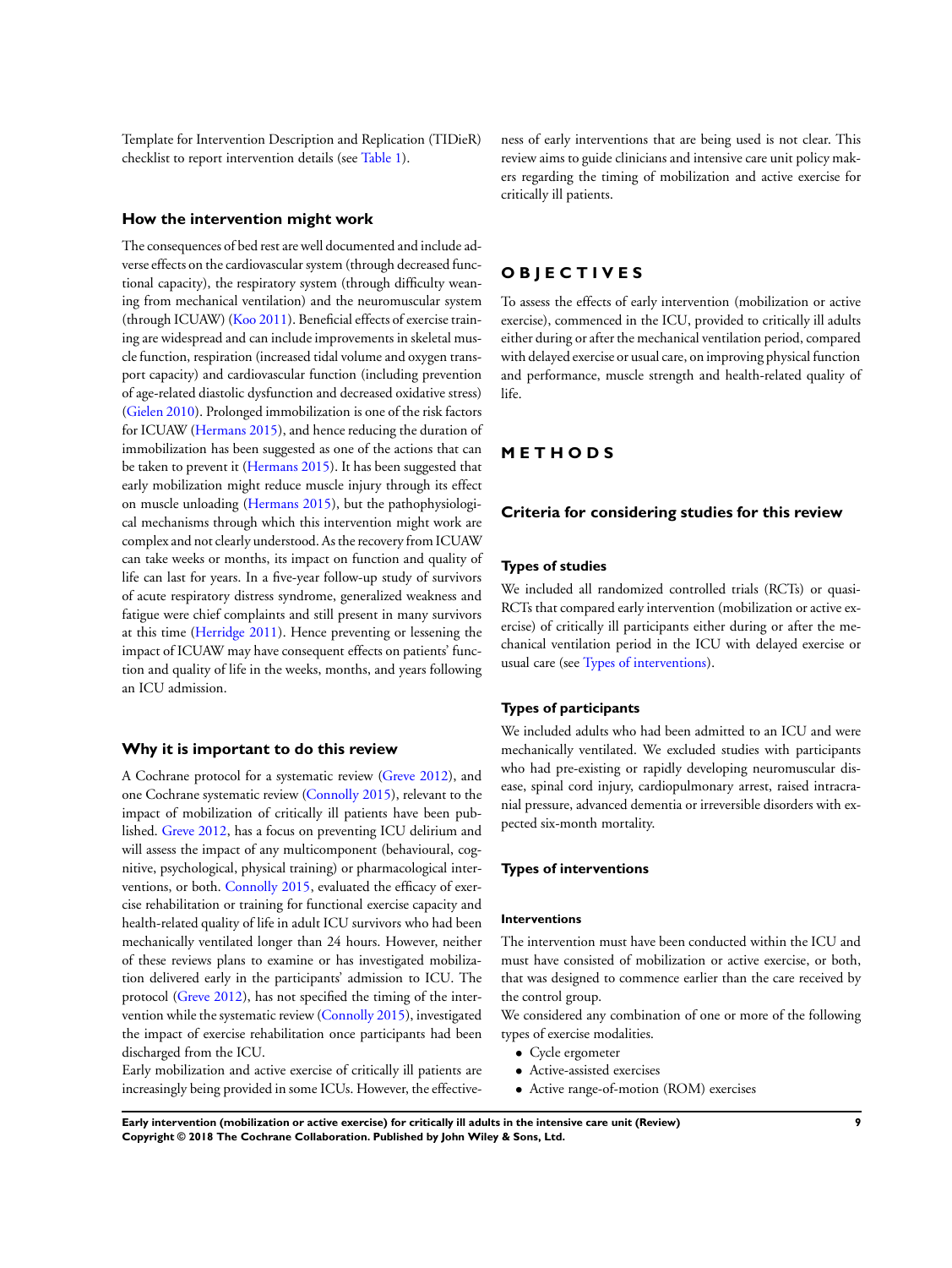Template for Intervention Description and Replication (TIDieR) checklist to report intervention details (see Table 1).

### How the intervention might work

The consequences of bed rest are well documented and include adverse effects on the cardiovascular system (through decreased functional capacity), the respiratory system (through difficulty weaning from mechanical ventilation) and the neuromuscular system (through ICUAW) (Koo 2011). Beneficial effects of exercise training are widespread and can include improvements in skeletal muscle function, respiration (increased tidal volume and oxygen transport capacity) and cardiovascular function (including prevention of age-related diastolic dysfunction and decreased oxidative stress) (Gielen 2010). Prolonged immobilization is one of the risk factors for ICUAW (Hermans 2015), and hence reducing the duration of immobilization has been suggested as one of the actions that can be taken to prevent it (Hermans 2015). It has been suggested that early mobilization might reduce muscle injury through its effect on muscle unloading (Hermans 2015), but the pathophysiological mechanisms through which this intervention might work are complex and not clearly understood. As the recovery from ICUAW can take weeks or months, its impact on function and quality of life can last for years. In a five-year follow-up study of survivors of acute respiratory distress syndrome, generalized weakness and fatigue were chief complaints and still present in many survivors at this time (Herridge 2011). Hence preventing or lessening the impact of ICUAW may have consequent effects on patients' function and quality of life in the weeks, months, and years following an ICU admission.

### Why it is important to do this review

A Cochrane protocol for a systematic review (Greve 2012), and one Cochrane systematic review (Connolly 2015), relevant to the impact of mobilization of critically ill patients have been published. Greve 2012, has a focus on preventing ICU delirium and will assess the impact of any multicomponent (behavioural, cognitive, psychological, physical training) or pharmacological interventions, or both. Connolly 2015, evaluated the efficacy of exercise rehabilitation or training for functional exercise capacity and health-related quality of life in adult ICU survivors who had been mechanically ventilated longer than 24 hours. However, neither of these reviews plans to examine or has investigated mobilization delivered early in the participants' admission to ICU. The protocol (Greve 2012), has not specified the timing of the intervention while the systematic review (Connolly 2015), investigated the impact of exercise rehabilitation once participants had been discharged from the ICU.

Early mobilization and active exercise of critically ill patients are increasingly being provided in some ICUs. However, the effectiveness of early interventions that are being used is not clear. This review aims to guide clinicians and intensive care unit policy makers regarding the timing of mobilization and active exercise for critically ill patients.

## OBJECTIVES

To assess the effects of early intervention (mobilization or active exercise), commenced in the ICU, provided to critically ill adults either during or after the mechanical ventilation period, compared with delayed exercise or usual care, on improving physical function and performance, muscle strength and health-related quality of life.

## METHODS

### Criteria for considering studies for this review

#### Types of studies

We included all randomized controlled trials (RCTs) or quasi-RCTs that compared early intervention (mobilization or active exercise) of critically ill participants either during or after the mechanical ventilation period in the ICU with delayed exercise or usual care (see Types of interventions).

#### Types of participants

We included adults who had been admitted to an ICU and were mechanically ventilated. We excluded studies with participants who had pre-existing or rapidly developing neuromuscular disease, spinal cord injury, cardiopulmonary arrest, raised intracranial pressure, advanced dementia or irreversible disorders with expected six-month mortality.

#### Types of interventions

##### Interventions

The intervention must have been conducted within the ICU and must have consisted of mobilization or active exercise, or both, that was designed to commence earlier than the care received by the control group.

We considered any combination of one or more of the following types of exercise modalities.

- Cycle ergometer
- Active-assisted exercises
- Active range-of-motion (ROM) exercises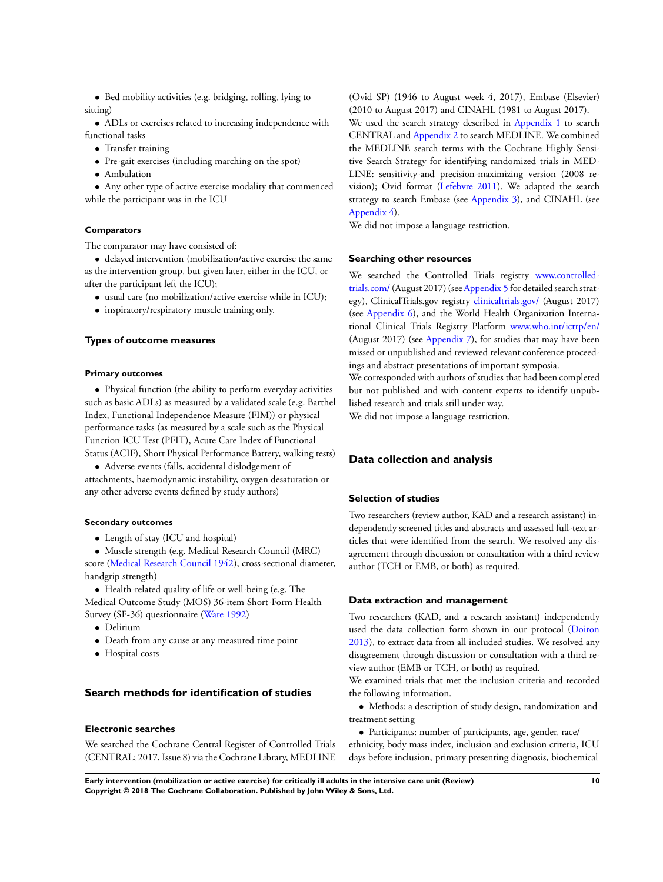- Bed mobility activities (e.g. bridging, rolling, lying to sitting)
- ADLs or exercises related to increasing independence with functional tasks
- Transfer training
- Pre-gait exercises (including marching on the spot)
- Ambulation
- Any other type of active exercise modality that commenced while the participant was in the ICU

#### Comparators

The comparator may have consisted of:

- delayed intervention (mobilization/active exercise the same as the intervention group, but given later, either in the ICU, or after the participant left the ICU);
- usual care (no mobilization/active exercise while in ICU);
- inspiratory/respiratory muscle training only.

### Types of outcome measures

#### Primary outcomes

- Physical function (the ability to perform everyday activities such as basic ADLs) as measured by a validated scale (e.g. Barthel Index, Functional Independence Measure (FIM)) or physical performance tasks (as measured by a scale such as the Physical Function ICU Test (PFIT), Acute Care Index of Functional Status (ACIF), Short Physical Performance Battery, walking tests)
- Adverse events (falls, accidental dislodgement of attachments, haemodynamic instability, oxygen desaturation or any other adverse events defined by study authors)

#### Secondary outcomes

- Length of stay (ICU and hospital)
- Muscle strength (e.g. Medical Research Council (MRC) score (Medical Research Council 1942), cross-sectional diameter, handgrip strength)
- Health-related quality of life or well-being (e.g. The Medical Outcome Study (MOS) 36-item Short-Form Health Survey (SF-36) questionnaire (Ware 1992)
- Delirium
- Death from any cause at any measured time point
- Hospital costs

## Search methods for identification of studies

### Electronic searches

We searched the Cochrane Central Register of Controlled Trials (CENTRAL; 2017, Issue 8) via the Cochrane Library, MEDLINE (Ovid SP) (1946 to August week 4, 2017), Embase (Elsevier) (2010 to August 2017) and CINAHL (1981 to August 2017).

We used the search strategy described in Appendix 1 to search CENTRAL and Appendix 2 to search MEDLINE. We combined the MEDLINE search terms with the Cochrane Highly Sensitive Search Strategy for identifying randomized trials in MEDLINE: sensitivity-and precision-maximizing version (2008 revision); Ovid format (Lefebvre 2011). We adapted the search strategy to search Embase (see Appendix 3), and CINAHL (see Appendix 4).

We did not impose a language restriction.

### Searching other resources

We searched the Controlled Trials registry www.controlled-trials.com/ (August 2017) (see Appendix 5 for detailed search strategy), ClinicalTrials.gov registry clinicaltrials.gov/ (August 2017) (see Appendix 6), and the World Health Organization International Clinical Trials Registry Platform www.who.int/ictrp/en/ (August 2017) (see Appendix 7), for studies that may have been missed or unpublished and reviewed relevant conference proceedings and abstract presentations of important symposia.

We corresponded with authors of studies that had been completed but not published and with content experts to identify unpublished research and trials still under way.

We did not impose a language restriction.

## Data collection and analysis

### Selection of studies

Two researchers (review author, KAD and a research assistant) independently screened titles and abstracts and assessed full-text articles that were identified from the search. We resolved any disagreement through discussion or consultation with a third review author (TCH or EMB, or both) as required.

### Data extraction and management

Two researchers (KAD, and a research assistant) independently used the data collection form shown in our protocol (Doiron 2013), to extract data from all included studies. We resolved any disagreement through discussion or consultation with a third review author (EMB or TCH, or both) as required.

We examined trials that met the inclusion criteria and recorded the following information.

- Methods: a description of study design, randomization and treatment setting
- Participants: number of participants, age, gender, race/ethnicity, body mass index, inclusion and exclusion criteria, ICU days before inclusion, primary presenting diagnosis, biochemical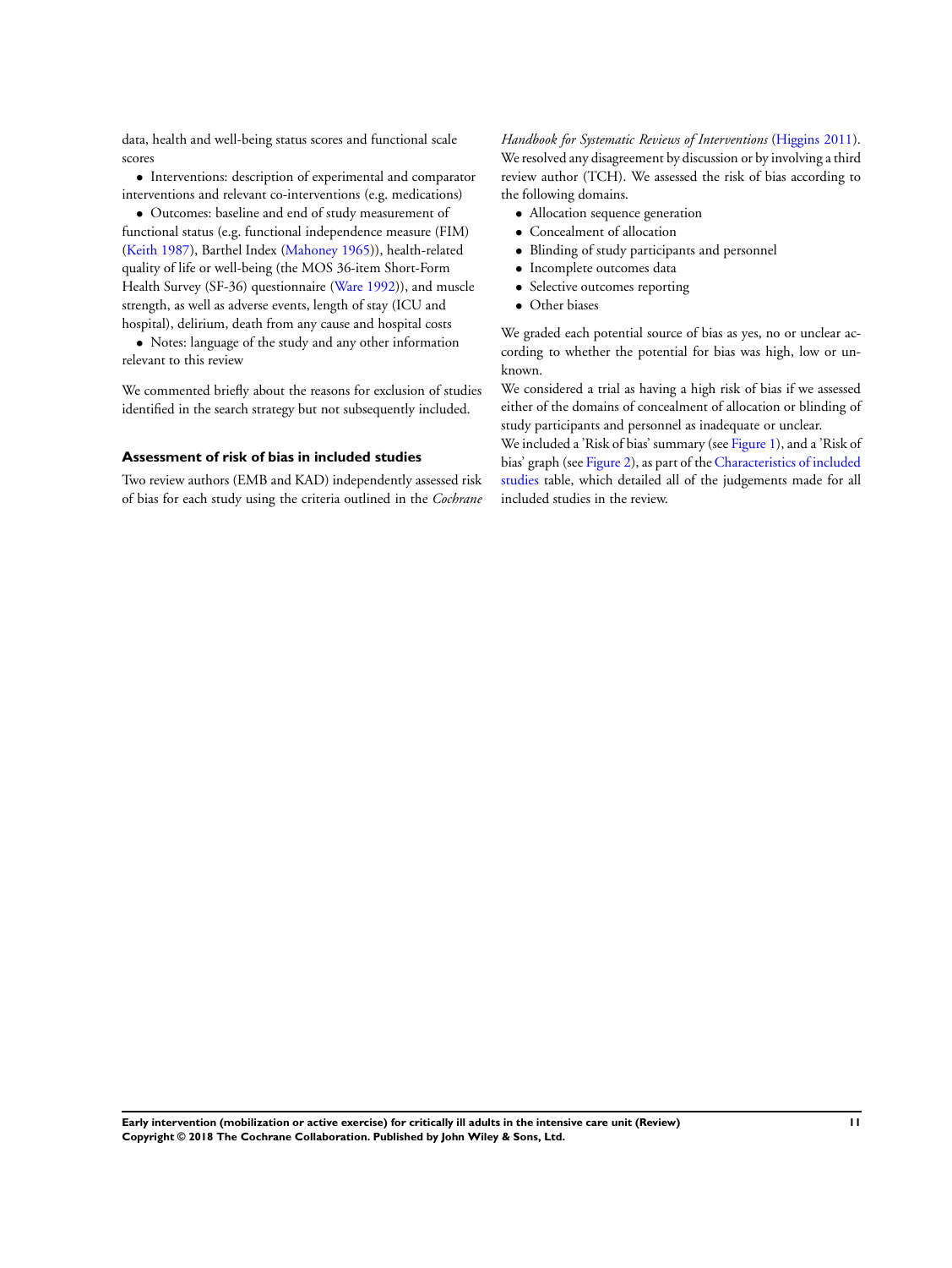data, health and well-being status scores and functional scale scores

- Interventions: description of experimental and comparator interventions and relevant co-interventions (e.g. medications)
- Outcomes: baseline and end of study measurement of functional status (e.g. functional independence measure (FIM) (Keith 1987), Barthel Index (Mahoney 1965)), health-related quality of life or well-being (the MOS 36-item Short-Form Health Survey (SF-36) questionnaire (Ware 1992)), and muscle strength, as well as adverse events, length of stay (ICU and hospital), delirium, death from any cause and hospital costs
- Notes: language of the study and any other information relevant to this review

We commented briefly about the reasons for exclusion of studies identified in the search strategy but not subsequently included.

### Assessment of risk of bias in included studies

Two review authors (EMB and KAD) independently assessed risk of bias for each study using the criteria outlined in the *Cochrane Handbook for Systematic Reviews of Interventions* (Higgins 2011). We resolved any disagreement by discussion or by involving a third review author (TCH). We assessed the risk of bias according to the following domains.

- Allocation sequence generation
- Concealment of allocation
- Blinding of study participants and personnel
- Incomplete outcomes data
- Selective outcomes reporting
- Other biases

We graded each potential source of bias as yes, no or unclear according to whether the potential for bias was high, low or unknown.

We considered a trial as having a high risk of bias if we assessed either of the domains of concealment of allocation or blinding of study participants and personnel as inadequate or unclear.

We included a 'Risk of bias' summary (see Figure 1), and a 'Risk of bias' graph (see Figure 2), as part of the Characteristics of included studies table, which detailed all of the judgements made for all included studies in the review.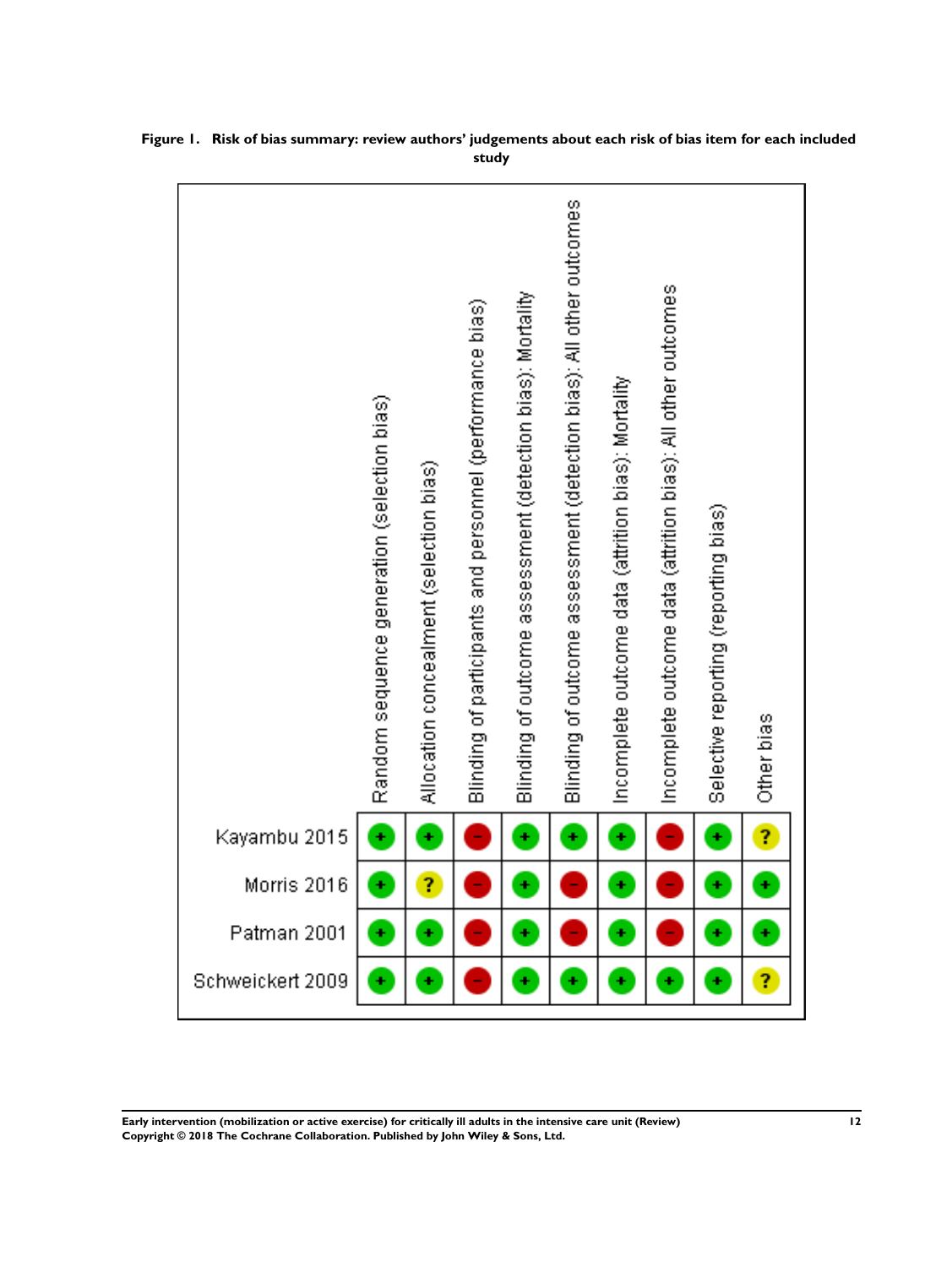**Figure 1. Risk of bias summary: review authors' judgements about each risk of bias item for each included study**

| | Random sequence generation (selection bias) | Allocation concealment (selection bias) | Blinding of participants and personnel (performance bias) | Blinding of outcome assessment (detection bias): Mortality | Blinding of outcome assessment (detection bias): All other outcomes | Incomplete outcome data (attrition bias): Mortality | Incomplete outcome data (attrition bias): All other outcomes | Selective reporting (reporting bias) | Other bias |
|---|---|---|---|---|---|---|---|---|---|
| Kayambu 2015 | + | + | − | + | + | + | − | + | ? |
| Morris 2016 | + | ? | − | + | − | + | − | + | + |
| Patman 2001 | + | + | − | + | − | + | − | + | + |
| Schweickert 2009 | + | + | − | + | + | + | + | + | ? |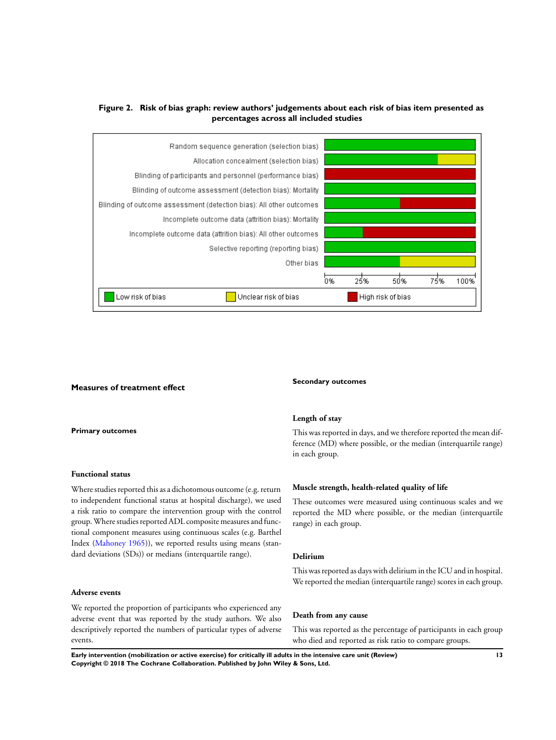**Figure 2. Risk of bias graph: review authors' judgements about each risk of bias item presented as percentages across all included studies**

Random sequence generation (selection bias)
Allocation concealment (selection bias)
Blinding of participants and personnel (performance bias)
Blinding of outcome assessment (detection bias): Mortality
Blinding of outcome assessment (detection bias): All other outcomes
Incomplete outcome data (attrition bias): Mortality
Incomplete outcome data (attrition bias): All other outcomes
Selective reporting (reporting bias)
Other bias

0% 25% 50% 75% 100%

Low risk of bias | Unclear risk of bias | High risk of bias

## Measures of treatment effect

### Primary outcomes

#### Functional status

Where studies reported this as a dichotomous outcome (e.g. return to independent functional status at hospital discharge), we used a risk ratio to compare the intervention group with the control group. Where studies reported ADL composite measures and functional component measures using continuous scales (e.g. Barthel Index (Mahoney 1965)), we reported results using means (standard deviations (SDs)) or medians (interquartile range).

#### Adverse events

We reported the proportion of participants who experienced any adverse event that was reported by the study authors. We also descriptively reported the numbers of particular types of adverse events.

### Secondary outcomes

#### Length of stay

This was reported in days, and we therefore reported the mean difference (MD) where possible, or the median (interquartile range) in each group.

#### Muscle strength, health-related quality of life

These outcomes were measured using continuous scales and we reported the MD where possible, or the median (interquartile range) in each group.

#### Delirium

This was reported as days with delirium in the ICU and in hospital. We reported the median (interquartile range) scores in each group.

#### Death from any cause

This was reported as the percentage of participants in each group who died and reported as risk ratio to compare groups.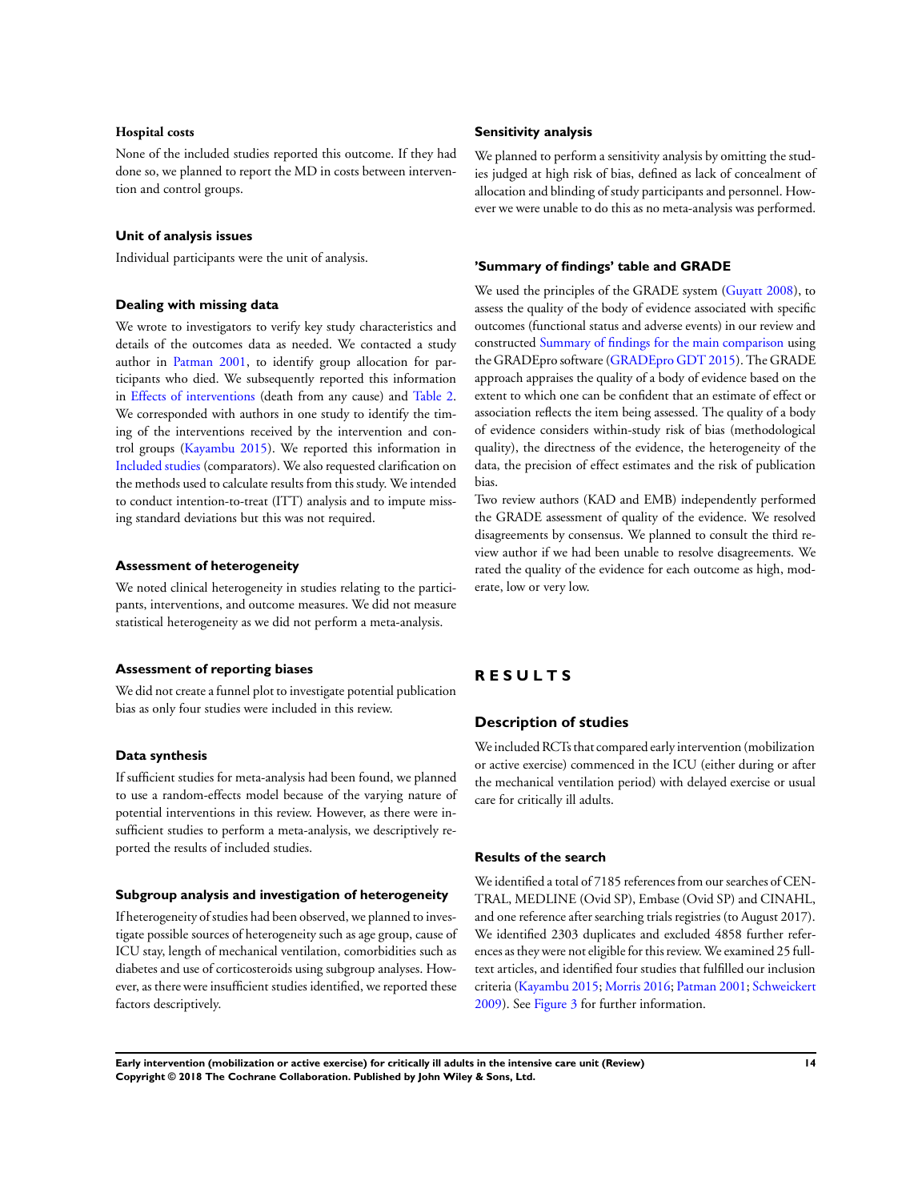### Hospital costs

None of the included studies reported this outcome. If they had done so, we planned to report the MD in costs between intervention and control groups.

### Unit of analysis issues

Individual participants were the unit of analysis.

### Dealing with missing data

We wrote to investigators to verify key study characteristics and details of the outcomes data as needed. We contacted a study author in Patman 2001, to identify group allocation for participants who died. We subsequently reported this information in Effects of interventions (death from any cause) and Table 2. We corresponded with authors in one study to identify the timing of the interventions received by the intervention and control groups (Kayambu 2015). We reported this information in Included studies (comparators). We also requested clarification on the methods used to calculate results from this study. We intended to conduct intention-to-treat (ITT) analysis and to impute missing standard deviations but this was not required.

### Assessment of heterogeneity

We noted clinical heterogeneity in studies relating to the participants, interventions, and outcome measures. We did not measure statistical heterogeneity as we did not perform a meta-analysis.

### Assessment of reporting biases

We did not create a funnel plot to investigate potential publication bias as only four studies were included in this review.

### Data synthesis

If sufficient studies for meta-analysis had been found, we planned to use a random-effects model because of the varying nature of potential interventions in this review. However, as there were insufficient studies to perform a meta-analysis, we descriptively reported the results of included studies.

### Subgroup analysis and investigation of heterogeneity

If heterogeneity of studies had been observed, we planned to investigate possible sources of heterogeneity such as age group, cause of ICU stay, length of mechanical ventilation, comorbidities such as diabetes and use of corticosteroids using subgroup analyses. However, as there were insufficient studies identified, we reported these factors descriptively.

### Sensitivity analysis

We planned to perform a sensitivity analysis by omitting the studies judged at high risk of bias, defined as lack of concealment of allocation and blinding of study participants and personnel. However we were unable to do this as no meta-analysis was performed.

### 'Summary of findings' table and GRADE

We used the principles of the GRADE system (Guyatt 2008), to assess the quality of the body of evidence associated with specific outcomes (functional status and adverse events) in our review and constructed Summary of findings for the main comparison using the GRADEpro software (GRADEpro GDT 2015). The GRADE approach appraises the quality of a body of evidence based on the extent to which one can be confident that an estimate of effect or association reflects the item being assessed. The quality of a body of evidence considers within-study risk of bias (methodological quality), the directness of the evidence, the heterogeneity of the data, the precision of effect estimates and the risk of publication bias.

Two review authors (KAD and EMB) independently performed the GRADE assessment of quality of the evidence. We resolved disagreements by consensus. We planned to consult the third review author if we had been unable to resolve disagreements. We rated the quality of the evidence for each outcome as high, moderate, low or very low.

# RESULTS

## Description of studies

We included RCTs that compared early intervention (mobilization or active exercise) commenced in the ICU (either during or after the mechanical ventilation period) with delayed exercise or usual care for critically ill adults.

### Results of the search

We identified a total of 7185 references from our searches of CENTRAL, MEDLINE (Ovid SP), Embase (Ovid SP) and CINAHL, and one reference after searching trials registries (to August 2017). We identified 2303 duplicates and excluded 4858 further references as they were not eligible for this review. We examined 25 full-text articles, and identified four studies that fulfilled our inclusion criteria (Kayambu 2015; Morris 2016; Patman 2001; Schweickert 2009). See Figure 3 for further information.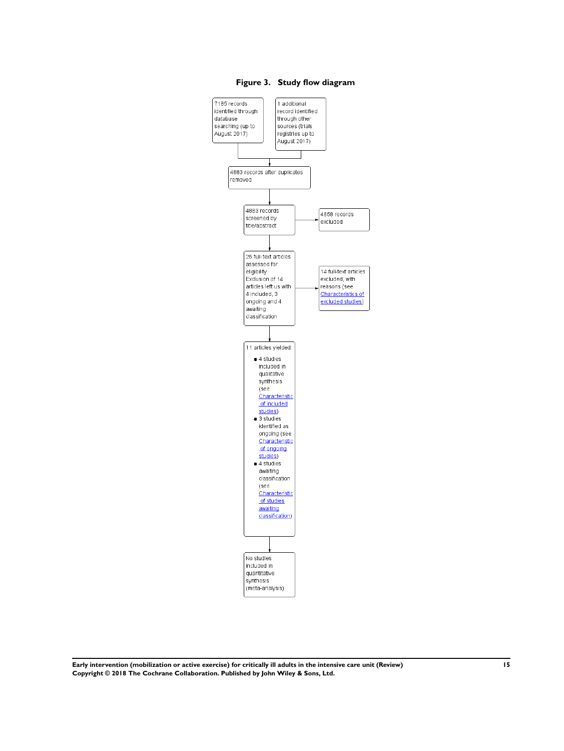**Figure 3. Study flow diagram**

7185 records identified through database searching (up to August 2017)

1 additional record identified through other sources (trials registries up to August 2017)

4883 records after duplicates removed

4883 records screened by title/abstract

4858 records excluded

25 full-text articles assessed for eligibility. Exclusion of 14 articles left us with 4 included, 3 ongoing and 4 awaiting classification

14 full-text articles excluded, with reasons (see Characteristics of excluded studies)

11 articles yielded:

- 4 studies included in qualitative synthesis (see Characteristic of included studies)
- 3 studies identified as ongoing (see Characteristic of ongoing studies)
- 4 studies awaiting classification (see Characteristic of studies awaiting classification)

No studies included in quantitative synthesis (meta-analysis)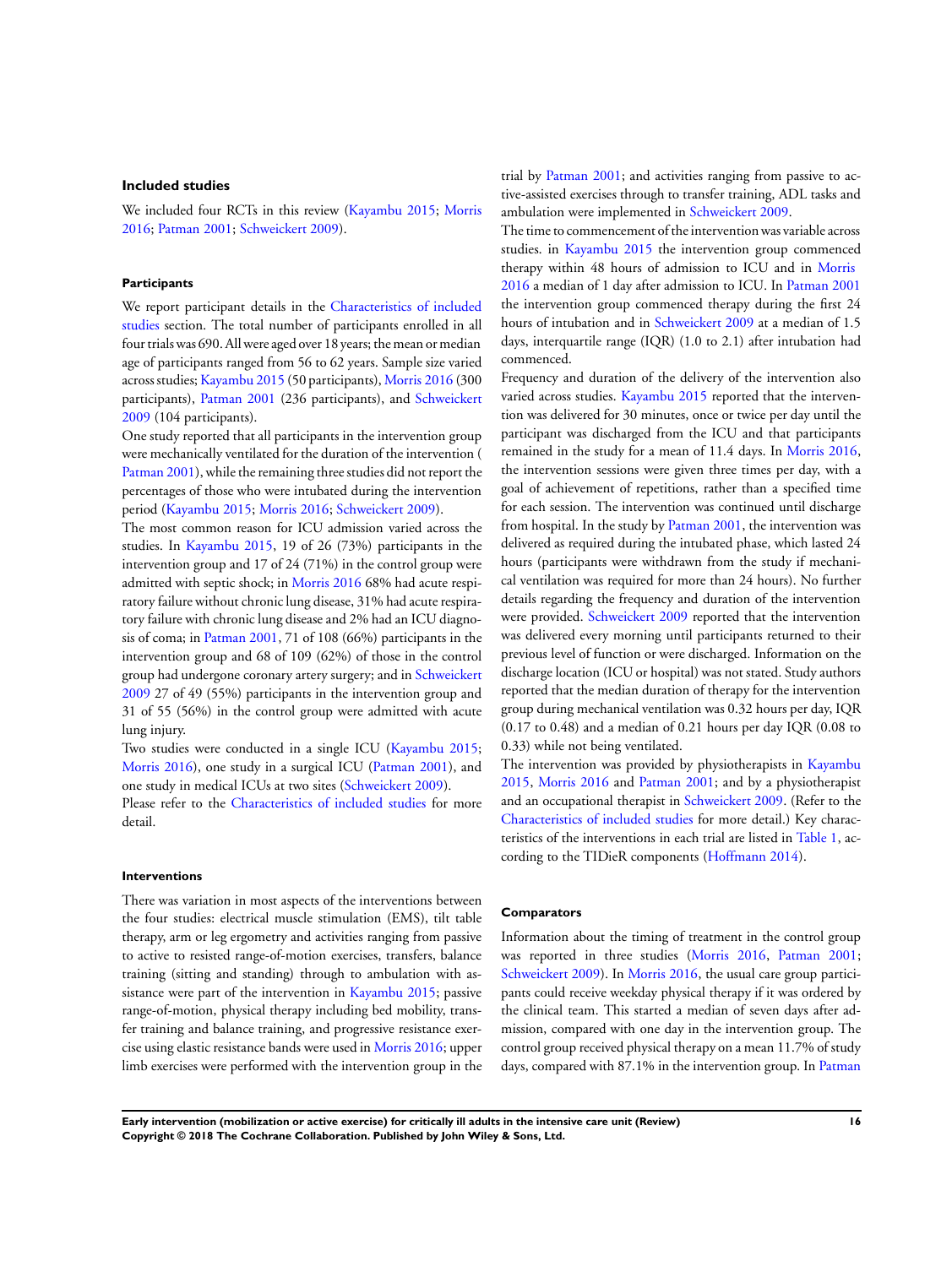### Included studies

We included four RCTs in this review (Kayambu 2015; Morris 2016; Patman 2001; Schweickert 2009).

#### Participants

We report participant details in the Characteristics of included studies section. The total number of participants enrolled in all four trials was 690. All were aged over 18 years; the mean or median age of participants ranged from 56 to 62 years. Sample size varied across studies; Kayambu 2015 (50 participants), Morris 2016 (300 participants), Patman 2001 (236 participants), and Schweickert 2009 (104 participants).

One study reported that all participants in the intervention group were mechanically ventilated for the duration of the intervention ( Patman 2001), while the remaining three studies did not report the percentages of those who were intubated during the intervention period (Kayambu 2015; Morris 2016; Schweickert 2009).

The most common reason for ICU admission varied across the studies. In Kayambu 2015, 19 of 26 (73%) participants in the intervention group and 17 of 24 (71%) in the control group were admitted with septic shock; in Morris 2016 68% had acute respiratory failure without chronic lung disease, 31% had acute respiratory failure with chronic lung disease and 2% had an ICU diagnosis of coma; in Patman 2001, 71 of 108 (66%) participants in the intervention group and 68 of 109 (62%) of those in the control group had undergone coronary artery surgery; and in Schweickert 2009 27 of 49 (55%) participants in the intervention group and 31 of 55 (56%) in the control group were admitted with acute lung injury.

Two studies were conducted in a single ICU (Kayambu 2015; Morris 2016), one study in a surgical ICU (Patman 2001), and one study in medical ICUs at two sites (Schweickert 2009).

Please refer to the Characteristics of included studies for more detail.

#### Interventions

There was variation in most aspects of the interventions between the four studies: electrical muscle stimulation (EMS), tilt table therapy, arm or leg ergometry and activities ranging from passive to active to resisted range-of-motion exercises, transfers, balance training (sitting and standing) through to ambulation with assistance were part of the intervention in Kayambu 2015; passive range-of-motion, physical therapy including bed mobility, transfer training and balance training, and progressive resistance exercise using elastic resistance bands were used in Morris 2016; upper limb exercises were performed with the intervention group in the trial by Patman 2001; and activities ranging from passive to active-assisted exercises through to transfer training, ADL tasks and ambulation were implemented in Schweickert 2009.

The time to commencement of the intervention was variable across studies. in Kayambu 2015 the intervention group commenced therapy within 48 hours of admission to ICU and in Morris 2016 a median of 1 day after admission to ICU. In Patman 2001 the intervention group commenced therapy during the first 24 hours of intubation and in Schweickert 2009 at a median of 1.5 days, interquartile range (IQR) (1.0 to 2.1) after intubation had commenced.

Frequency and duration of the delivery of the intervention also varied across studies. Kayambu 2015 reported that the intervention was delivered for 30 minutes, once or twice per day until the participant was discharged from the ICU and that participants remained in the study for a mean of 11.4 days. In Morris 2016, the intervention sessions were given three times per day, with a goal of achievement of repetitions, rather than a specified time for each session. The intervention was continued until discharge from hospital. In the study by Patman 2001, the intervention was delivered as required during the intubated phase, which lasted 24 hours (participants were withdrawn from the study if mechanical ventilation was required for more than 24 hours). No further details regarding the frequency and duration of the intervention were provided. Schweickert 2009 reported that the intervention was delivered every morning until participants returned to their previous level of function or were discharged. Information on the discharge location (ICU or hospital) was not stated. Study authors reported that the median duration of therapy for the intervention group during mechanical ventilation was 0.32 hours per day, IQR (0.17 to 0.48) and a median of 0.21 hours per day IQR (0.08 to 0.33) while not being ventilated.

The intervention was provided by physiotherapists in Kayambu 2015, Morris 2016 and Patman 2001; and by a physiotherapist and an occupational therapist in Schweickert 2009. (Refer to the Characteristics of included studies for more detail.) Key characteristics of the interventions in each trial are listed in Table 1, according to the TIDieR components (Hoffmann 2014).

#### Comparators

Information about the timing of treatment in the control group was reported in three studies (Morris 2016, Patman 2001; Schweickert 2009). In Morris 2016, the usual care group participants could receive weekday physical therapy if it was ordered by the clinical team. This started a median of seven days after admission, compared with one day in the intervention group. The control group received physical therapy on a mean 11.7% of study days, compared with 87.1% in the intervention group. In Patman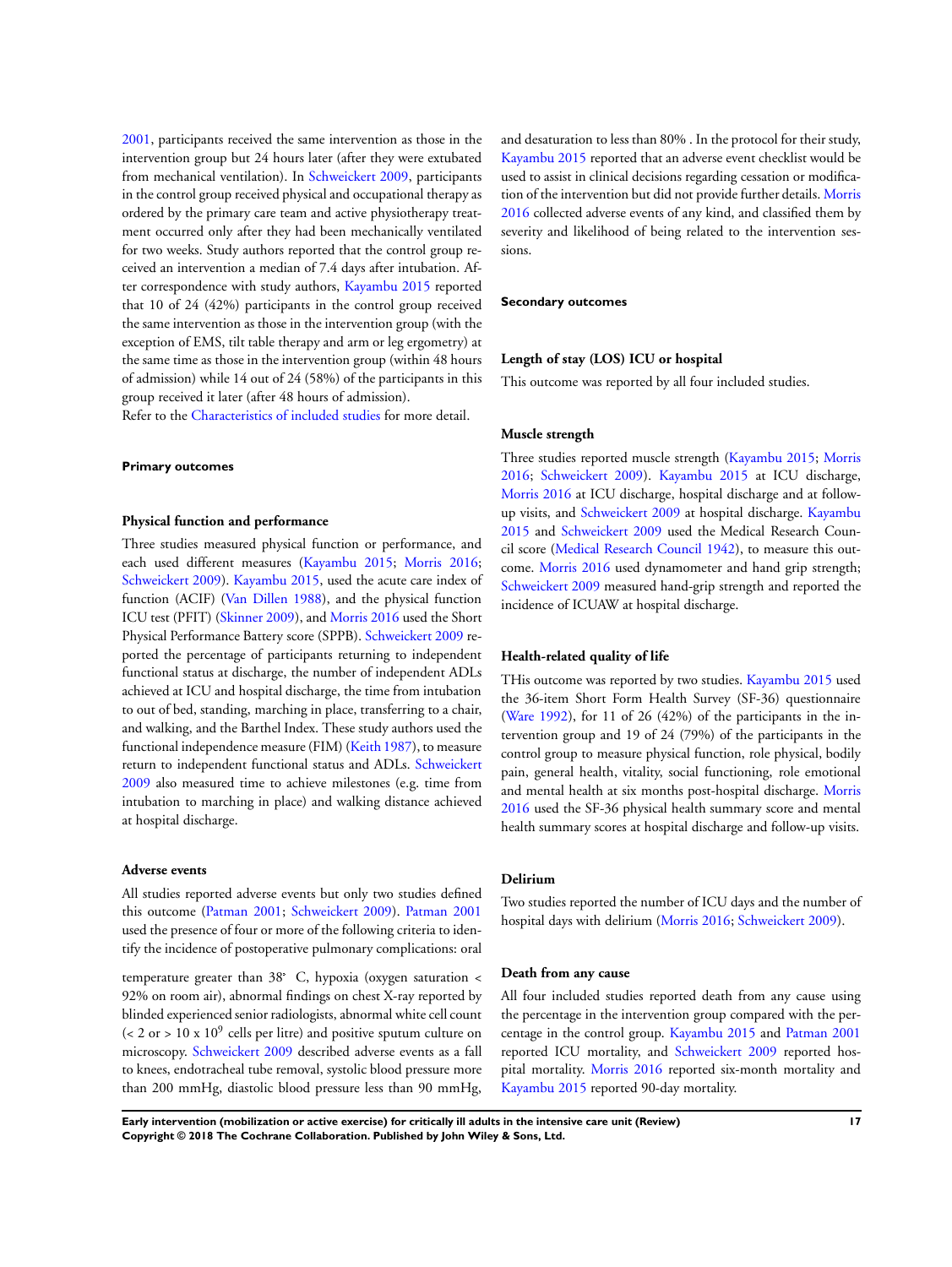2001, participants received the same intervention as those in the intervention group but 24 hours later (after they were extubated from mechanical ventilation). In Schweickert 2009, participants in the control group received physical and occupational therapy as ordered by the primary care team and active physiotherapy treatment occurred only after they had been mechanically ventilated for two weeks. Study authors reported that the control group received an intervention a median of 7.4 days after intubation. After correspondence with study authors, Kayambu 2015 reported that 10 of 24 (42%) participants in the control group received the same intervention as those in the intervention group (with the exception of EMS, tilt table therapy and arm or leg ergometry) at the same time as those in the intervention group (within 48 hours of admission) while 14 out of 24 (58%) of the participants in this group received it later (after 48 hours of admission).

Refer to the Characteristics of included studies for more detail.

#### Primary outcomes

##### Physical function and performance

Three studies measured physical function or performance, and each used different measures (Kayambu 2015; Morris 2016; Schweickert 2009). Kayambu 2015, used the acute care index of function (ACIF) (Van Dillen 1988), and the physical function ICU test (PFIT) (Skinner 2009), and Morris 2016 used the Short Physical Performance Battery score (SPPB). Schweickert 2009 reported the percentage of participants returning to independent functional status at discharge, the number of independent ADLs achieved at ICU and hospital discharge, the time from intubation to out of bed, standing, marching in place, transferring to a chair, and walking, and the Barthel Index. These study authors used the functional independence measure (FIM) (Keith 1987), to measure return to independent functional status and ADLs. Schweickert 2009 also measured time to achieve milestones (e.g. time from intubation to marching in place) and walking distance achieved at hospital discharge.

##### Adverse events

All studies reported adverse events but only two studies defined this outcome (Patman 2001; Schweickert 2009). Patman 2001 used the presence of four or more of the following criteria to identify the incidence of postoperative pulmonary complications: oral temperature greater than 38° C, hypoxia (oxygen saturation < 92% on room air), abnormal findings on chest X-ray reported by blinded experienced senior radiologists, abnormal white cell count (< 2 or > 10 x $10^9$ cells per litre) and positive sputum culture on microscopy. Schweickert 2009 described adverse events as a fall to knees, endotracheal tube removal, systolic blood pressure more than 200 mmHg, diastolic blood pressure less than 90 mmHg, and desaturation to less than 80% . In the protocol for their study, Kayambu 2015 reported that an adverse event checklist would be used to assist in clinical decisions regarding cessation or modification of the intervention but did not provide further details. Morris 2016 collected adverse events of any kind, and classified them by severity and likelihood of being related to the intervention sessions.

#### Secondary outcomes

##### Length of stay (LOS) ICU or hospital

This outcome was reported by all four included studies.

##### Muscle strength

Three studies reported muscle strength (Kayambu 2015; Morris 2016; Schweickert 2009). Kayambu 2015 at ICU discharge, Morris 2016 at ICU discharge, hospital discharge and at follow-up visits, and Schweickert 2009 at hospital discharge. Kayambu 2015 and Schweickert 2009 used the Medical Research Council score (Medical Research Council 1942), to measure this outcome. Morris 2016 used dynamometer and hand grip strength; Schweickert 2009 measured hand-grip strength and reported the incidence of ICUAW at hospital discharge.

##### Health-related quality of life

THis outcome was reported by two studies. Kayambu 2015 used the 36-item Short Form Health Survey (SF-36) questionnaire (Ware 1992), for 11 of 26 (42%) of the participants in the intervention group and 19 of 24 (79%) of the participants in the control group to measure physical function, role physical, bodily pain, general health, vitality, social functioning, role emotional and mental health at six months post-hospital discharge. Morris 2016 used the SF-36 physical health summary score and mental health summary scores at hospital discharge and follow-up visits.

##### Delirium

Two studies reported the number of ICU days and the number of hospital days with delirium (Morris 2016; Schweickert 2009).

##### Death from any cause

All four included studies reported death from any cause using the percentage in the intervention group compared with the percentage in the control group. Kayambu 2015 and Patman 2001 reported ICU mortality, and Schweickert 2009 reported hospital mortality. Morris 2016 reported six-month mortality and Kayambu 2015 reported 90-day mortality.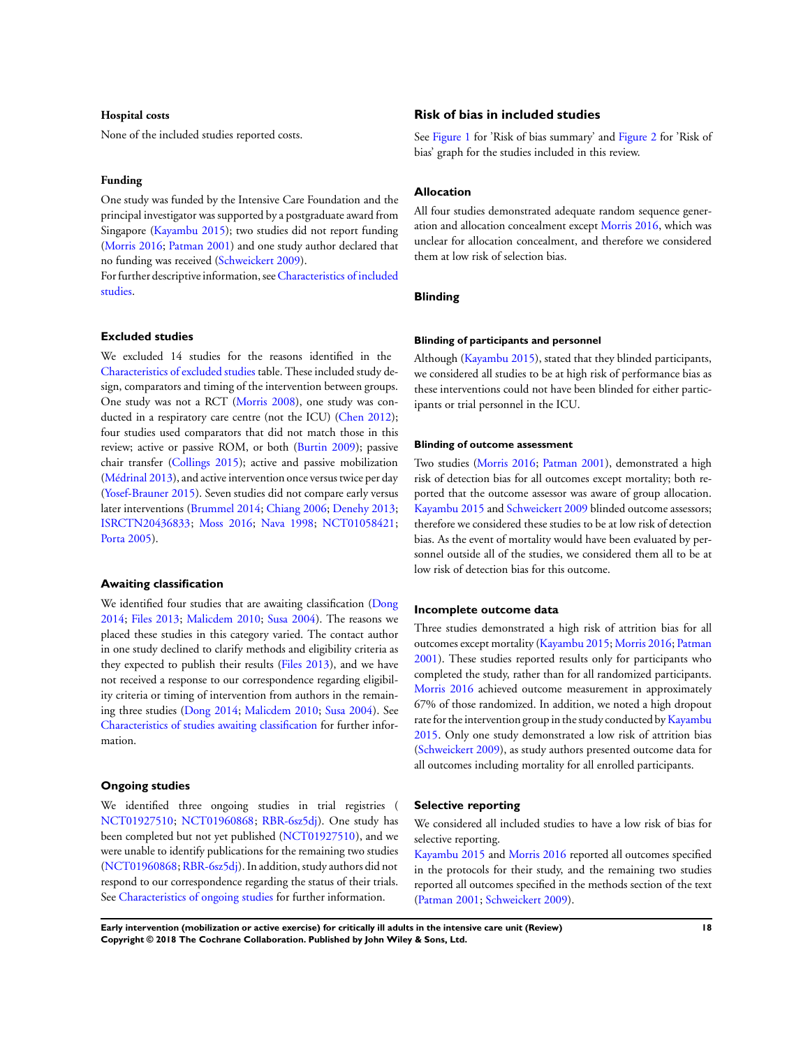### Hospital costs

None of the included studies reported costs.

### Funding

One study was funded by the Intensive Care Foundation and the principal investigator was supported by a postgraduate award from Singapore (Kayambu 2015); two studies did not report funding (Morris 2016; Patman 2001) and one study author declared that no funding was received (Schweickert 2009).

For further descriptive information, see Characteristics of included studies.

## Excluded studies

We excluded 14 studies for the reasons identified in the Characteristics of excluded studies table. These included study design, comparators and timing of the intervention between groups. One study was not a RCT (Morris 2008), one study was conducted in a respiratory care centre (not the ICU) (Chen 2012); four studies used comparators that did not match those in this review; active or passive ROM, or both (Burtin 2009); passive chair transfer (Collings 2015); active and passive mobilization (Médrinal 2013), and active intervention once versus twice per day (Yosef-Brauner 2015). Seven studies did not compare early versus later interventions (Brummel 2014; Chiang 2006; Denehy 2013; ISRCTN20436833; Moss 2016; Nava 1998; NCT01058421; Porta 2005).

## Awaiting classification

We identified four studies that are awaiting classification (Dong 2014; Files 2013; Malicdem 2010; Susa 2004). The reasons we placed these studies in this category varied. The contact author in one study declined to clarify methods and eligibility criteria as they expected to publish their results (Files 2013), and we have not received a response to our correspondence regarding eligibility criteria or timing of intervention from authors in the remaining three studies (Dong 2014; Malicdem 2010; Susa 2004). See Characteristics of studies awaiting classification for further information.

## Ongoing studies

We identified three ongoing studies in trial registries ( NCT01927510; NCT01960868; RBR-6sz5dj). One study has been completed but not yet published (NCT01927510), and we were unable to identify publications for the remaining two studies (NCT01960868; RBR-6sz5dj). In addition, study authors did not respond to our correspondence regarding the status of their trials. See Characteristics of ongoing studies for further information.

## Risk of bias in included studies

See Figure 1 for 'Risk of bias summary' and Figure 2 for 'Risk of bias' graph for the studies included in this review.

## Allocation

All four studies demonstrated adequate random sequence generation and allocation concealment except Morris 2016, which was unclear for allocation concealment, and therefore we considered them at low risk of selection bias.

## Blinding

#### Blinding of participants and personnel

Although (Kayambu 2015), stated that they blinded participants, we considered all studies to be at high risk of performance bias as these interventions could not have been blinded for either participants or trial personnel in the ICU.

#### Blinding of outcome assessment

Two studies (Morris 2016; Patman 2001), demonstrated a high risk of detection bias for all outcomes except mortality; both reported that the outcome assessor was aware of group allocation. Kayambu 2015 and Schweickert 2009 blinded outcome assessors; therefore we considered these studies to be at low risk of detection bias. As the event of mortality would have been evaluated by personnel outside all of the studies, we considered them all to be at low risk of detection bias for this outcome.

## Incomplete outcome data

Three studies demonstrated a high risk of attrition bias for all outcomes except mortality (Kayambu 2015; Morris 2016; Patman 2001). These studies reported results only for participants who completed the study, rather than for all randomized participants. Morris 2016 achieved outcome measurement in approximately 67% of those randomized. In addition, we noted a high dropout rate for the intervention group in the study conducted by Kayambu 2015. Only one study demonstrated a low risk of attrition bias (Schweickert 2009), as study authors presented outcome data for all outcomes including mortality for all enrolled participants.

## Selective reporting

We considered all included studies to have a low risk of bias for selective reporting.

Kayambu 2015 and Morris 2016 reported all outcomes specified in the protocols for their study, and the remaining two studies reported all outcomes specified in the methods section of the text (Patman 2001; Schweickert 2009).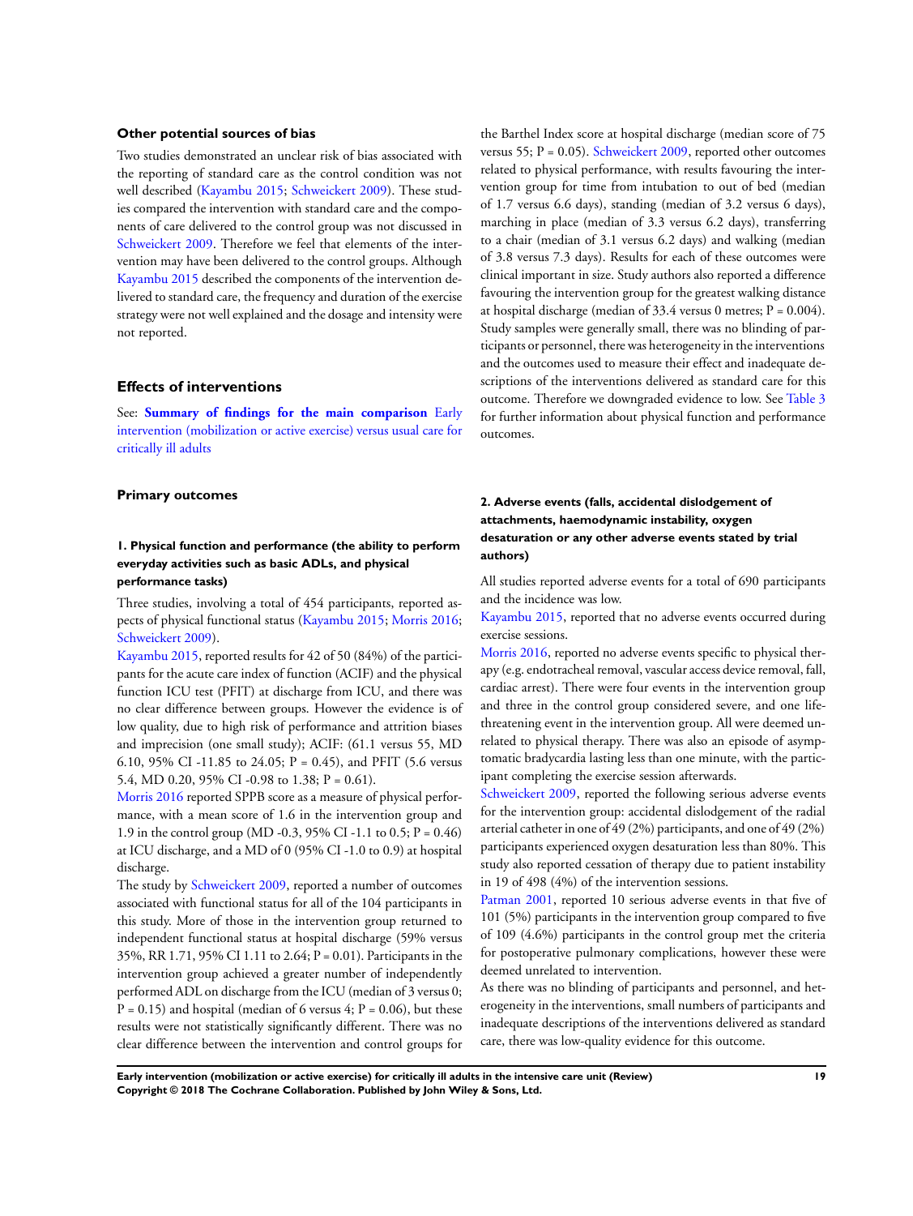### Other potential sources of bias

Two studies demonstrated an unclear risk of bias associated with the reporting of standard care as the control condition was not well described (Kayambu 2015; Schweickert 2009). These studies compared the intervention with standard care and the components of care delivered to the control group was not discussed in Schweickert 2009. Therefore we feel that elements of the intervention may have been delivered to the control groups. Although Kayambu 2015 described the components of the intervention delivered to standard care, the frequency and duration of the exercise strategy were not well explained and the dosage and intensity were not reported.

## Effects of interventions

See: **Summary of findings for the main comparison** Early intervention (mobilization or active exercise) versus usual care for critically ill adults

### Primary outcomes

#### 1. Physical function and performance (the ability to perform everyday activities such as basic ADLs, and physical performance tasks)

Three studies, involving a total of 454 participants, reported aspects of physical functional status (Kayambu 2015; Morris 2016; Schweickert 2009).

Kayambu 2015, reported results for 42 of 50 (84%) of the participants for the acute care index of function (ACIF) and the physical function ICU test (PFIT) at discharge from ICU, and there was no clear difference between groups. However the evidence is of low quality, due to high risk of performance and attrition biases and imprecision (one small study); ACIF: (61.1 versus 55, MD 6.10, 95% CI -11.85 to 24.05; P = 0.45), and PFIT (5.6 versus 5.4, MD 0.20, 95% CI -0.98 to 1.38; P = 0.61).

Morris 2016 reported SPPB score as a measure of physical performance, with a mean score of 1.6 in the intervention group and 1.9 in the control group (MD -0.3, 95% CI -1.1 to 0.5; P = 0.46) at ICU discharge, and a MD of 0 (95% CI -1.0 to 0.9) at hospital discharge.

The study by Schweickert 2009, reported a number of outcomes associated with functional status for all of the 104 participants in this study. More of those in the intervention group returned to independent functional status at hospital discharge (59% versus 35%, RR 1.71, 95% CI 1.11 to 2.64; P = 0.01). Participants in the intervention group achieved a greater number of independently performed ADL on discharge from the ICU (median of 3 versus 0; P = 0.15) and hospital (median of 6 versus 4; P = 0.06), but these results were not statistically significantly different. There was no clear difference between the intervention and control groups for the Barthel Index score at hospital discharge (median score of 75 versus 55; P = 0.05). Schweickert 2009, reported other outcomes related to physical performance, with results favouring the intervention group for time from intubation to out of bed (median of 1.7 versus 6.6 days), standing (median of 3.2 versus 6 days), marching in place (median of 3.3 versus 6.2 days), transferring to a chair (median of 3.1 versus 6.2 days) and walking (median of 3.8 versus 7.3 days). Results for each of these outcomes were clinical important in size. Study authors also reported a difference favouring the intervention group for the greatest walking distance at hospital discharge (median of 33.4 versus 0 metres; P = 0.004). Study samples were generally small, there was no blinding of participants or personnel, there was heterogeneity in the interventions and the outcomes used to measure their effect and inadequate descriptions of the interventions delivered as standard care for this outcome. Therefore we downgraded evidence to low. See Table 3 for further information about physical function and performance outcomes.

#### 2. Adverse events (falls, accidental dislodgement of attachments, haemodynamic instability, oxygen desaturation or any other adverse events stated by trial authors)

All studies reported adverse events for a total of 690 participants and the incidence was low.

Kayambu 2015, reported that no adverse events occurred during exercise sessions.

Morris 2016, reported no adverse events specific to physical therapy (e.g. endotracheal removal, vascular access device removal, fall, cardiac arrest). There were four events in the intervention group and three in the control group considered severe, and one life-threatening event in the intervention group. All were deemed unrelated to physical therapy. There was also an episode of asymptomatic bradycardia lasting less than one minute, with the participant completing the exercise session afterwards.

Schweickert 2009, reported the following serious adverse events for the intervention group: accidental dislodgement of the radial arterial catheter in one of 49 (2%) participants, and one of 49 (2%) participants experienced oxygen desaturation less than 80%. This study also reported cessation of therapy due to patient instability in 19 of 498 (4%) of the intervention sessions.

Patman 2001, reported 10 serious adverse events in that five of 101 (5%) participants in the intervention group compared to five of 109 (4.6%) participants in the control group met the criteria for postoperative pulmonary complications, however these were deemed unrelated to intervention.

As there was no blinding of participants and personnel, and heterogeneity in the interventions, small numbers of participants and inadequate descriptions of the interventions delivered as standard care, there was low-quality evidence for this outcome.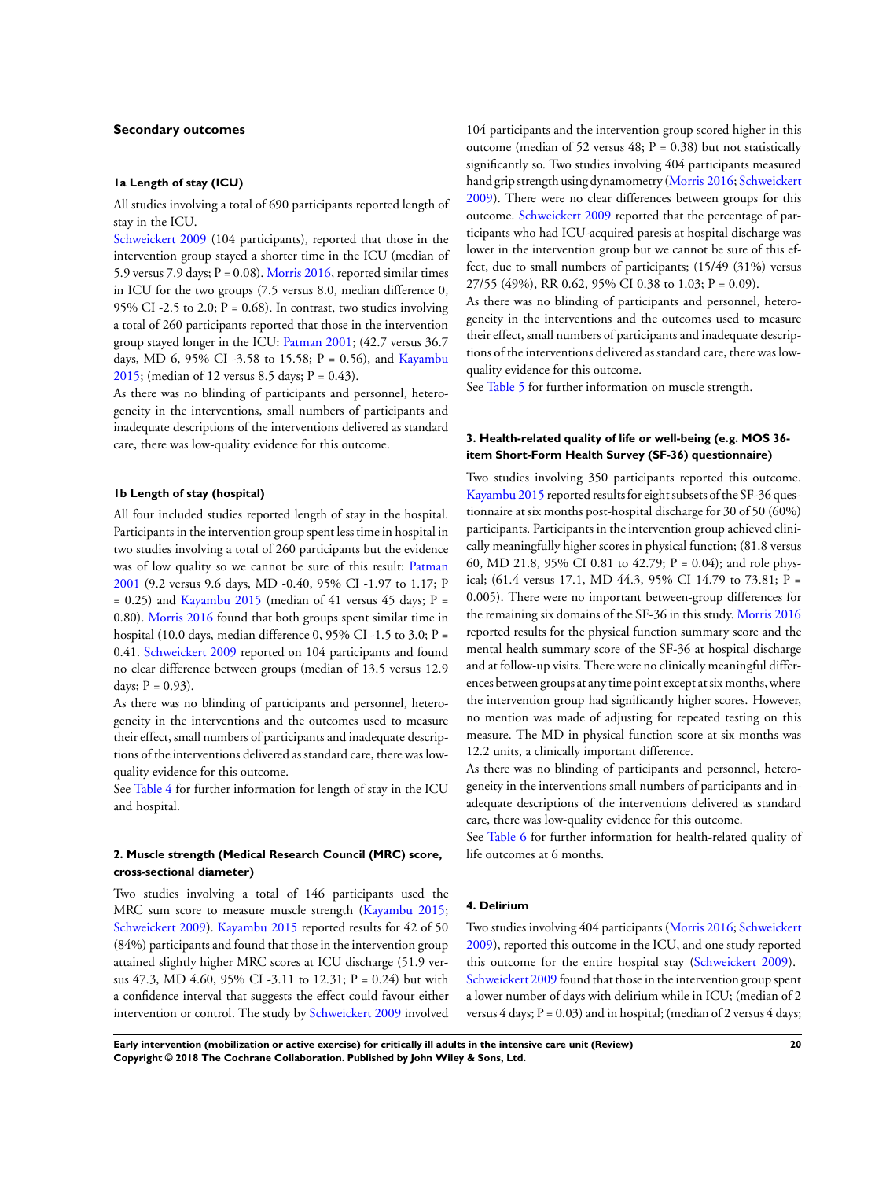### Secondary outcomes

#### 1a Length of stay (ICU)

All studies involving a total of 690 participants reported length of stay in the ICU.

Schweickert 2009 (104 participants), reported that those in the intervention group stayed a shorter time in the ICU (median of 5.9 versus 7.9 days; P = 0.08). Morris 2016, reported similar times in ICU for the two groups (7.5 versus 8.0, median difference 0, 95% CI -2.5 to 2.0; P = 0.68). In contrast, two studies involving a total of 260 participants reported that those in the intervention group stayed longer in the ICU: Patman 2001; (42.7 versus 36.7 days, MD 6, 95% CI -3.58 to 15.58; P = 0.56), and Kayambu 2015; (median of 12 versus 8.5 days; P = 0.43).

As there was no blinding of participants and personnel, heterogeneity in the interventions, small numbers of participants and inadequate descriptions of the interventions delivered as standard care, there was low-quality evidence for this outcome.

#### 1b Length of stay (hospital)

All four included studies reported length of stay in the hospital. Participants in the intervention group spent less time in hospital in two studies involving a total of 260 participants but the evidence was of low quality so we cannot be sure of this result: Patman 2001 (9.2 versus 9.6 days, MD -0.40, 95% CI -1.97 to 1.17; P = 0.25) and Kayambu 2015 (median of 41 versus 45 days; P = 0.80). Morris 2016 found that both groups spent similar time in hospital (10.0 days, median difference 0, 95% CI -1.5 to 3.0; P = 0.41. Schweickert 2009 reported on 104 participants and found no clear difference between groups (median of 13.5 versus 12.9 days; P = 0.93).

As there was no blinding of participants and personnel, heterogeneity in the interventions and the outcomes used to measure their effect, small numbers of participants and inadequate descriptions of the interventions delivered as standard care, there was low-quality evidence for this outcome.

See Table 4 for further information for length of stay in the ICU and hospital.

#### 2. Muscle strength (Medical Research Council (MRC) score, cross-sectional diameter)

Two studies involving a total of 146 participants used the MRC sum score to measure muscle strength (Kayambu 2015; Schweickert 2009). Kayambu 2015 reported results for 42 of 50 (84%) participants and found that those in the intervention group attained slightly higher MRC scores at ICU discharge (51.9 versus 47.3, MD 4.60, 95% CI -3.11 to 12.31; P = 0.24) but with a confidence interval that suggests the effect could favour either intervention or control. The study by Schweickert 2009 involved 104 participants and the intervention group scored higher in this outcome (median of 52 versus 48; P = 0.38) but not statistically significantly so. Two studies involving 404 participants measured hand grip strength using dynamometry (Morris 2016; Schweickert 2009). There were no clear differences between groups for this outcome. Schweickert 2009 reported that the percentage of participants who had ICU-acquired paresis at hospital discharge was lower in the intervention group but we cannot be sure of this effect, due to small numbers of participants; (15/49 (31%) versus 27/55 (49%), RR 0.62, 95% CI 0.38 to 1.03; P = 0.09).

As there was no blinding of participants and personnel, heterogeneity in the interventions and the outcomes used to measure their effect, small numbers of participants and inadequate descriptions of the interventions delivered as standard care, there was low-quality evidence for this outcome.

See Table 5 for further information on muscle strength.

#### 3. Health-related quality of life or well-being (e.g. MOS 36-item Short-Form Health Survey (SF-36) questionnaire)

Two studies involving 350 participants reported this outcome. Kayambu 2015 reported results for eight subsets of the SF-36 questionnaire at six months post-hospital discharge for 30 of 50 (60%) participants. Participants in the intervention group achieved clinically meaningfully higher scores in physical function; (81.8 versus 60, MD 21.8, 95% CI 0.81 to 42.79; P = 0.04); and role physical; (61.4 versus 17.1, MD 44.3, 95% CI 14.79 to 73.81; P = 0.005). There were no important between-group differences for the remaining six domains of the SF-36 in this study. Morris 2016 reported results for the physical function summary score and the mental health summary score of the SF-36 at hospital discharge and at follow-up visits. There were no clinically meaningful differences between groups at any time point except at six months, where the intervention group had significantly higher scores. However, no mention was made of adjusting for repeated testing on this measure. The MD in physical function score at six months was 12.2 units, a clinically important difference.

As there was no blinding of participants and personnel, heterogeneity in the interventions small numbers of participants and inadequate descriptions of the interventions delivered as standard care, there was low-quality evidence for this outcome.

See Table 6 for further information for health-related quality of life outcomes at 6 months.

#### 4. Delirium

Two studies involving 404 participants (Morris 2016; Schweickert 2009), reported this outcome in the ICU, and one study reported this outcome for the entire hospital stay (Schweickert 2009). Schweickert 2009 found that those in the intervention group spent a lower number of days with delirium while in ICU; (median of 2 versus 4 days; P = 0.03) and in hospital; (median of 2 versus 4 days;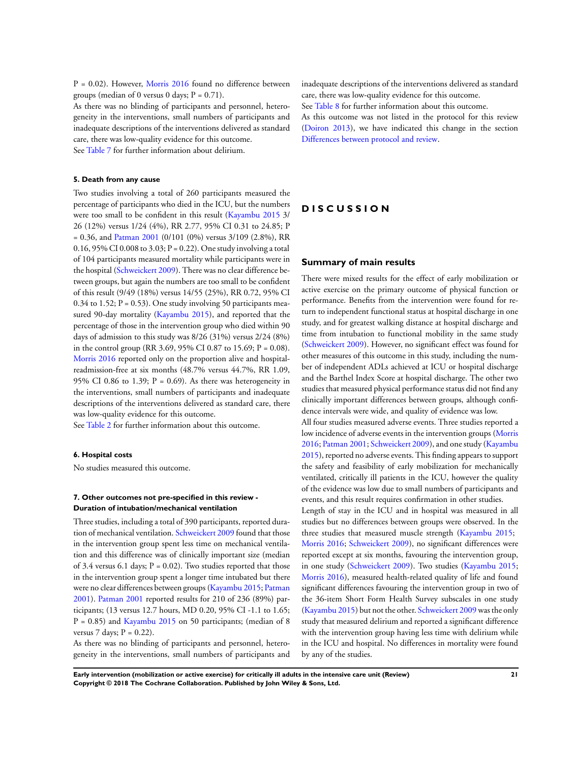P = 0.02). However, Morris 2016 found no difference between groups (median of 0 versus 0 days; P = 0.71).

As there was no blinding of participants and personnel, heterogeneity in the interventions, small numbers of participants and inadequate descriptions of the interventions delivered as standard care, there was low-quality evidence for this outcome.

See Table 7 for further information about delirium.

#### 5. Death from any cause

Two studies involving a total of 260 participants measured the percentage of participants who died in the ICU, but the numbers were too small to be confident in this result (Kayambu 2015 3/26 (12%) versus 1/24 (4%), RR 2.77, 95% CI 0.31 to 24.85; P = 0.36, and Patman 2001 (0/101 (0%) versus 3/109 (2.8%), RR 0.16, 95% CI 0.008 to 3.03; P = 0.22). One study involving a total of 104 participants measured mortality while participants were in the hospital (Schweickert 2009). There was no clear difference between groups, but again the numbers are too small to be confident of this result (9/49 (18%) versus 14/55 (25%), RR 0.72, 95% CI 0.34 to 1.52; P = 0.53). One study involving 50 participants measured 90-day mortality (Kayambu 2015), and reported that the percentage of those in the intervention group who died within 90 days of admission to this study was 8/26 (31%) versus 2/24 (8%) in the control group (RR 3.69, 95% CI 0.87 to 15.69; P = 0.08). Morris 2016 reported only on the proportion alive and hospital-readmission-free at six months (48.7% versus 44.7%, RR 1.09, 95% CI 0.86 to 1.39; P = 0.69). As there was heterogeneity in the interventions, small numbers of participants and inadequate descriptions of the interventions delivered as standard care, there was low-quality evidence for this outcome.

See Table 2 for further information about this outcome.

#### 6. Hospital costs

No studies measured this outcome.

#### 7. Other outcomes not pre-specified in this review - Duration of intubation/mechanical ventilation

Three studies, including a total of 390 participants, reported duration of mechanical ventilation. Schweickert 2009 found that those in the intervention group spent less time on mechanical ventilation and this difference was of clinically important size (median of 3.4 versus 6.1 days; P = 0.02). Two studies reported that those in the intervention group spent a longer time intubated but there were no clear differences between groups (Kayambu 2015; Patman 2001). Patman 2001 reported results for 210 of 236 (89%) participants; (13 versus 12.7 hours, MD 0.20, 95% CI -1.1 to 1.65; P = 0.85) and Kayambu 2015 on 50 participants; (median of 8 versus 7 days; P = 0.22).

As there was no blinding of participants and personnel, heterogeneity in the interventions, small numbers of participants and inadequate descriptions of the interventions delivered as standard care, there was low-quality evidence for this outcome.

See Table 8 for further information about this outcome.

As this outcome was not listed in the protocol for this review (Doiron 2013), we have indicated this change in the section Differences between protocol and review.

# DISCUSSION

## Summary of main results

There were mixed results for the effect of early mobilization or active exercise on the primary outcome of physical function or performance. Benefits from the intervention were found for return to independent functional status at hospital discharge in one study, and for greatest walking distance at hospital discharge and time from intubation to functional mobility in the same study (Schweickert 2009). However, no significant effect was found for other measures of this outcome in this study, including the number of independent ADLs achieved at ICU or hospital discharge and the Barthel Index Score at hospital discharge. The other two studies that measured physical performance status did not find any clinically important differences between groups, although confidence intervals were wide, and quality of evidence was low.

All four studies measured adverse events. Three studies reported a low incidence of adverse events in the intervention groups (Morris 2016; Patman 2001; Schweickert 2009), and one study (Kayambu 2015), reported no adverse events. This finding appears to support the safety and feasibility of early mobilization for mechanically ventilated, critically ill patients in the ICU, however the quality of the evidence was low due to small numbers of participants and events, and this result requires confirmation in other studies.

Length of stay in the ICU and in hospital was measured in all studies but no differences between groups were observed. In the three studies that measured muscle strength (Kayambu 2015; Morris 2016; Schweickert 2009), no significant differences were reported except at six months, favouring the intervention group, in one study (Schweickert 2009). Two studies (Kayambu 2015; Morris 2016), measured health-related quality of life and found significant differences favouring the intervention group in two of the 36-item Short Form Health Survey subscales in one study (Kayambu 2015) but not the other. Schweickert 2009 was the only study that measured delirium and reported a significant difference with the intervention group having less time with delirium while in the ICU and hospital. No differences in mortality were found by any of the studies.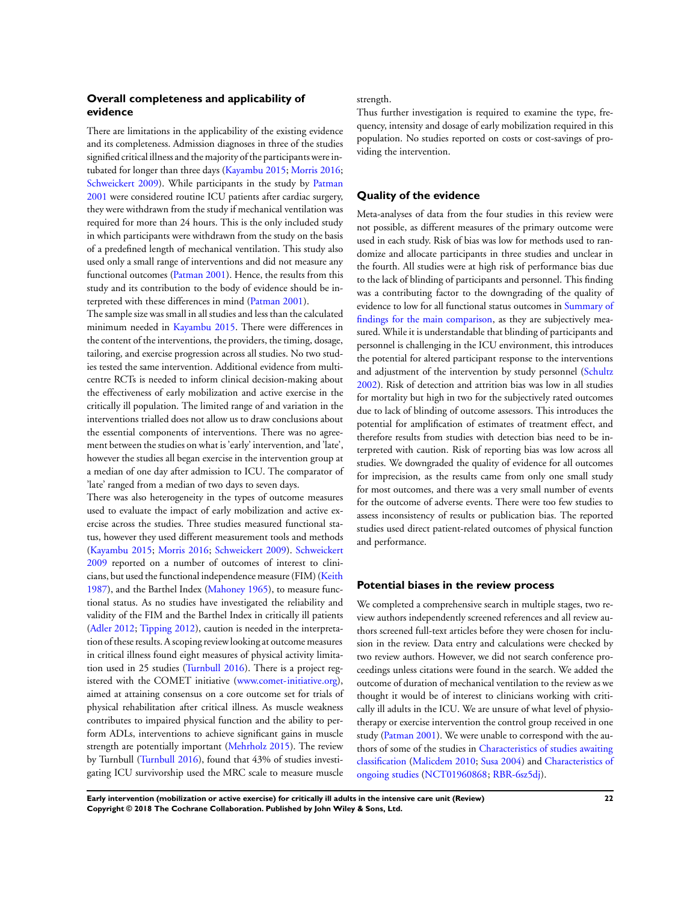## Overall completeness and applicability of evidence

There are limitations in the applicability of the existing evidence and its completeness. Admission diagnoses in three of the studies signified critical illness and the majority of the participants were intubated for longer than three days (Kayambu 2015; Morris 2016; Schweickert 2009). While participants in the study by Patman 2001 were considered routine ICU patients after cardiac surgery, they were withdrawn from the study if mechanical ventilation was required for more than 24 hours. This is the only included study in which participants were withdrawn from the study on the basis of a predefined length of mechanical ventilation. This study also used only a small range of interventions and did not measure any functional outcomes (Patman 2001). Hence, the results from this study and its contribution to the body of evidence should be interpreted with these differences in mind (Patman 2001).

The sample size was small in all studies and less than the calculated minimum needed in Kayambu 2015. There were differences in the content of the interventions, the providers, the timing, dosage, tailoring, and exercise progression across all studies. No two studies tested the same intervention. Additional evidence from multicentre RCTs is needed to inform clinical decision-making about the effectiveness of early mobilization and active exercise in the critically ill population. The limited range of and variation in the interventions trialled does not allow us to draw conclusions about the essential components of interventions. There was no agreement between the studies on what is 'early' intervention, and 'late', however the studies all began exercise in the intervention group at a median of one day after admission to ICU. The comparator of 'late' ranged from a median of two days to seven days.

There was also heterogeneity in the types of outcome measures used to evaluate the impact of early mobilization and active exercise across the studies. Three studies measured functional status, however they used different measurement tools and methods (Kayambu 2015; Morris 2016; Schweickert 2009). Schweickert 2009 reported on a number of outcomes of interest to clinicians, but used the functional independence measure (FIM) (Keith 1987), and the Barthel Index (Mahoney 1965), to measure functional status. As no studies have investigated the reliability and validity of the FIM and the Barthel Index in critically ill patients (Adler 2012; Tipping 2012), caution is needed in the interpretation of these results. A scoping review looking at outcome measures in critical illness found eight measures of physical activity limitation used in 25 studies (Turnbull 2016). There is a project registered with the COMET initiative (www.comet-initiative.org), aimed at attaining consensus on a core outcome set for trials of physical rehabilitation after critical illness. As muscle weakness contributes to impaired physical function and the ability to perform ADLs, interventions to achieve significant gains in muscle strength are potentially important (Mehrholz 2015). The review by Turnbull (Turnbull 2016), found that 43% of studies investigating ICU survivorship used the MRC scale to measure muscle strength.

Thus further investigation is required to examine the type, frequency, intensity and dosage of early mobilization required in this population. No studies reported on costs or cost-savings of providing the intervention.

## Quality of the evidence

Meta-analyses of data from the four studies in this review were not possible, as different measures of the primary outcome were used in each study. Risk of bias was low for methods used to randomize and allocate participants in three studies and unclear in the fourth. All studies were at high risk of performance bias due to the lack of blinding of participants and personnel. This finding was a contributing factor to the downgrading of the quality of evidence to low for all functional status outcomes in Summary of findings for the main comparison, as they are subjectively measured. While it is understandable that blinding of participants and personnel is challenging in the ICU environment, this introduces the potential for altered participant response to the interventions and adjustment of the intervention by study personnel (Schultz 2002). Risk of detection and attrition bias was low in all studies for mortality but high in two for the subjectively rated outcomes due to lack of blinding of outcome assessors. This introduces the potential for amplification of estimates of treatment effect, and therefore results from studies with detection bias need to be interpreted with caution. Risk of reporting bias was low across all studies. We downgraded the quality of evidence for all outcomes for imprecision, as the results came from only one small study for most outcomes, and there was a very small number of events for the outcome of adverse events. There were too few studies to assess inconsistency of results or publication bias. The reported studies used direct patient-related outcomes of physical function and performance.

## Potential biases in the review process

We completed a comprehensive search in multiple stages, two review authors independently screened references and all review authors screened full-text articles before they were chosen for inclusion in the review. Data entry and calculations were checked by two review authors. However, we did not search conference proceedings unless citations were found in the search. We added the outcome of duration of mechanical ventilation to the review as we thought it would be of interest to clinicians working with critically ill adults in the ICU. We are unsure of what level of physiotherapy or exercise intervention the control group received in one study (Patman 2001). We were unable to correspond with the authors of some of the studies in Characteristics of studies awaiting classification (Malicdem 2010; Susa 2004) and Characteristics of ongoing studies (NCT01960868; RBR-6sz5dj).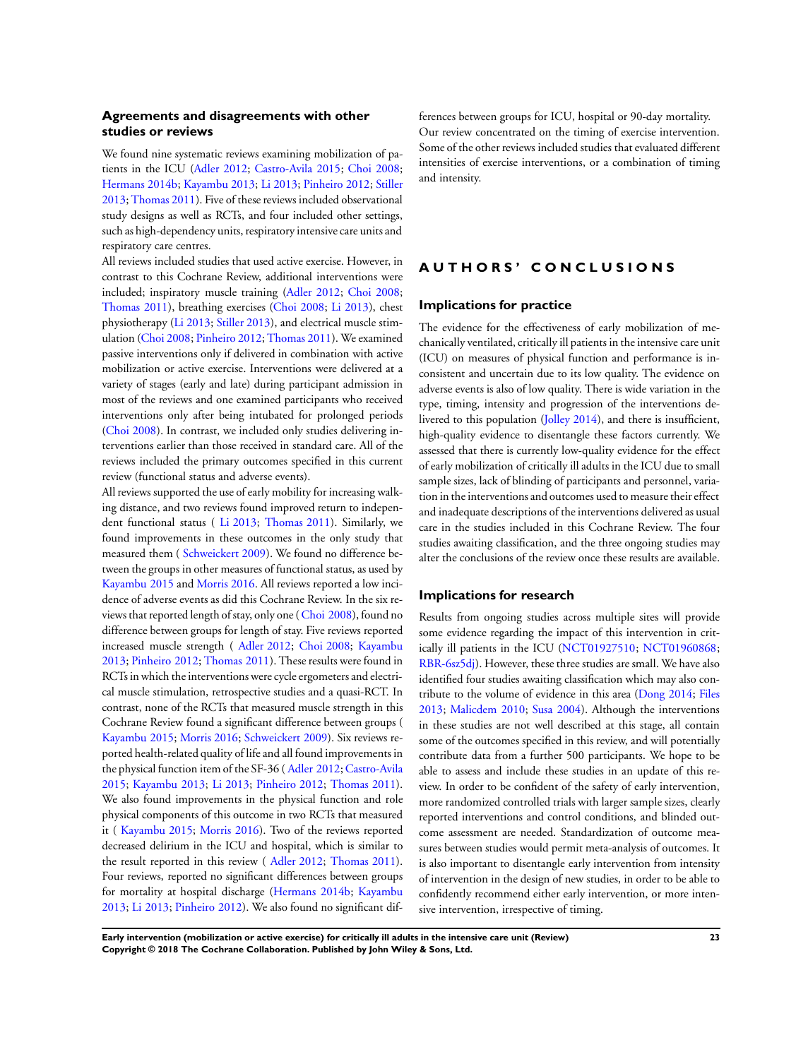## Agreements and disagreements with other studies or reviews

We found nine systematic reviews examining mobilization of patients in the ICU (Adler 2012; Castro-Avila 2015; Choi 2008; Hermans 2014b; Kayambu 2013; Li 2013; Pinheiro 2012; Stiller 2013; Thomas 2011). Five of these reviews included observational study designs as well as RCTs, and four included other settings, such as high-dependency units, respiratory intensive care units and respiratory care centres.

All reviews included studies that used active exercise. However, in contrast to this Cochrane Review, additional interventions were included; inspiratory muscle training (Adler 2012; Choi 2008; Thomas 2011), breathing exercises (Choi 2008; Li 2013), chest physiotherapy (Li 2013; Stiller 2013), and electrical muscle stimulation (Choi 2008; Pinheiro 2012; Thomas 2011). We examined passive interventions only if delivered in combination with active mobilization or active exercise. Interventions were delivered at a variety of stages (early and late) during participant admission in most of the reviews and one examined participants who received interventions only after being intubated for prolonged periods (Choi 2008). In contrast, we included only studies delivering interventions earlier than those received in standard care. All of the reviews included the primary outcomes specified in this current review (functional status and adverse events).

All reviews supported the use of early mobility for increasing walking distance, and two reviews found improved return to independent functional status ( Li 2013; Thomas 2011). Similarly, we found improvements in these outcomes in the only study that measured them ( Schweickert 2009). We found no difference between the groups in other measures of functional status, as used by Kayambu 2015 and Morris 2016. All reviews reported a low incidence of adverse events as did this Cochrane Review. In the six reviews that reported length of stay, only one ( Choi 2008), found no difference between groups for length of stay. Five reviews reported increased muscle strength ( Adler 2012; Choi 2008; Kayambu 2013; Pinheiro 2012; Thomas 2011). These results were found in RCTs in which the interventions were cycle ergometers and electrical muscle stimulation, retrospective studies and a quasi-RCT. In contrast, none of the RCTs that measured muscle strength in this Cochrane Review found a significant difference between groups ( Kayambu 2015; Morris 2016; Schweickert 2009). Six reviews reported health-related quality of life and all found improvements in the physical function item of the SF-36 ( Adler 2012; Castro-Avila 2015; Kayambu 2013; Li 2013; Pinheiro 2012; Thomas 2011). We also found improvements in the physical function and role physical components of this outcome in two RCTs that measured it ( Kayambu 2015; Morris 2016). Two of the reviews reported decreased delirium in the ICU and hospital, which is similar to the result reported in this review ( Adler 2012; Thomas 2011). Four reviews, reported no significant differences between groups for mortality at hospital discharge (Hermans 2014b; Kayambu 2013; Li 2013; Pinheiro 2012). We also found no significant differences between groups for ICU, hospital or 90-day mortality. Our review concentrated on the timing of exercise intervention. Some of the other reviews included studies that evaluated different intensities of exercise interventions, or a combination of timing and intensity.

# AUTHORS' CONCLUSIONS

## Implications for practice

The evidence for the effectiveness of early mobilization of mechanically ventilated, critically ill patients in the intensive care unit (ICU) on measures of physical function and performance is inconsistent and uncertain due to its low quality. The evidence on adverse events is also of low quality. There is wide variation in the type, timing, intensity and progression of the interventions delivered to this population (Jolley 2014), and there is insufficient, high-quality evidence to disentangle these factors currently. We assessed that there is currently low-quality evidence for the effect of early mobilization of critically ill adults in the ICU due to small sample sizes, lack of blinding of participants and personnel, variation in the interventions and outcomes used to measure their effect and inadequate descriptions of the interventions delivered as usual care in the studies included in this Cochrane Review. The four studies awaiting classification, and the three ongoing studies may alter the conclusions of the review once these results are available.

## Implications for research

Results from ongoing studies across multiple sites will provide some evidence regarding the impact of this intervention in critically ill patients in the ICU (NCT01927510; NCT01960868; RBR-6sz5dj). However, these three studies are small. We have also identified four studies awaiting classification which may also contribute to the volume of evidence in this area (Dong 2014; Files 2013; Malicdem 2010; Susa 2004). Although the interventions in these studies are not well described at this stage, all contain some of the outcomes specified in this review, and will potentially contribute data from a further 500 participants. We hope to be able to assess and include these studies in an update of this review. In order to be confident of the safety of early intervention, more randomized controlled trials with larger sample sizes, clearly reported interventions and control conditions, and blinded outcome assessment are needed. Standardization of outcome measures between studies would permit meta-analysis of outcomes. It is also important to disentangle early intervention from intensity of intervention in the design of new studies, in order to be able to confidently recommend either early intervention, or more intensive intervention, irrespective of timing.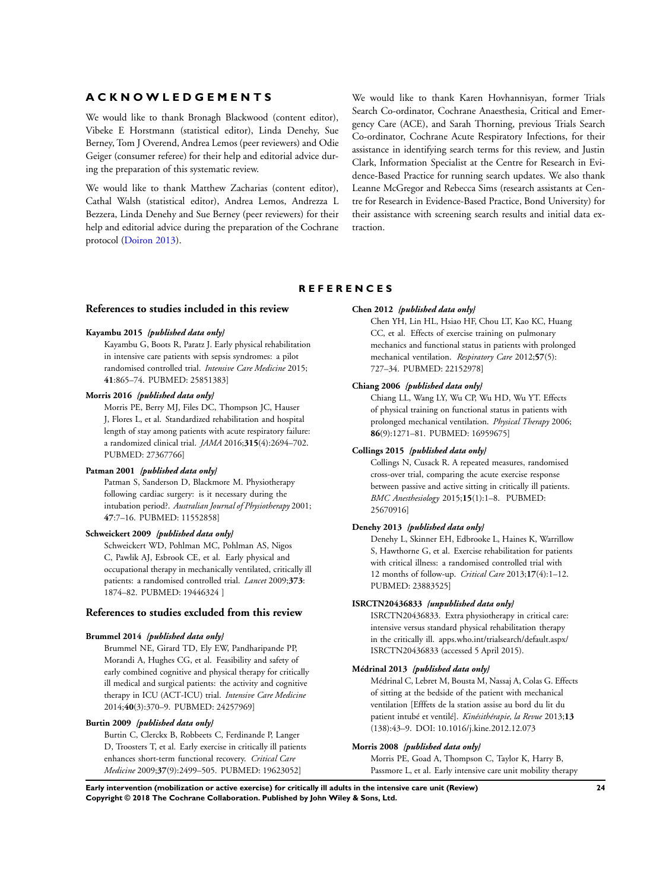## ACKNOWLEDGEMENTS

We would like to thank Bronagh Blackwood (content editor), Vibeke E Horstmann (statistical editor), Linda Denehy, Sue Berney, Tom J Overend, Andrea Lemos (peer reviewers) and Odie Geiger (consumer referee) for their help and editorial advice during the preparation of this systematic review.

We would like to thank Matthew Zacharias (content editor), Cathal Walsh (statistical editor), Andrea Lemos, Andrezza L Bezzera, Linda Denehy and Sue Berney (peer reviewers) for their help and editorial advice during the preparation of the Cochrane protocol (Doiron 2013).

We would like to thank Karen Hovhannisyan, former Trials Search Co-ordinator, Cochrane Anaesthesia, Critical and Emergency Care (ACE), and Sarah Thorning, previous Trials Search Co-ordinator, Cochrane Acute Respiratory Infections, for their assistance in identifying search terms for this review, and Justin Clark, Information Specialist at the Centre for Research in Evidence-Based Practice for running search updates. We also thank Leanne McGregor and Rebecca Sims (research assistants at Centre for Research in Evidence-Based Practice, Bond University) for their assistance with screening search results and initial data extraction.

## REFERENCES

### References to studies included in this review

**Kayambu 2015** *{published data only}*

Kayambu G, Boots R, Paratz J. Early physical rehabilitation in intensive care patients with sepsis syndromes: a pilot randomised controlled trial. *Intensive Care Medicine* 2015; **41**:865–74. PUBMED: 25851383]

**Morris 2016** *{published data only}*

Morris PE, Berry MJ, Files DC, Thompson JC, Hauser J, Flores L, et al. Standardized rehabilitation and hospital length of stay among patients with acute respiratory failure: a randomized clinical trial. *JAMA* 2016;**315**(4):2694–702. PUBMED: 27367766]

**Patman 2001** *{published data only}*

Patman S, Sanderson D, Blackmore M. Physiotherapy following cardiac surgery: is it necessary during the intubation period?. *Australian Journal of Physiotherapy* 2001; **47**:7–16. PUBMED: 11552858]

**Schweickert 2009** *{published data only}*

Schweickert WD, Pohlman MC, Pohlman AS, Nigos C, Pawlik AJ, Esbrook CE, et al. Early physical and occupational therapy in mechanically ventilated, critically ill patients: a randomised controlled trial. *Lancet* 2009;**373**: 1874–82. PUBMED: 19446324 ]

### References to studies excluded from this review

**Brummel 2014** *{published data only}*

Brummel NE, Girard TD, Ely EW, Pandharipande PP, Morandi A, Hughes CG, et al. Feasibility and safety of early combined cognitive and physical therapy for critically ill medical and surgical patients: the activity and cognitive therapy in ICU (ACT-ICU) trial. *Intensive Care Medicine* 2014;**40**(3):370–9. PUBMED: 24257969]

**Burtin 2009** *{published data only}*

Burtin C, Clerckx B, Robbeets C, Ferdinande P, Langer D, Troosters T, et al. Early exercise in critically ill patients enhances short-term functional recovery. *Critical Care Medicine* 2009;**37**(9):2499–505. PUBMED: 19623052]

**Chen 2012** *{published data only}*

Chen YH, Lin HL, Hsiao HF, Chou LT, Kao KC, Huang CC, et al. Effects of exercise training on pulmonary mechanics and functional status in patients with prolonged mechanical ventilation. *Respiratory Care* 2012;**57**(5): 727–34. PUBMED: 22152978]

**Chiang 2006** *{published data only}*

Chiang LL, Wang LY, Wu CP, Wu HD, Wu YT. Effects of physical training on functional status in patients with prolonged mechanical ventilation. *Physical Therapy* 2006; **86**(9):1271–81. PUBMED: 16959675]

**Collings 2015** *{published data only}*

Collings N, Cusack R. A repeated measures, randomised cross-over trial, comparing the acute exercise response between passive and active sitting in critically ill patients. *BMC Anesthesiology* 2015;**15**(1):1–8. PUBMED: 25670916]

**Denehy 2013** *{published data only}*

Denehy L, Skinner EH, Edbrooke L, Haines K, Warrillow S, Hawthorne G, et al. Exercise rehabilitation for patients with critical illness: a randomised controlled trial with 12 months of follow-up. *Critical Care* 2013;**17**(4):1–12. PUBMED: 23883525]

**ISRCTN20436833** *{unpublished data only}*

ISRCTN20436833. Extra physiotherapy in critical care: intensive versus standard physical rehabilitation therapy in the critically ill. apps.who.int/trialsearch/default.aspx/ ISRCTN20436833 (accessed 5 April 2015).

**Médrinal 2013** *{published data only}*

Médrinal C, Lebret M, Bousta M, Nassaj A, Colas G. Effects of sitting at the bedside of the patient with mechanical ventilation [Efffets de la station assise au bord du lit du patient intubé et ventilé]. *Kinésithérapie, la Revue* 2013;**13** (138):43–9. DOI: 10.1016/j.kine.2012.12.073

**Morris 2008** *{published data only}*

Morris PE, Goad A, Thompson C, Taylor K, Harry B, Passmore L, et al. Early intensive care unit mobility therapy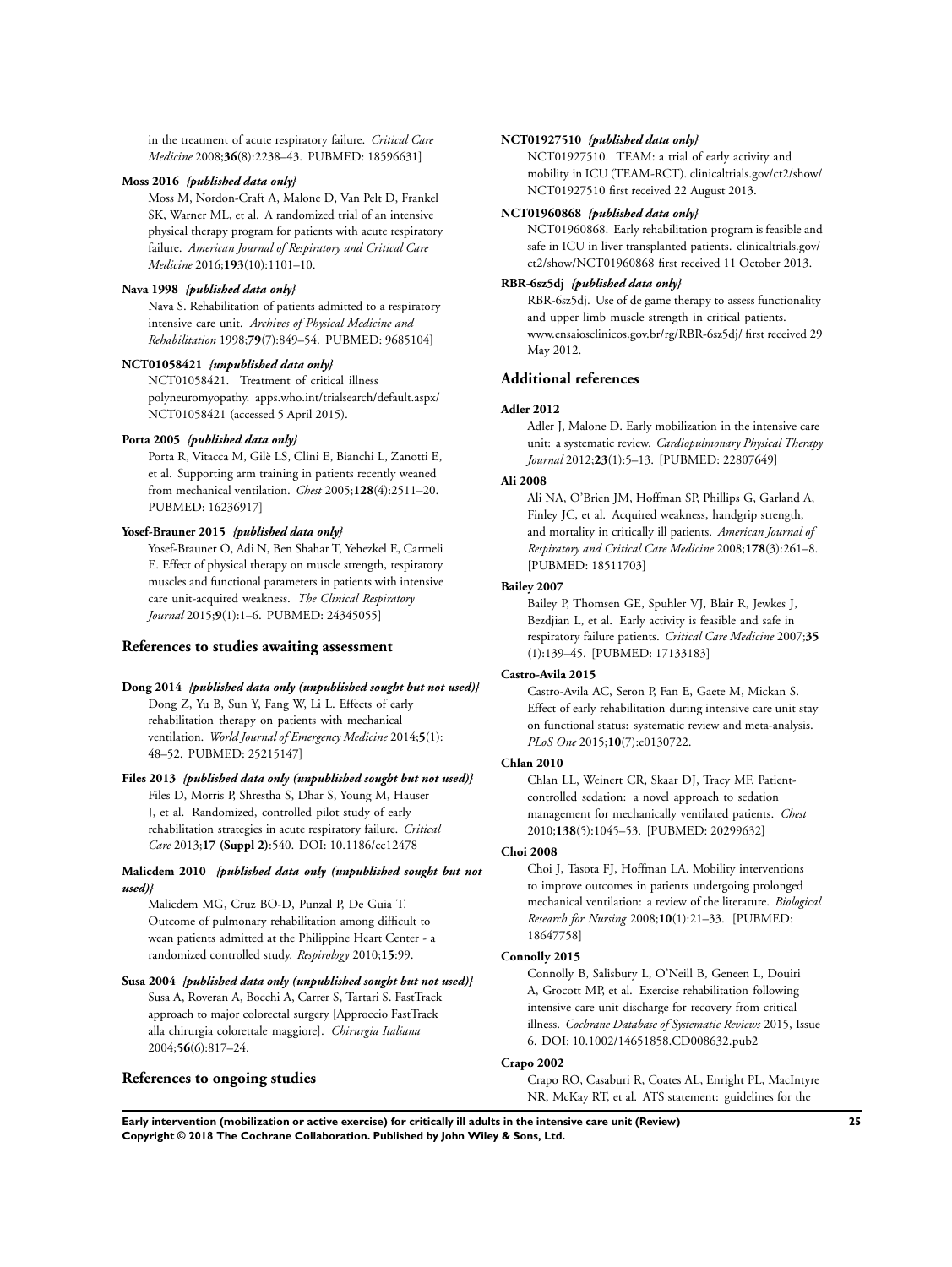in the treatment of acute respiratory failure. *Critical Care Medicine* 2008;**36**(8):2238–43. PUBMED: 18596631]

**Moss 2016** *{published data only}*

Moss M, Nordon-Craft A, Malone D, Van Pelt D, Frankel SK, Warner ML, et al. A randomized trial of an intensive physical therapy program for patients with acute respiratory failure. *American Journal of Respiratory and Critical Care Medicine* 2016;**193**(10):1101–10.

**Nava 1998** *{published data only}*

Nava S. Rehabilitation of patients admitted to a respiratory intensive care unit. *Archives of Physical Medicine and Rehabilitation* 1998;**79**(7):849–54. PUBMED: 9685104]

**NCT01058421** *{unpublished data only}*

NCT01058421. Treatment of critical illness polyneuromyopathy. apps.who.int/trialsearch/default.aspx/NCT01058421 (accessed 5 April 2015).

**Porta 2005** *{published data only}*

Porta R, Vitacca M, Gilè LS, Clini E, Bianchi L, Zanotti E, et al. Supporting arm training in patients recently weaned from mechanical ventilation. *Chest* 2005;**128**(4):2511–20. PUBMED: 16236917]

**Yosef-Brauner 2015** *{published data only}*

Yosef-Brauner O, Adi N, Ben Shahar T, Yehezkel E, Carmeli E. Effect of physical therapy on muscle strength, respiratory muscles and functional parameters in patients with intensive care unit-acquired weakness. *The Clinical Respiratory Journal* 2015;**9**(1):1–6. PUBMED: 24345055]

## References to studies awaiting assessment

**Dong 2014** *{published data only (unpublished sought but not used)}*

Dong Z, Yu B, Sun Y, Fang W, Li L. Effects of early rehabilitation therapy on patients with mechanical ventilation. *World Journal of Emergency Medicine* 2014;**5**(1):48–52. PUBMED: 25215147]

**Files 2013** *{published data only (unpublished sought but not used)}*

Files D, Morris P, Shrestha S, Dhar S, Young M, Hauser J, et al. Randomized, controlled pilot study of early rehabilitation strategies in acute respiratory failure. *Critical Care* 2013;**17 (Suppl 2)**:540. DOI: 10.1186/cc12478

**Malicdem 2010** *{published data only (unpublished sought but not used)}*

Malicdem MG, Cruz BO-D, Punzal P, De Guia T. Outcome of pulmonary rehabilitation among difficult to wean patients admitted at the Philippine Heart Center - a randomized controlled study. *Respirology* 2010;**15**:99.

**Susa 2004** *{published data only (unpublished sought but not used)}*

Susa A, Roveran A, Bocchi A, Carrer S, Tartari S. FastTrack approach to major colorectal surgery [Approccio FastTrack alla chirurgia colorettale maggiore]. *Chirurgia Italiana* 2004;**56**(6):817–24.

## References to ongoing studies

**NCT01927510** *{published data only}*

NCT01927510. TEAM: a trial of early activity and mobility in ICU (TEAM-RCT). clinicaltrials.gov/ct2/show/NCT01927510 first received 22 August 2013.

**NCT01960868** *{published data only}*

NCT01960868. Early rehabilitation program is feasible and safe in ICU in liver transplanted patients. clinicaltrials.gov/ct2/show/NCT01960868 first received 11 October 2013.

**RBR-6sz5dj** *{published data only}*

RBR-6sz5dj. Use of de game therapy to assess functionality and upper limb muscle strength in critical patients. www.ensaiosclinicos.gov.br/rg/RBR-6sz5dj/ first received 29 May 2012.

## Additional references

**Adler 2012**

Adler J, Malone D. Early mobilization in the intensive care unit: a systematic review. *Cardiopulmonary Physical Therapy Journal* 2012;**23**(1):5–13. [PUBMED: 22807649]

**Ali 2008**

Ali NA, O'Brien JM, Hoffman SP, Phillips G, Garland A, Finley JC, et al. Acquired weakness, handgrip strength, and mortality in critically ill patients. *American Journal of Respiratory and Critical Care Medicine* 2008;**178**(3):261–8. [PUBMED: 18511703]

**Bailey 2007**

Bailey P, Thomsen GE, Spuhler VJ, Blair R, Jewkes J, Bezdjian L, et al. Early activity is feasible and safe in respiratory failure patients. *Critical Care Medicine* 2007;**35**(1):139–45. [PUBMED: 17133183]

**Castro-Avila 2015**

Castro-Avila AC, Seron P, Fan E, Gaete M, Mickan S. Effect of early rehabilitation during intensive care unit stay on functional status: systematic review and meta-analysis. *PLoS One* 2015;**10**(7):e0130722.

**Chlan 2010**

Chlan LL, Weinert CR, Skaar DJ, Tracy MF. Patient-controlled sedation: a novel approach to sedation management for mechanically ventilated patients. *Chest* 2010;**138**(5):1045–53. [PUBMED: 20299632]

**Choi 2008**

Choi J, Tasota FJ, Hoffman LA. Mobility interventions to improve outcomes in patients undergoing prolonged mechanical ventilation: a review of the literature. *Biological Research for Nursing* 2008;**10**(1):21–33. [PUBMED: 18647758]

**Connolly 2015**

Connolly B, Salisbury L, O'Neill B, Geneen L, Douiri A, Grocott MP, et al. Exercise rehabilitation following intensive care unit discharge for recovery from critical illness. *Cochrane Database of Systematic Reviews* 2015, Issue 6. DOI: 10.1002/14651858.CD008632.pub2

**Crapo 2002**

Crapo RO, Casaburi R, Coates AL, Enright PL, MacIntyre NR, McKay RT, et al. ATS statement: guidelines for the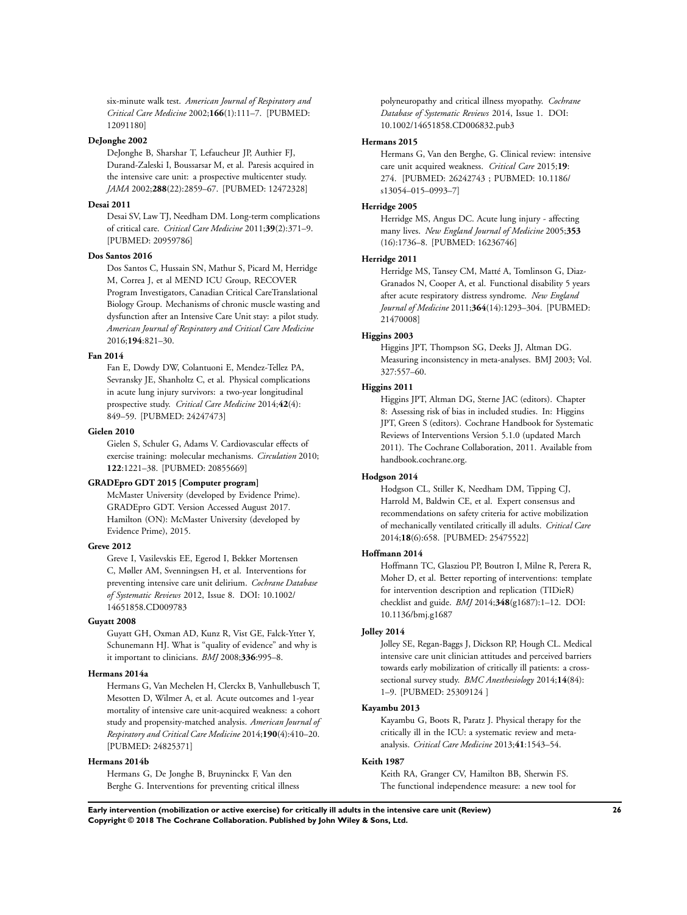six-minute walk test. *American Journal of Respiratory and Critical Care Medicine* 2002;**166**(1):111–7. [PUBMED: 12091180]

**DeJonghe 2002**

DeJonghe B, Sharshar T, Lefaucheur JP, Authier FJ, Durand-Zaleski I, Boussarsar M, et al. Paresis acquired in the intensive care unit: a prospective multicenter study. *JAMA* 2002;**288**(22):2859–67. [PUBMED: 12472328]

**Desai 2011**

Desai SV, Law TJ, Needham DM. Long-term complications of critical care. *Critical Care Medicine* 2011;**39**(2):371–9. [PUBMED: 20959786]

**Dos Santos 2016**

Dos Santos C, Hussain SN, Mathur S, Picard M, Herridge M, Correa J, et al MEND ICU Group, RECOVER Program Investigators, Canadian Critical CareTranslational Biology Group. Mechanisms of chronic muscle wasting and dysfunction after an Intensive Care Unit stay: a pilot study. *American Journal of Respiratory and Critical Care Medicine* 2016;**194**:821–30.

**Fan 2014**

Fan E, Dowdy DW, Colantuoni E, Mendez-Tellez PA, Sevransky JE, Shanholtz C, et al. Physical complications in acute lung injury survivors: a two-year longitudinal prospective study. *Critical Care Medicine* 2014;**42**(4): 849–59. [PUBMED: 24247473]

**Gielen 2010**

Gielen S, Schuler G, Adams V. Cardiovascular effects of exercise training: molecular mechanisms. *Circulation* 2010; **122**:1221–38. [PUBMED: 20855669]

**GRADEpro GDT 2015 [Computer program]**

McMaster University (developed by Evidence Prime). GRADEpro GDT. Version Accessed August 2017. Hamilton (ON): McMaster University (developed by Evidence Prime), 2015.

**Greve 2012**

Greve I, Vasilevskis EE, Egerod I, Bekker Mortensen C, Møller AM, Svenningsen H, et al. Interventions for preventing intensive care unit delirium. *Cochrane Database of Systematic Reviews* 2012, Issue 8. DOI: 10.1002/14651858.CD009783

**Guyatt 2008**

Guyatt GH, Oxman AD, Kunz R, Vist GE, Falck-Ytter Y, Schunemann HJ. What is "quality of evidence" and why is it important to clinicians. *BMJ* 2008;**336**:995–8.

**Hermans 2014a**

Hermans G, Van Mechelen H, Clerckx B, Vanhullebusch T, Mesotten D, Wilmer A, et al. Acute outcomes and 1-year mortality of intensive care unit-acquired weakness: a cohort study and propensity-matched analysis. *American Journal of Respiratory and Critical Care Medicine* 2014;**190**(4):410–20. [PUBMED: 24825371]

**Hermans 2014b**

Hermans G, De Jonghe B, Bruyninckx F, Van den Berghe G. Interventions for preventing critical illness polyneuropathy and critical illness myopathy. *Cochrane Database of Systematic Reviews* 2014, Issue 1. DOI: 10.1002/14651858.CD006832.pub3

**Hermans 2015**

Hermans G, Van den Berghe, G. Clinical review: intensive care unit acquired weakness. *Critical Care* 2015;**19**: 274. [PUBMED: 26242743 ; PUBMED: 10.1186/s13054–015–0993–7]

**Herridge 2005**

Herridge MS, Angus DC. Acute lung injury - affecting many lives. *New England Journal of Medicine* 2005;**353** (16):1736–8. [PUBMED: 16236746]

**Herridge 2011**

Herridge MS, Tansey CM, Matté A, Tomlinson G, Diaz-Granados N, Cooper A, et al. Functional disability 5 years after acute respiratory distress syndrome. *New England Journal of Medicine* 2011;**364**(14):1293–304. [PUBMED: 21470008]

**Higgins 2003**

Higgins JPT, Thompson SG, Deeks JJ, Altman DG. Measuring inconsistency in meta-analyses. BMJ 2003; Vol. 327:557–60.

**Higgins 2011**

Higgins JPT, Altman DG, Sterne JAC (editors). Chapter 8: Assessing risk of bias in included studies. In: Higgins JPT, Green S (editors). Cochrane Handbook for Systematic Reviews of Interventions Version 5.1.0 (updated March 2011). The Cochrane Collaboration, 2011. Available from handbook.cochrane.org.

**Hodgson 2014**

Hodgson CL, Stiller K, Needham DM, Tipping CJ, Harrold M, Baldwin CE, et al. Expert consensus and recommendations on safety criteria for active mobilization of mechanically ventilated critically ill adults. *Critical Care* 2014;**18**(6):658. [PUBMED: 25475522]

**Hoffmann 2014**

Hoffmann TC, Glasziou PP, Boutron I, Milne R, Perera R, Moher D, et al. Better reporting of interventions: template for intervention description and replication (TIDieR) checklist and guide. *BMJ* 2014;**348**(g1687):1–12. DOI: 10.1136/bmj.g1687

**Jolley 2014**

Jolley SE, Regan-Baggs J, Dickson RP, Hough CL. Medical intensive care unit clinician attitudes and perceived barriers towards early mobilization of critically ill patients: a cross-sectional survey study. *BMC Anesthesiology* 2014;**14**(84): 1–9. [PUBMED: 25309124 ]

**Kayambu 2013**

Kayambu G, Boots R, Paratz J. Physical therapy for the critically ill in the ICU: a systematic review and meta-analysis. *Critical Care Medicine* 2013;**41**:1543–54.

**Keith 1987**

Keith RA, Granger CV, Hamilton BB, Sherwin FS. The functional independence measure: a new tool for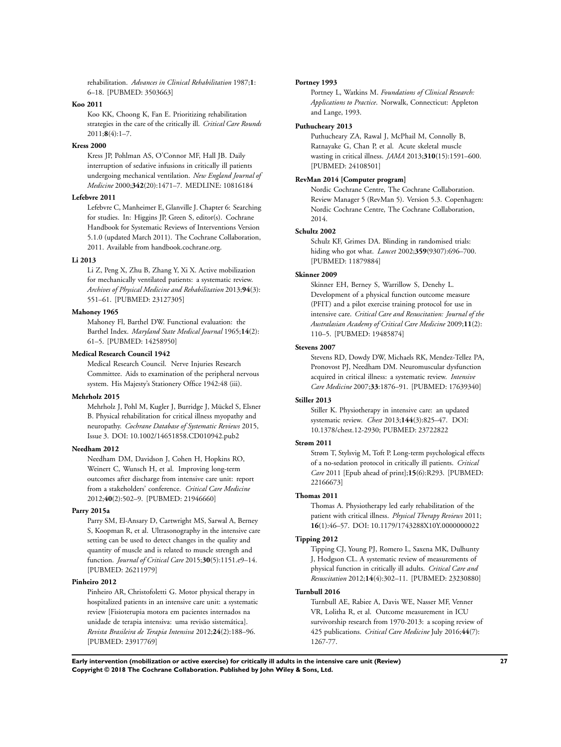rehabilitation. *Advances in Clinical Rehabilitation* 1987;**1**: 6–18. [PUBMED: 3503663]

**Koo 2011**

Koo KK, Choong K, Fan E. Prioritizing rehabilitation strategies in the care of the critically ill. *Critical Care Rounds* 2011;**8**(4):1–7.

**Kress 2000**

Kress JP, Pohlman AS, O'Connor MF, Hall JB. Daily interruption of sedative infusions in critically ill patients undergoing mechanical ventilation. *New England Journal of Medicine* 2000;**342**(20):1471–7. MEDLINE: 10816184

**Lefebvre 2011**

Lefebvre C, Manheimer E, Glanville J. Chapter 6: Searching for studies. In: Higgins JP, Green S, editor(s). Cochrane Handbook for Systematic Reviews of Interventions Version 5.1.0 (updated March 2011). The Cochrane Collaboration, 2011. Available from handbook.cochrane.org.

**Li 2013**

Li Z, Peng X, Zhu B, Zhang Y, Xi X. Active mobilization for mechanically ventilated patients: a systematic review. *Archives of Physical Medicine and Rehabilitation* 2013;**94**(3): 551–61. [PUBMED: 23127305]

**Mahoney 1965**

Mahoney Fl, Barthel DW. Functional evaluation: the Barthel Index. *Maryland State Medical Journal* 1965;**14**(2): 61–5. [PUBMED: 14258950]

**Medical Research Council 1942**

Medical Research Council. Nerve Injuries Research Committee. Aids to examination of the peripheral nervous system. His Majesty's Stationery Office 1942:48 (iii).

**Mehrholz 2015**

Mehrholz J, Pohl M, Kugler J, Burridge J, Mückel S, Elsner B. Physical rehabilitation for critical illness myopathy and neuropathy. *Cochrane Database of Systematic Reviews* 2015, Issue 3. DOI: 10.1002/14651858.CD010942.pub2

**Needham 2012**

Needham DM, Davidson J, Cohen H, Hopkins RO, Weinert C, Wunsch H, et al. Improving long-term outcomes after discharge from intensive care unit: report from a stakeholders' conference. *Critical Care Medicine* 2012;**40**(2):502–9. [PUBMED: 21946660]

**Parry 2015a**

Parry SM, El-Ansary D, Cartwright MS, Sarwal A, Berney S, Koopman R, et al. Ultrasonography in the intensive care setting can be used to detect changes in the quality and quantity of muscle and is related to muscle strength and function. *Journal of Critical Care* 2015;**30**(5):1151.e9–14. [PUBMED: 26211979]

**Pinheiro 2012**

Pinheiro AR, Christofoletti G. Motor physical therapy in hospitalized patients in an intensive care unit: a systematic review [Fisioterupia motora em pacientes internados na unidade de terapia intensiva: uma revisão sistemática]. *Revista Brasileira de Terapia Intensiva* 2012;**24**(2):188–96. [PUBMED: 23917769]

**Portney 1993**

Portney L, Watkins M. *Foundations of Clinical Research: Applications to Practice*. Norwalk, Connecticut: Appleton and Lange, 1993.

**Puthucheary 2013**

Puthucheary ZA, Rawal J, McPhail M, Connolly B, Ratnayake G, Chan P, et al. Acute skeletal muscle wasting in critical illness. *JAMA* 2013;**310**(15):1591–600. [PUBMED: 24108501]

**RevMan 2014 [Computer program]**

Nordic Cochrane Centre, The Cochrane Collaboration. Review Manager 5 (RevMan 5). Version 5.3. Copenhagen: Nordic Cochrane Centre, The Cochrane Collaboration, 2014.

**Schultz 2002**

Schulz KF, Grimes DA. Blinding in randomised trials: hiding who got what. *Lancet* 2002;**359**(9307):696–700. [PUBMED: 11879884]

**Skinner 2009**

Skinner EH, Berney S, Warrillow S, Denehy L. Development of a physical function outcome measure (PFIT) and a pilot exercise training protocol for use in intensive care. *Critical Care and Resuscitation: Journal of the Australasian Academy of Critical Care Medicine* 2009;**11**(2): 110–5. [PUBMED: 19485874]

**Stevens 2007**

Stevens RD, Dowdy DW, Michaels RK, Mendez-Tellez PA, Pronovost PJ, Needham DM. Neuromuscular dysfunction acquired in critical illness: a systematic review. *Intensive Care Medicine* 2007;**33**:1876–91. [PUBMED: 17639340]

**Stiller 2013**

Stiller K. Physiotherapy in intensive care: an updated systematic review. *Chest* 2013;**144**(3):825–47. DOI: 10.1378/chest.12-2930; PUBMED: 23722822

**Strøm 2011**

Strøm T, Stylsvig M, Toft P. Long-term psychological effects of a no-sedation protocol in critically ill patients. *Critical Care* 2011 [Epub ahead of print];**15**(6):R293. [PUBMED: 22166673]

**Thomas 2011**

Thomas A. Physiotherapy led early rehabilitation of the patient with critical illness. *Physical Therapy Reviews* 2011; **16**(1):46–57. DOI: 10.1179/1743288X10Y.0000000022

**Tipping 2012**

Tipping CJ, Young PJ, Romero L, Saxena MK, Dulhunty J, Hodgson CL. A systematic review of measurements of physical function in critically ill adults. *Critical Care and Resuscitation* 2012;**14**(4):302–11. [PUBMED: 23230880]

**Turnbull 2016**

Turnbull AE, Rabiee A, Davis WE, Nasser MF, Venner VR, Lolitha R, et al. Outcome measurement in ICU survivorship research from 1970-2013: a scoping review of 425 publications. *Critical Care Medicine* July 2016;**44**(7): 1267-77.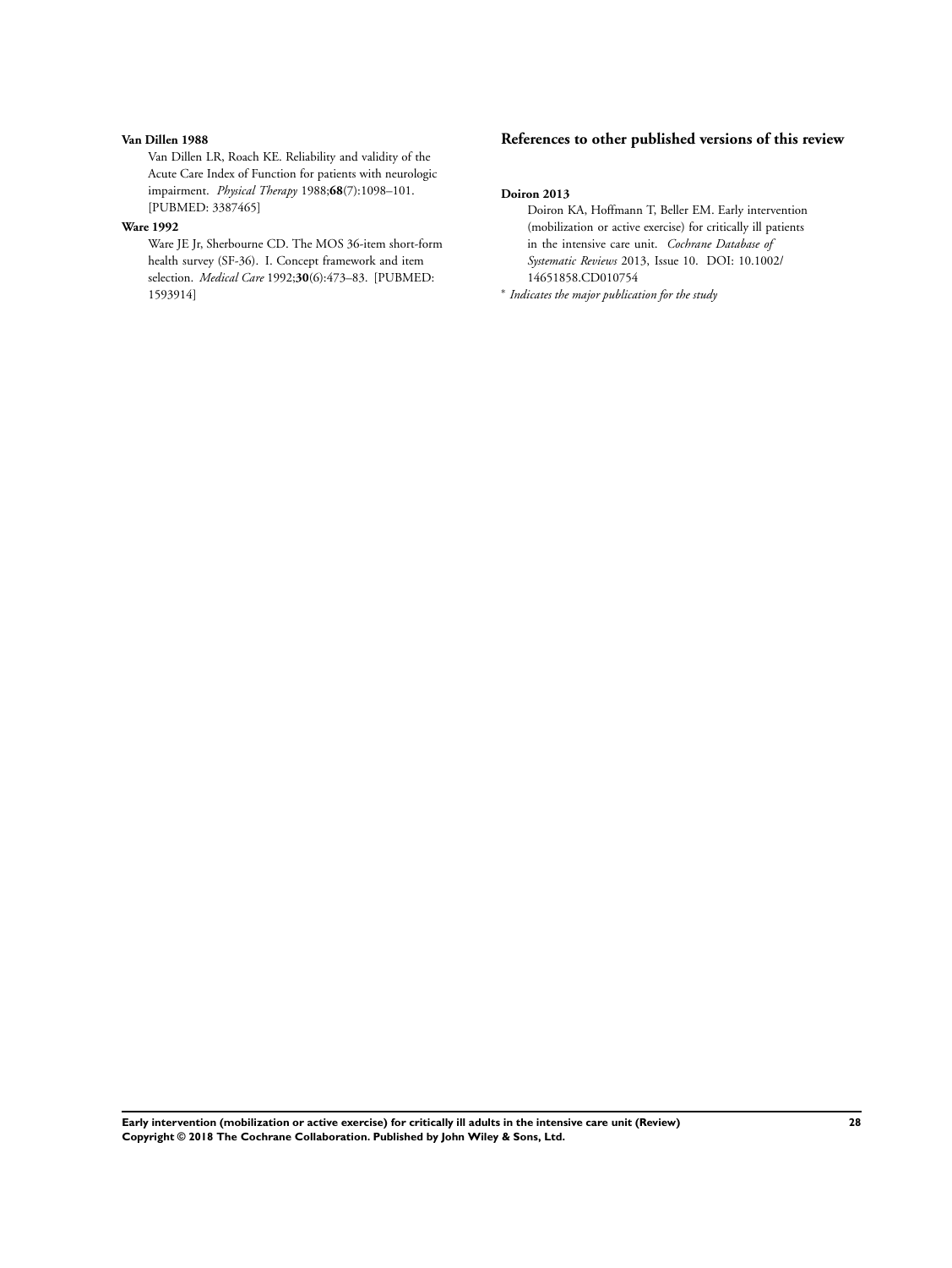**Van Dillen 1988**

Van Dillen LR, Roach KE. Reliability and validity of the Acute Care Index of Function for patients with neurologic impairment. *Physical Therapy* 1988;**68**(7):1098–101. [PUBMED: 3387465]

**Ware 1992**

Ware JE Jr, Sherbourne CD. The MOS 36-item short-form health survey (SF-36). I. Concept framework and item selection. *Medical Care* 1992;**30**(6):473–83. [PUBMED: 1593914]

## References to other published versions of this review

**Doiron 2013**

Doiron KA, Hoffmann T, Beller EM. Early intervention (mobilization or active exercise) for critically ill patients in the intensive care unit. *Cochrane Database of Systematic Reviews* 2013, Issue 10. DOI: 10.1002/14651858.CD010754

* *Indicates the major publication for the study*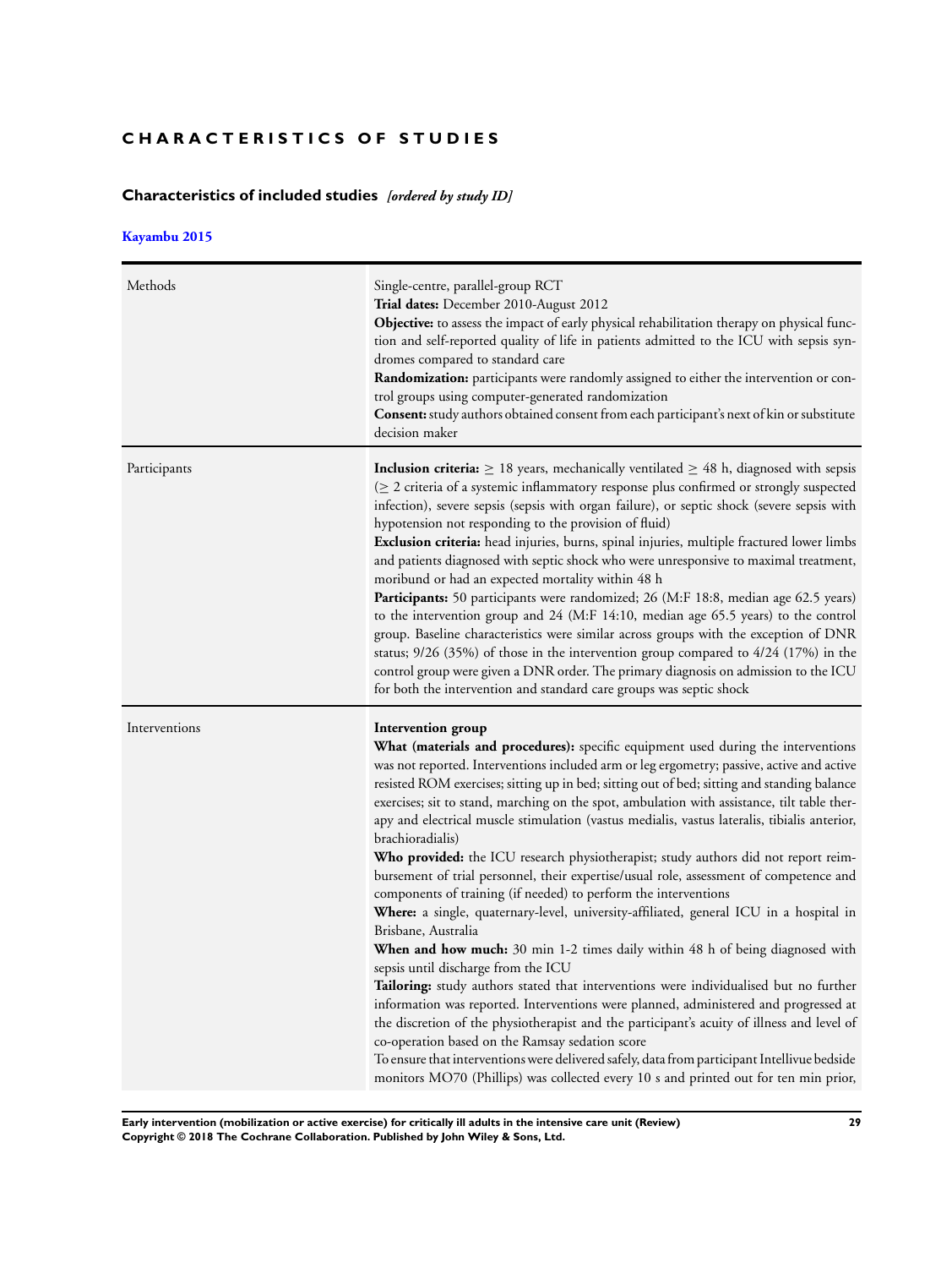# CHARACTERISTICS OF STUDIES

## Characteristics of included studies *[ordered by study ID]*

### Kayambu 2015

| | |
|---|---|
| Methods | Single-centre, parallel-group RCT<br>**Trial dates:** December 2010-August 2012<br>**Objective:** to assess the impact of early physical rehabilitation therapy on physical function and self-reported quality of life in patients admitted to the ICU with sepsis syndromes compared to standard care<br>**Randomization:** participants were randomly assigned to either the intervention or control groups using computer-generated randomization<br>**Consent:** study authors obtained consent from each participant's next of kin or substitute decision maker |
| Participants | **Inclusion criteria:** ≥ 18 years, mechanically ventilated ≥ 48 h, diagnosed with sepsis (≥ 2 criteria of a systemic inflammatory response plus confirmed or strongly suspected infection), severe sepsis (sepsis with organ failure), or septic shock (severe sepsis with hypotension not responding to the provision of fluid)<br>**Exclusion criteria:** head injuries, burns, spinal injuries, multiple fractured lower limbs and patients diagnosed with septic shock who were unresponsive to maximal treatment, moribund or had an expected mortality within 48 h<br>**Participants:** 50 participants were randomized; 26 (M:F 18:8, median age 62.5 years) to the intervention group and 24 (M:F 14:10, median age 65.5 years) to the control group. Baseline characteristics were similar across groups with the exception of DNR status; 9/26 (35%) of those in the intervention group compared to 4/24 (17%) in the control group were given a DNR order. The primary diagnosis on admission to the ICU for both the intervention and standard care groups was septic shock |
| Interventions | **Intervention group**<br>**What (materials and procedures):** specific equipment used during the interventions was not reported. Interventions included arm or leg ergometry; passive, active and active resisted ROM exercises; sitting up in bed; sitting out of bed; sitting and standing balance exercises; sit to stand, marching on the spot, ambulation with assistance, tilt table therapy and electrical muscle stimulation (vastus medialis, vastus lateralis, tibialis anterior, brachioradialis)<br>**Who provided:** the ICU research physiotherapist; study authors did not report reimbursement of trial personnel, their expertise/usual role, assessment of competence and components of training (if needed) to perform the interventions<br>**Where:** a single, quaternary-level, university-affiliated, general ICU in a hospital in Brisbane, Australia<br>**When and how much:** 30 min 1-2 times daily within 48 h of being diagnosed with sepsis until discharge from the ICU<br>**Tailoring:** study authors stated that interventions were individualised but no further information was reported. Interventions were planned, administered and progressed at the discretion of the physiotherapist and the participant's acuity of illness and level of co-operation based on the Ramsay sedation score<br>To ensure that interventions were delivered safely, data from participant Intellivue bedside monitors MO70 (Phillips) was collected every 10 s and printed out for ten min prior, |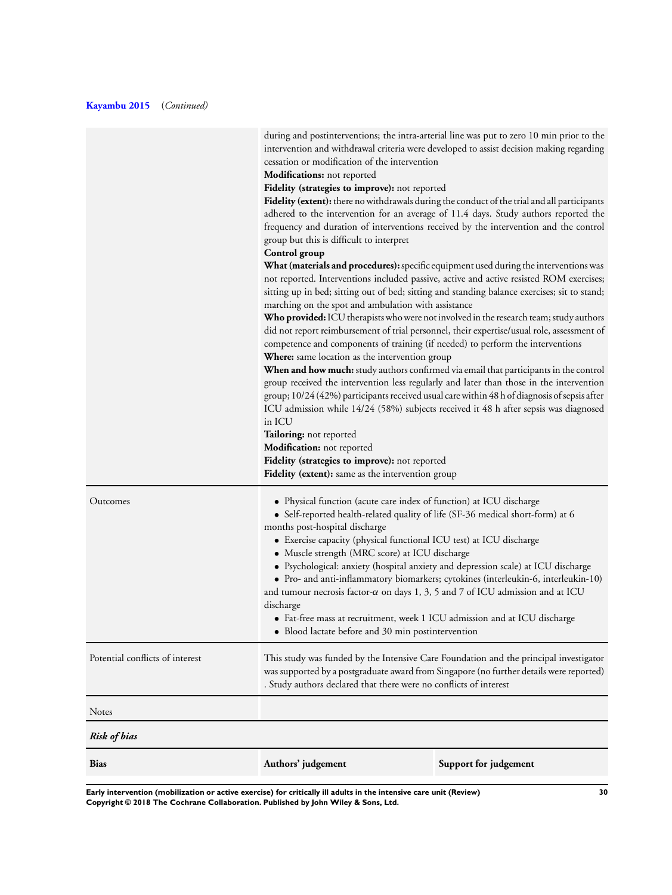**Kayambu 2015** (*Continued*)

| | |
|---|---|
| | during and postinterventions; the intra-arterial line was put to zero 10 min prior to the intervention and withdrawal criteria were developed to assist decision making regarding cessation or modification of the intervention<br>**Modifications:** not reported<br>**Fidelity (strategies to improve):** not reported<br>**Fidelity (extent):** there no withdrawals during the conduct of the trial and all participants adhered to the intervention for an average of 11.4 days. Study authors reported the frequency and duration of interventions received by the intervention and the control group but this is difficult to interpret<br>**Control group**<br>**What (materials and procedures):** specific equipment used during the interventions was not reported. Interventions included passive, active and active resisted ROM exercises; sitting up in bed; sitting out of bed; sitting and standing balance exercises; sit to stand; marching on the spot and ambulation with assistance<br>**Who provided:** ICU therapists who were not involved in the research team; study authors did not report reimbursement of trial personnel, their expertise/usual role, assessment of competence and components of training (if needed) to perform the interventions<br>**Where:** same location as the intervention group<br>**When and how much:** study authors confirmed via email that participants in the control group received the intervention less regularly and later than those in the intervention group; 10/24 (42%) participants received usual care within 48 h of diagnosis of sepsis after ICU admission while 14/24 (58%) subjects received it 48 h after sepsis was diagnosed in ICU<br>**Tailoring:** not reported<br>**Modification:** not reported<br>**Fidelity (strategies to improve):** not reported<br>**Fidelity (extent):** same as the intervention group |
| Outcomes | • Physical function (acute care index of function) at ICU discharge<br>• Self-reported health-related quality of life (SF-36 medical short-form) at 6 months post-hospital discharge<br>• Exercise capacity (physical functional ICU test) at ICU discharge<br>• Muscle strength (MRC score) at ICU discharge<br>• Psychological: anxiety (hospital anxiety and depression scale) at ICU discharge<br>• Pro- and anti-inflammatory biomarkers; cytokines (interleukin-6, interleukin-10) and tumour necrosis factor-$\alpha$ on days 1, 3, 5 and 7 of ICU admission and at ICU discharge<br>• Fat-free mass at recruitment, week 1 ICU admission and at ICU discharge<br>• Blood lactate before and 30 min postintervention |
| Potential conflicts of interest | This study was funded by the Intensive Care Foundation and the principal investigator was supported by a postgraduate award from Singapore (no further details were reported) . Study authors declared that there were no conflicts of interest |
| Notes | |

***Risk of bias***

| **Bias** | **Authors' judgement** | **Support for judgement** |
|---|---|---|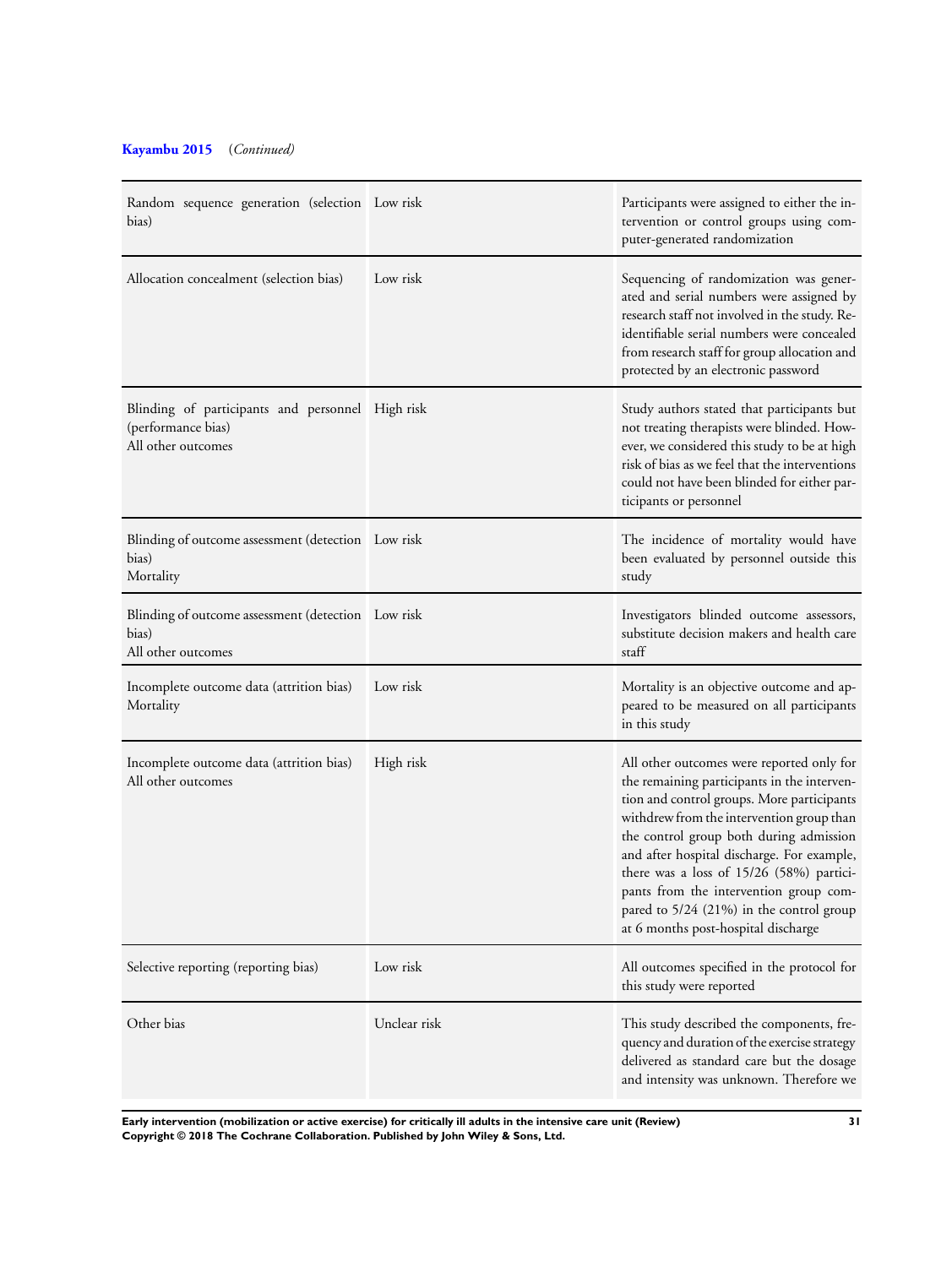**Kayambu 2015** (*Continued*)

| | | |
|---|---|---|
| Random sequence generation (selection bias) | Low risk | Participants were assigned to either the intervention or control groups using computer-generated randomization |
| Allocation concealment (selection bias) | Low risk | Sequencing of randomization was generated and serial numbers were assigned by research staff not involved in the study. Re-identifiable serial numbers were concealed from research staff for group allocation and protected by an electronic password |
| Blinding of participants and personnel (performance bias)<br>All other outcomes | High risk | Study authors stated that participants but not treating therapists were blinded. However, we considered this study to be at high risk of bias as we feel that the interventions could not have been blinded for either participants or personnel |
| Blinding of outcome assessment (detection bias)<br>Mortality | Low risk | The incidence of mortality would have been evaluated by personnel outside this study |
| Blinding of outcome assessment (detection bias)<br>All other outcomes | Low risk | Investigators blinded outcome assessors, substitute decision makers and health care staff |
| Incomplete outcome data (attrition bias)<br>Mortality | Low risk | Mortality is an objective outcome and appeared to be measured on all participants in this study |
| Incomplete outcome data (attrition bias)<br>All other outcomes | High risk | All other outcomes were reported only for the remaining participants in the intervention and control groups. More participants withdrew from the intervention group than the control group both during admission and after hospital discharge. For example, there was a loss of 15/26 (58%) participants from the intervention group compared to 5/24 (21%) in the control group at 6 months post-hospital discharge |
| Selective reporting (reporting bias) | Low risk | All outcomes specified in the protocol for this study were reported |
| Other bias | Unclear risk | This study described the components, frequency and duration of the exercise strategy delivered as standard care but the dosage and intensity was unknown. Therefore we |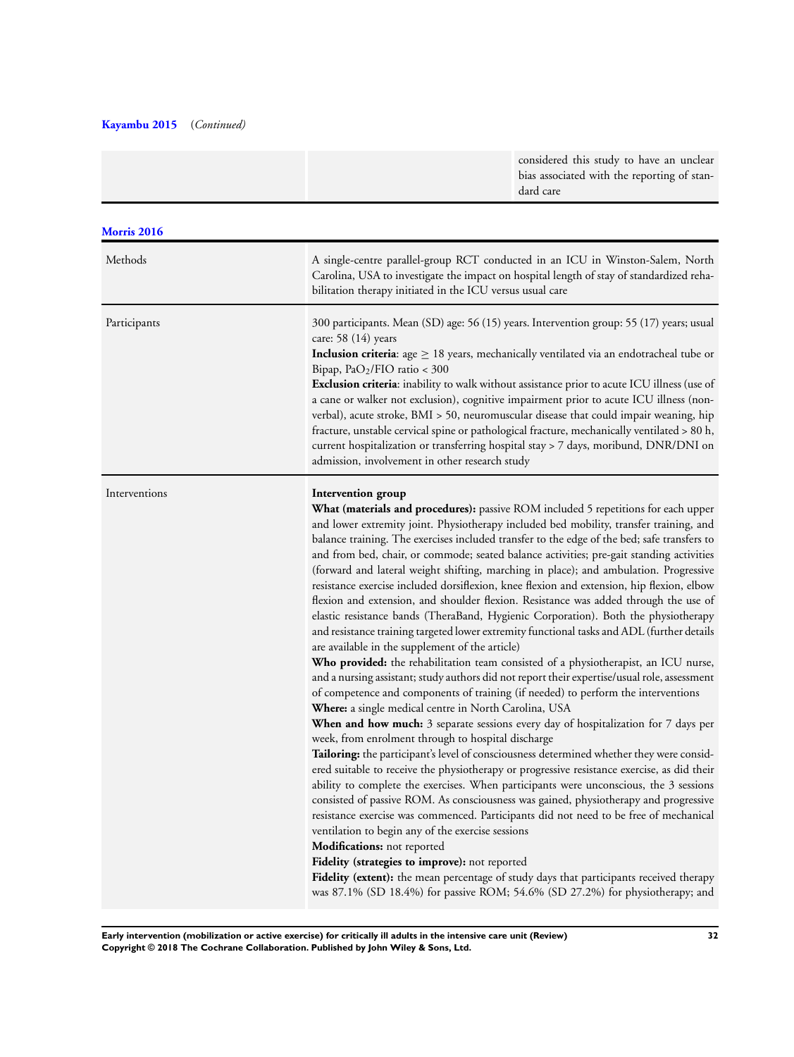**Kayambu 2015** (*Continued*)

| | | |
|---|---|---|
| | | considered this study to have an unclear bias associated with the reporting of standard care |

**Morris 2016**

| | |
|---|---|
| Methods | A single-centre parallel-group RCT conducted in an ICU in Winston-Salem, North Carolina, USA to investigate the impact on hospital length of stay of standardized rehabilitation therapy initiated in the ICU versus usual care |
| Participants | 300 participants. Mean (SD) age: 56 (15) years. Intervention group: 55 (17) years; usual care: 58 (14) years<br>**Inclusion criteria**: age ≥ 18 years, mechanically ventilated via an endotracheal tube or Bipap, $PaO_2$/FIO ratio < 300<br>**Exclusion criteria**: inability to walk without assistance prior to acute ICU illness (use of a cane or walker not exclusion), cognitive impairment prior to acute ICU illness (non-verbal), acute stroke, BMI > 50, neuromuscular disease that could impair weaning, hip fracture, unstable cervical spine or pathological fracture, mechanically ventilated > 80 h, current hospitalization or transferring hospital stay > 7 days, moribund, DNR/DNI on admission, involvement in other research study |
| Interventions | **Intervention group**<br>**What (materials and procedures):** passive ROM included 5 repetitions for each upper and lower extremity joint. Physiotherapy included bed mobility, transfer training, and balance training. The exercises included transfer to the edge of the bed; safe transfers to and from bed, chair, or commode; seated balance activities; pre-gait standing activities (forward and lateral weight shifting, marching in place); and ambulation. Progressive resistance exercise included dorsiflexion, knee flexion and extension, hip flexion, elbow flexion and extension, and shoulder flexion. Resistance was added through the use of elastic resistance bands (TheraBand, Hygienic Corporation). Both the physiotherapy and resistance training targeted lower extremity functional tasks and ADL (further details are available in the supplement of the article)<br>**Who provided:** the rehabilitation team consisted of a physiotherapist, an ICU nurse, and a nursing assistant; study authors did not report their expertise/usual role, assessment of competence and components of training (if needed) to perform the interventions<br>**Where:** a single medical centre in North Carolina, USA<br>**When and how much:** 3 separate sessions every day of hospitalization for 7 days per week, from enrolment through to hospital discharge<br>**Tailoring:** the participant's level of consciousness determined whether they were considered suitable to receive the physiotherapy or progressive resistance exercise, as did their ability to complete the exercises. When participants were unconscious, the 3 sessions consisted of passive ROM. As consciousness was gained, physiotherapy and progressive resistance exercise was commenced. Participants did not need to be free of mechanical ventilation to begin any of the exercise sessions<br>**Modifications:** not reported<br>**Fidelity (strategies to improve):** not reported<br>**Fidelity (extent):** the mean percentage of study days that participants received therapy was 87.1% (SD 18.4%) for passive ROM; 54.6% (SD 27.2%) for physiotherapy; and |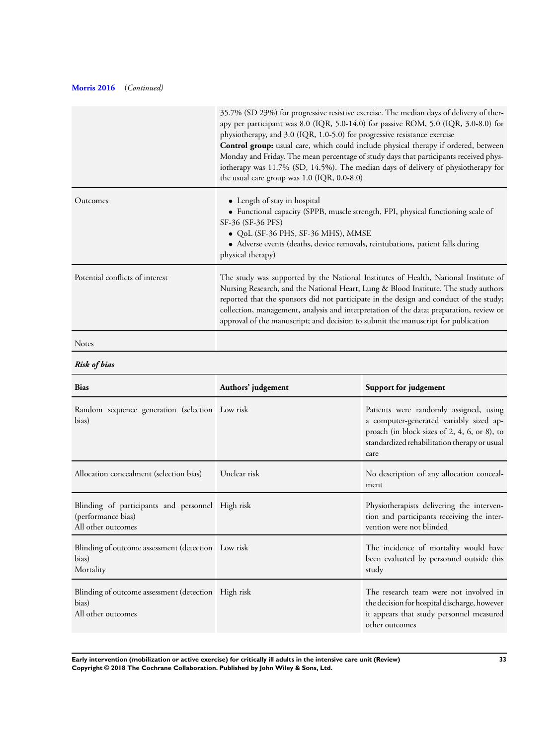**Morris 2016** (*Continued*)

| | |
|---|---|
| | 35.7% (SD 23%) for progressive resistive exercise. The median days of delivery of therapy per participant was 8.0 (IQR, 5.0-14.0) for passive ROM, 5.0 (IQR, 3.0-8.0) for physiotherapy, and 3.0 (IQR, 1.0-5.0) for progressive resistance exercise<br>**Control group:** usual care, which could include physical therapy if ordered, between Monday and Friday. The mean percentage of study days that participants received physiotherapy was 11.7% (SD, 14.5%). The median days of delivery of physiotherapy for the usual care group was 1.0 (IQR, 0.0-8.0) |
| Outcomes | • Length of stay in hospital<br>• Functional capacity (SPPB, muscle strength, FPI, physical functioning scale of SF-36 (SF-36 PFS)<br>• QoL (SF-36 PHS, SF-36 MHS), MMSE<br>• Adverse events (deaths, device removals, reintubations, patient falls during physical therapy) |
| Potential conflicts of interest | The study was supported by the National Institutes of Health, National Institute of Nursing Research, and the National Heart, Lung & Blood Institute. The study authors reported that the sponsors did not participate in the design and conduct of the study; collection, management, analysis and interpretation of the data; preparation, review or approval of the manuscript; and decision to submit the manuscript for publication |
| Notes | |

***Risk of bias***

| Bias | Authors' judgement | Support for judgement |
|---|---|---|
| Random sequence generation (selection bias) | Low risk | Patients were randomly assigned, using a computer-generated variably sized approach (in block sizes of 2, 4, 6, or 8), to standardized rehabilitation therapy or usual care |
| Allocation concealment (selection bias) | Unclear risk | No description of any allocation concealment |
| Blinding of participants and personnel (performance bias)<br>All other outcomes | High risk | Physiotherapists delivering the intervention and participants receiving the intervention were not blinded |
| Blinding of outcome assessment (detection bias)<br>Mortality | Low risk | The incidence of mortality would have been evaluated by personnel outside this study |
| Blinding of outcome assessment (detection bias)<br>All other outcomes | High risk | The research team were not involved in the decision for hospital discharge, however it appears that study personnel measured other outcomes |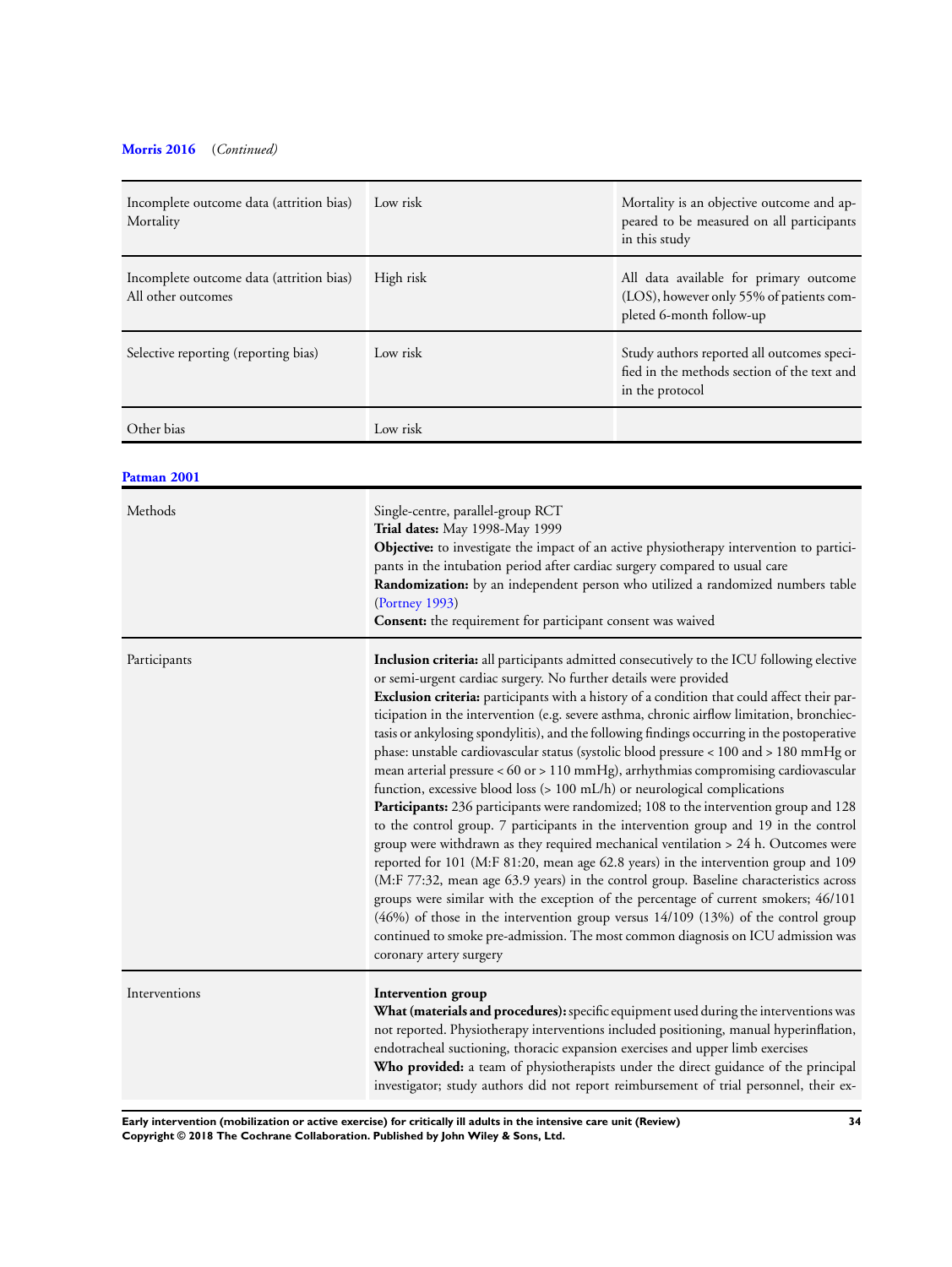**Morris 2016** (*Continued*)

| | | |
|---|---|---|
| Incomplete outcome data (attrition bias) Mortality | Low risk | Mortality is an objective outcome and appeared to be measured on all participants in this study |
| Incomplete outcome data (attrition bias) All other outcomes | High risk | All data available for primary outcome (LOS), however only 55% of patients completed 6-month follow-up |
| Selective reporting (reporting bias) | Low risk | Study authors reported all outcomes specified in the methods section of the text and in the protocol |
| Other bias | Low risk | |

**Patman 2001**

| | |
|---|---|
| Methods | Single-centre, parallel-group RCT<br>**Trial dates:** May 1998-May 1999<br>**Objective:** to investigate the impact of an active physiotherapy intervention to participants in the intubation period after cardiac surgery compared to usual care<br>**Randomization:** by an independent person who utilized a randomized numbers table (Portney 1993)<br>**Consent:** the requirement for participant consent was waived |
| Participants | **Inclusion criteria:** all participants admitted consecutively to the ICU following elective or semi-urgent cardiac surgery. No further details were provided<br>**Exclusion criteria:** participants with a history of a condition that could affect their participation in the intervention (e.g. severe asthma, chronic airflow limitation, bronchiectasis or ankylosing spondylitis), and the following findings occurring in the postoperative phase: unstable cardiovascular status (systolic blood pressure < 100 and > 180 mmHg or mean arterial pressure < 60 or > 110 mmHg), arrhythmias compromising cardiovascular function, excessive blood loss (> 100 mL/h) or neurological complications<br>**Participants:** 236 participants were randomized; 108 to the intervention group and 128 to the control group. 7 participants in the intervention group and 19 in the control group were withdrawn as they required mechanical ventilation > 24 h. Outcomes were reported for 101 (M:F 81:20, mean age 62.8 years) in the intervention group and 109 (M:F 77:32, mean age 63.9 years) in the control group. Baseline characteristics across groups were similar with the exception of the percentage of current smokers; 46/101 (46%) of those in the intervention group versus 14/109 (13%) of the control group continued to smoke pre-admission. The most common diagnosis on ICU admission was coronary artery surgery |
| Interventions | **Intervention group**<br>**What (materials and procedures):** specific equipment used during the interventions was not reported. Physiotherapy interventions included positioning, manual hyperinflation, endotracheal suctioning, thoracic expansion exercises and upper limb exercises<br>**Who provided:** a team of physiotherapists under the direct guidance of the principal investigator; study authors did not report reimbursement of trial personnel, their ex- |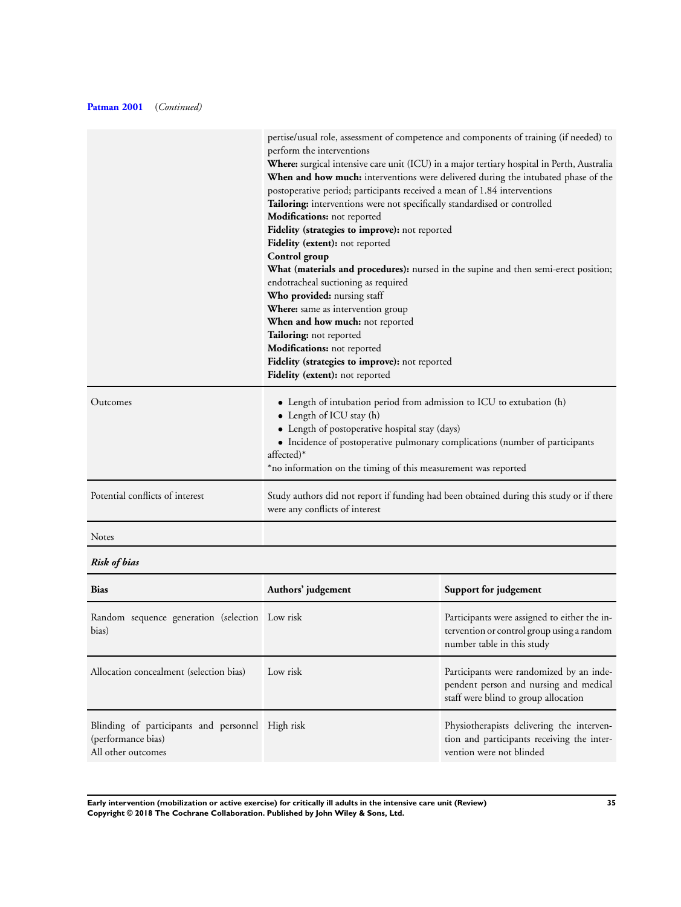**Patman 2001** (*Continued*)

| | |
|---|---|
| | pertise/usual role, assessment of competence and components of training (if needed) to perform the interventions<br>**Where:** surgical intensive care unit (ICU) in a major tertiary hospital in Perth, Australia<br>**When and how much:** interventions were delivered during the intubated phase of the postoperative period; participants received a mean of 1.84 interventions<br>**Tailoring:** interventions were not specifically standardised or controlled<br>**Modifications:** not reported<br>**Fidelity (strategies to improve):** not reported<br>**Fidelity (extent):** not reported<br>**Control group**<br>**What (materials and procedures):** nursed in the supine and then semi-erect position; endotracheal suctioning as required<br>**Who provided:** nursing staff<br>**Where:** same as intervention group<br>**When and how much:** not reported<br>**Tailoring:** not reported<br>**Modifications:** not reported<br>**Fidelity (strategies to improve):** not reported<br>**Fidelity (extent):** not reported |
| Outcomes | • Length of intubation period from admission to ICU to extubation (h)<br>• Length of ICU stay (h)<br>• Length of postoperative hospital stay (days)<br>• Incidence of postoperative pulmonary complications (number of participants affected)*<br>*no information on the timing of this measurement was reported |
| Potential conflicts of interest | Study authors did not report if funding had been obtained during this study or if there were any conflicts of interest |
| Notes | |

***Risk of bias***

| Bias | Authors' judgement | Support for judgement |
|---|---|---|
| Random sequence generation (selection bias) | Low risk | Participants were assigned to either the intervention or control group using a random number table in this study |
| Allocation concealment (selection bias) | Low risk | Participants were randomized by an independent person and nursing and medical staff were blind to group allocation |
| Blinding of participants and personnel (performance bias)<br>All other outcomes | High risk | Physiotherapists delivering the intervention and participants receiving the intervention were not blinded |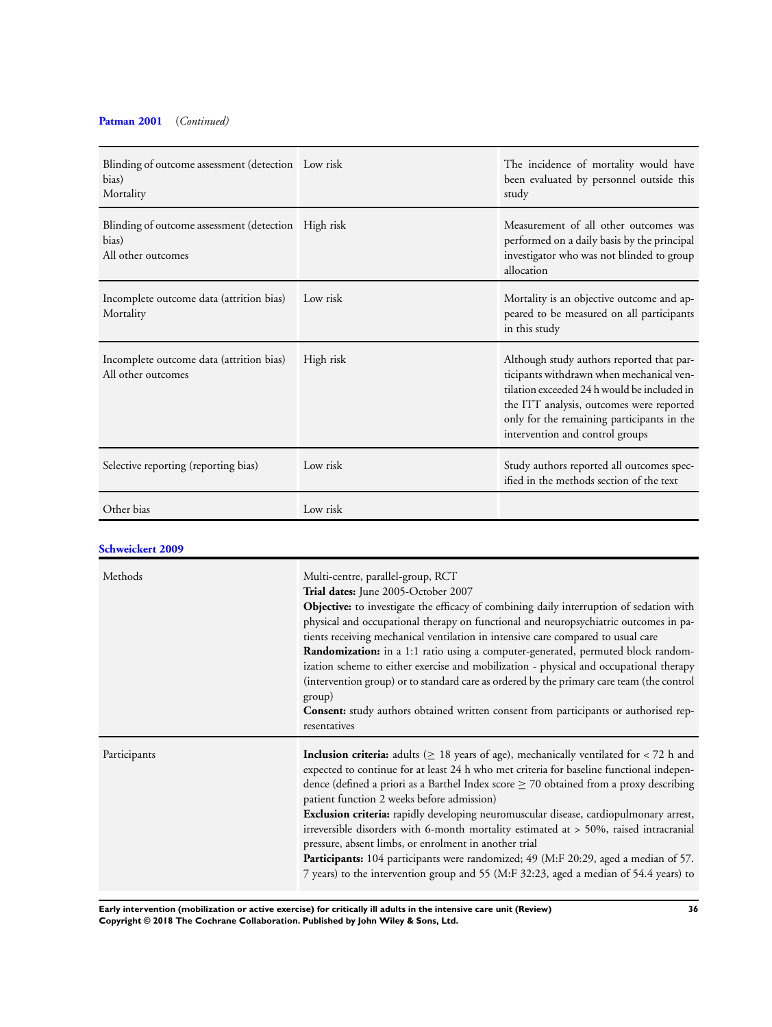**Patman 2001** (*Continued*)

| | | |
|---|---|---|
| Blinding of outcome assessment (detection bias)<br>Mortality | Low risk | The incidence of mortality would have been evaluated by personnel outside this study |
| Blinding of outcome assessment (detection bias)<br>All other outcomes | High risk | Measurement of all other outcomes was performed on a daily basis by the principal investigator who was not blinded to group allocation |
| Incomplete outcome data (attrition bias)<br>Mortality | Low risk | Mortality is an objective outcome and appeared to be measured on all participants in this study |
| Incomplete outcome data (attrition bias)<br>All other outcomes | High risk | Although study authors reported that participants withdrawn when mechanical ventilation exceeded 24 h would be included in the ITT analysis, outcomes were reported only for the remaining participants in the intervention and control groups |
| Selective reporting (reporting bias) | Low risk | Study authors reported all outcomes specified in the methods section of the text |
| Other bias | Low risk | |

**Schweickert 2009**

| | |
|---|---|
| Methods | Multi-centre, parallel-group, RCT<br>**Trial dates:** June 2005-October 2007<br>**Objective:** to investigate the efficacy of combining daily interruption of sedation with physical and occupational therapy on functional and neuropsychiatric outcomes in patients receiving mechanical ventilation in intensive care compared to usual care<br>**Randomization:** in a 1:1 ratio using a computer-generated, permuted block randomization scheme to either exercise and mobilization - physical and occupational therapy (intervention group) or to standard care as ordered by the primary care team (the control group)<br>**Consent:** study authors obtained written consent from participants or authorised representatives |
| Participants | **Inclusion criteria:** adults (≥ 18 years of age), mechanically ventilated for < 72 h and expected to continue for at least 24 h who met criteria for baseline functional independence (defined a priori as a Barthel Index score ≥ 70 obtained from a proxy describing patient function 2 weeks before admission)<br>**Exclusion criteria:** rapidly developing neuromuscular disease, cardiopulmonary arrest, irreversible disorders with 6-month mortality estimated at > 50%, raised intracranial pressure, absent limbs, or enrolment in another trial<br>**Participants:** 104 participants were randomized; 49 (M:F 20:29, aged a median of 57.7 years) to the intervention group and 55 (M:F 32:23, aged a median of 54.4 years) to |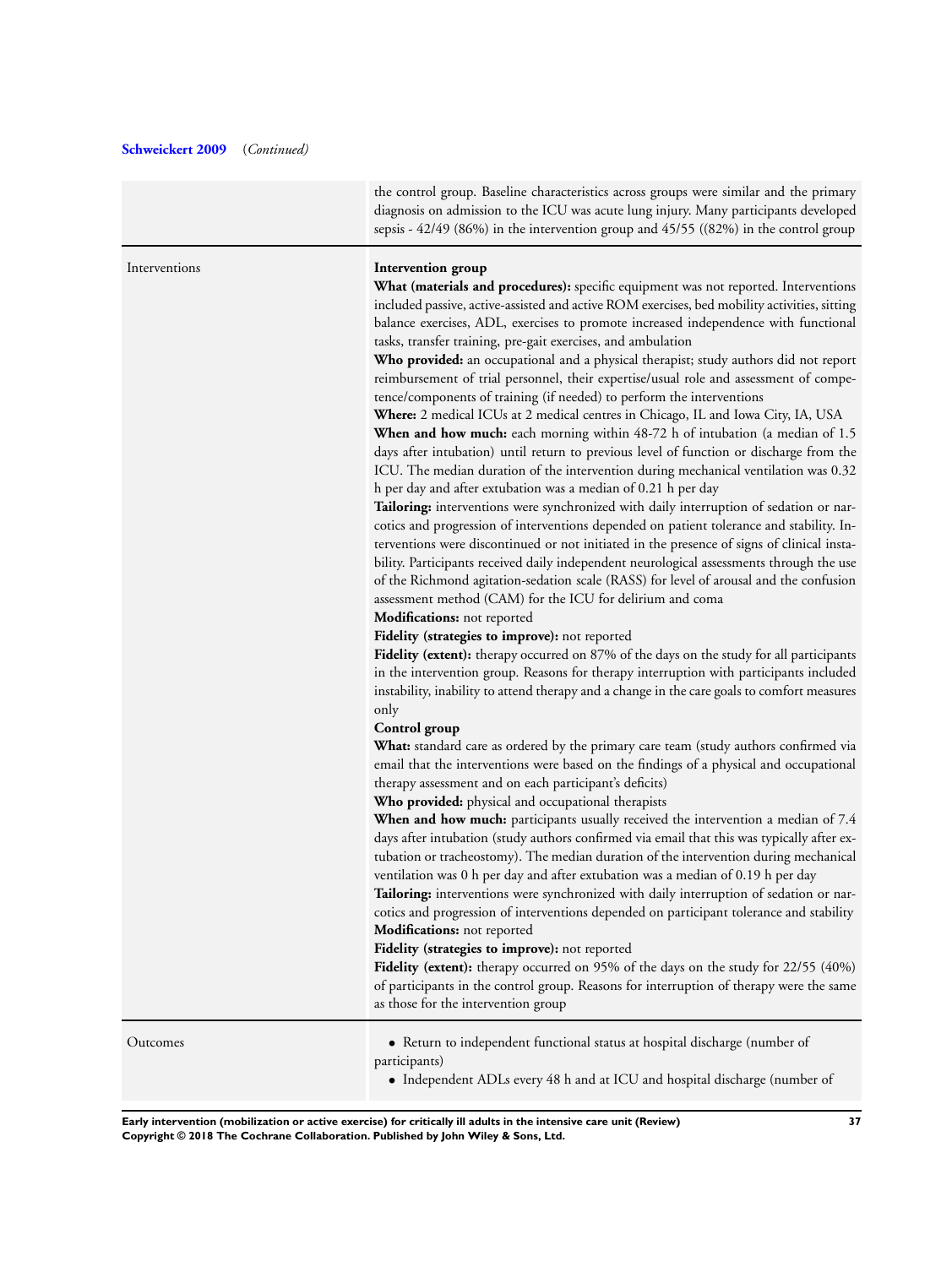**Schweickert 2009** (*Continued*)

| | |
|---|---|
| | the control group. Baseline characteristics across groups were similar and the primary diagnosis on admission to the ICU was acute lung injury. Many participants developed sepsis - 42/49 (86%) in the intervention group and 45/55 ((82%) in the control group |
| Interventions | **Intervention group**<br>**What (materials and procedures):** specific equipment was not reported. Interventions included passive, active-assisted and active ROM exercises, bed mobility activities, sitting balance exercises, ADL, exercises to promote increased independence with functional tasks, transfer training, pre-gait exercises, and ambulation<br>**Who provided:** an occupational and a physical therapist; study authors did not report reimbursement of trial personnel, their expertise/usual role and assessment of competence/components of training (if needed) to perform the interventions<br>**Where:** 2 medical ICUs at 2 medical centres in Chicago, IL and Iowa City, IA, USA<br>**When and how much:** each morning within 48-72 h of intubation (a median of 1.5 days after intubation) until return to previous level of function or discharge from the ICU. The median duration of the intervention during mechanical ventilation was 0.32 h per day and after extubation was a median of 0.21 h per day<br>**Tailoring:** interventions were synchronized with daily interruption of sedation or narcotics and progression of interventions depended on patient tolerance and stability. Interventions were discontinued or not initiated in the presence of signs of clinical instability. Participants received daily independent neurological assessments through the use of the Richmond agitation-sedation scale (RASS) for level of arousal and the confusion assessment method (CAM) for the ICU for delirium and coma<br>**Modifications:** not reported<br>**Fidelity (strategies to improve):** not reported<br>**Fidelity (extent):** therapy occurred on 87% of the days on the study for all participants in the intervention group. Reasons for therapy interruption with participants included instability, inability to attend therapy and a change in the care goals to comfort measures only<br>**Control group**<br>**What:** standard care as ordered by the primary care team (study authors confirmed via email that the interventions were based on the findings of a physical and occupational therapy assessment and on each participant's deficits)<br>**Who provided:** physical and occupational therapists<br>**When and how much:** participants usually received the intervention a median of 7.4 days after intubation (study authors confirmed via email that this was typically after extubation or tracheostomy). The median duration of the intervention during mechanical ventilation was 0 h per day and after extubation was a median of 0.19 h per day<br>**Tailoring:** interventions were synchronized with daily interruption of sedation or narcotics and progression of interventions depended on participant tolerance and stability<br>**Modifications:** not reported<br>**Fidelity (strategies to improve):** not reported<br>**Fidelity (extent):** therapy occurred on 95% of the days on the study for 22/55 (40%) of participants in the control group. Reasons for interruption of therapy were the same as those for the intervention group |
| Outcomes | • Return to independent functional status at hospital discharge (number of participants)<br>• Independent ADLs every 48 h and at ICU and hospital discharge (number of |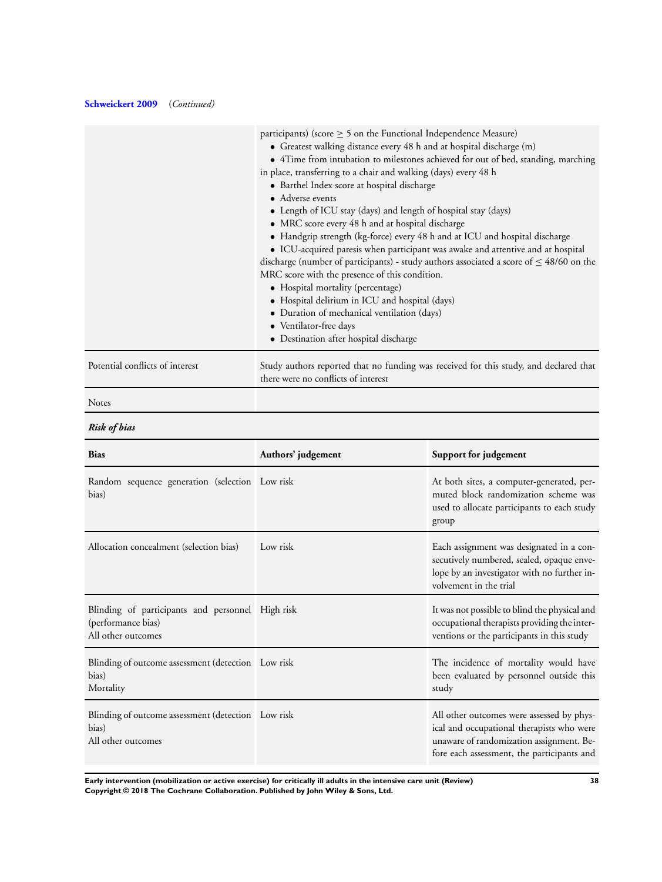**Schweickert 2009** (*Continued*)

| | |
|---|---|
| | participants) (score ≥ 5 on the Functional Independence Measure)<br>• Greatest walking distance every 48 h and at hospital discharge (m)<br>• 4Time from intubation to milestones achieved for out of bed, standing, marching in place, transferring to a chair and walking (days) every 48 h<br>• Barthel Index score at hospital discharge<br>• Adverse events<br>• Length of ICU stay (days) and length of hospital stay (days)<br>• MRC score every 48 h and at hospital discharge<br>• Handgrip strength (kg-force) every 48 h and at ICU and hospital discharge<br>• ICU-acquired paresis when participant was awake and attentive and at hospital discharge (number of participants) - study authors associated a score of ≤ 48/60 on the MRC score with the presence of this condition.<br>• Hospital mortality (percentage)<br>• Hospital delirium in ICU and hospital (days)<br>• Duration of mechanical ventilation (days)<br>• Ventilator-free days<br>• Destination after hospital discharge |
| Potential conflicts of interest | Study authors reported that no funding was received for this study, and declared that there were no conflicts of interest |
| Notes | |

***Risk of bias***

| **Bias** | **Authors' judgement** | **Support for judgement** |
|---|---|---|
| Random sequence generation (selection bias) | Low risk | At both sites, a computer-generated, permuted block randomization scheme was used to allocate participants to each study group |
| Allocation concealment (selection bias) | Low risk | Each assignment was designated in a consecutively numbered, sealed, opaque envelope by an investigator with no further involvement in the trial |
| Blinding of participants and personnel (performance bias)<br>All other outcomes | High risk | It was not possible to blind the physical and occupational therapists providing the interventions or the participants in this study |
| Blinding of outcome assessment (detection bias)<br>Mortality | Low risk | The incidence of mortality would have been evaluated by personnel outside this study |
| Blinding of outcome assessment (detection bias)<br>All other outcomes | Low risk | All other outcomes were assessed by physical and occupational therapists who were unaware of randomization assignment. Before each assessment, the participants and |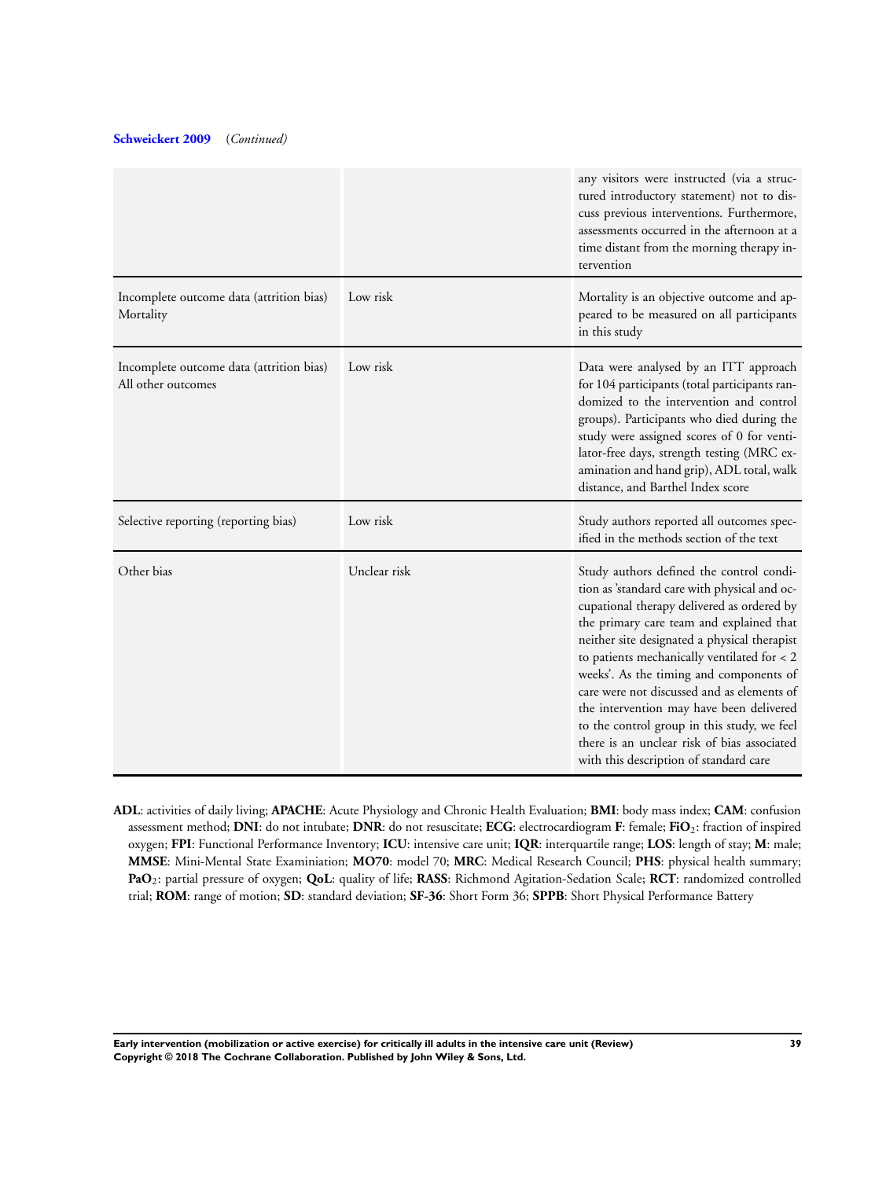**Schweickert 2009** *(Continued)*

| | | |
|---|---|---|
| | | any visitors were instructed (via a structured introductory statement) not to discuss previous interventions. Furthermore, assessments occurred in the afternoon at a time distant from the morning therapy intervention |
| Incomplete outcome data (attrition bias) Mortality | Low risk | Mortality is an objective outcome and appeared to be measured on all participants in this study |
| Incomplete outcome data (attrition bias) All other outcomes | Low risk | Data were analysed by an ITT approach for 104 participants (total participants randomized to the intervention and control groups). Participants who died during the study were assigned scores of 0 for ventilator-free days, strength testing (MRC examination and hand grip), ADL total, walk distance, and Barthel Index score |
| Selective reporting (reporting bias) | Low risk | Study authors reported all outcomes specified in the methods section of the text |
| Other bias | Unclear risk | Study authors defined the control condition as 'standard care with physical and occupational therapy delivered as ordered by the primary care team and explained that neither site designated a physical therapist to patients mechanically ventilated for < 2 weeks'. As the timing and components of care were not discussed and as elements of the intervention may have been delivered to the control group in this study, we feel there is an unclear risk of bias associated with this description of standard care |

**ADL**: activities of daily living; **APACHE**: Acute Physiology and Chronic Health Evaluation; **BMI**: body mass index; **CAM**: confusion assessment method; **DNI**: do not intubate; **DNR**: do not resuscitate; **ECG**: electrocardiogram **F**: female; **$FiO_2$**: fraction of inspired oxygen; **FPI**: Functional Performance Inventory; **ICU**: intensive care unit; **IQR**: interquartile range; **LOS**: length of stay; **M**: male; **MMSE**: Mini-Mental State Examiniation; **MO70**: model 70; **MRC**: Medical Research Council; **PHS**: physical health summary; **$PaO_2$**: partial pressure of oxygen; **QoL**: quality of life; **RASS**: Richmond Agitation-Sedation Scale; **RCT**: randomized controlled trial; **ROM**: range of motion; **SD**: standard deviation; **SF-36**: Short Form 36; **SPPB**: Short Physical Performance Battery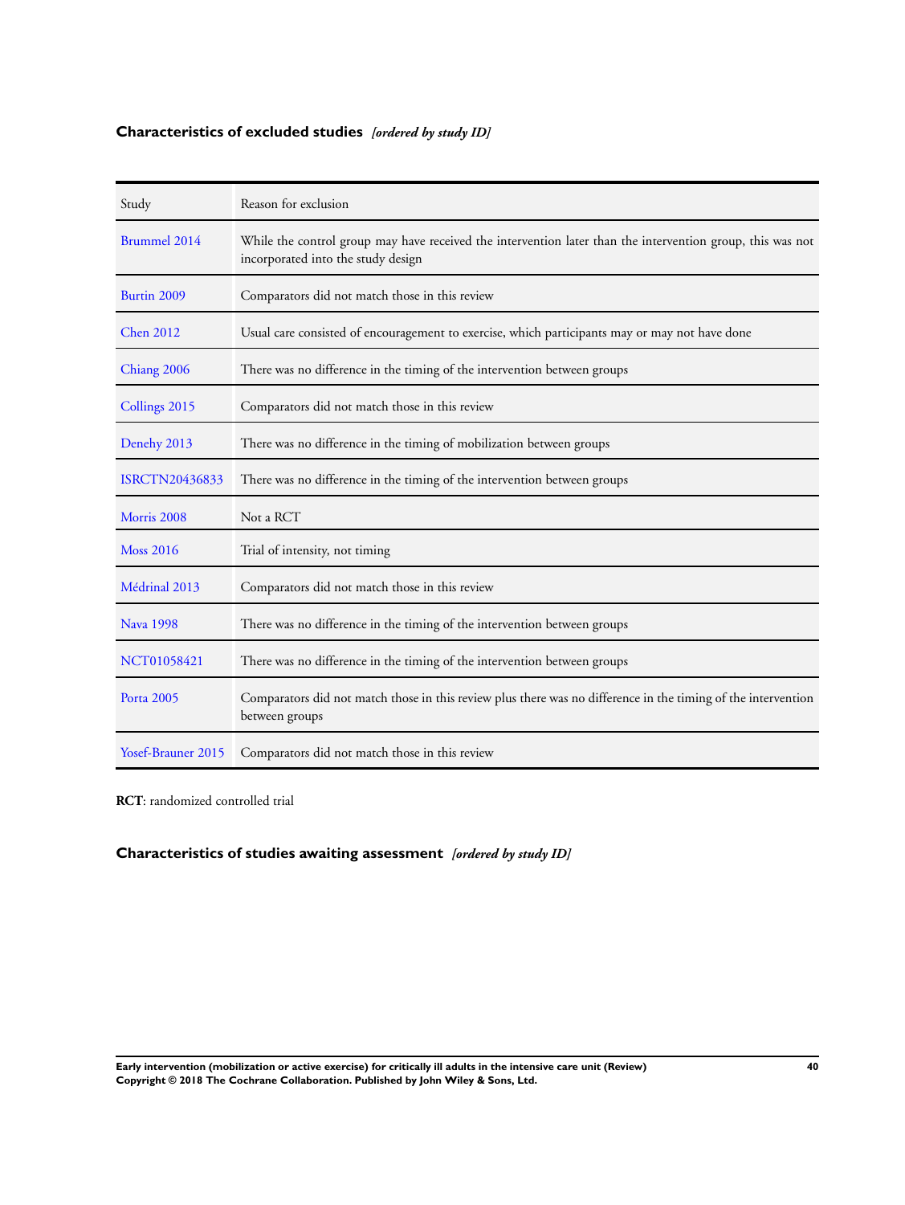## Characteristics of excluded studies *[ordered by study ID]*

| Study | Reason for exclusion |
| --- | --- |
| Brummel 2014 | While the control group may have received the intervention later than the intervention group, this was not incorporated into the study design |
| Burtin 2009 | Comparators did not match those in this review |
| Chen 2012 | Usual care consisted of encouragement to exercise, which participants may or may not have done |
| Chiang 2006 | There was no difference in the timing of the intervention between groups |
| Collings 2015 | Comparators did not match those in this review |
| Denehy 2013 | There was no difference in the timing of mobilization between groups |
| ISRCTN20436833 | There was no difference in the timing of the intervention between groups |
| Morris 2008 | Not a RCT |
| Moss 2016 | Trial of intensity, not timing |
| Médrinal 2013 | Comparators did not match those in this review |
| Nava 1998 | There was no difference in the timing of the intervention between groups |
| NCT01058421 | There was no difference in the timing of the intervention between groups |
| Porta 2005 | Comparators did not match those in this review plus there was no difference in the timing of the intervention between groups |
| Yosef-Brauner 2015 | Comparators did not match those in this review |

**RCT**: randomized controlled trial

## Characteristics of studies awaiting assessment *[ordered by study ID]*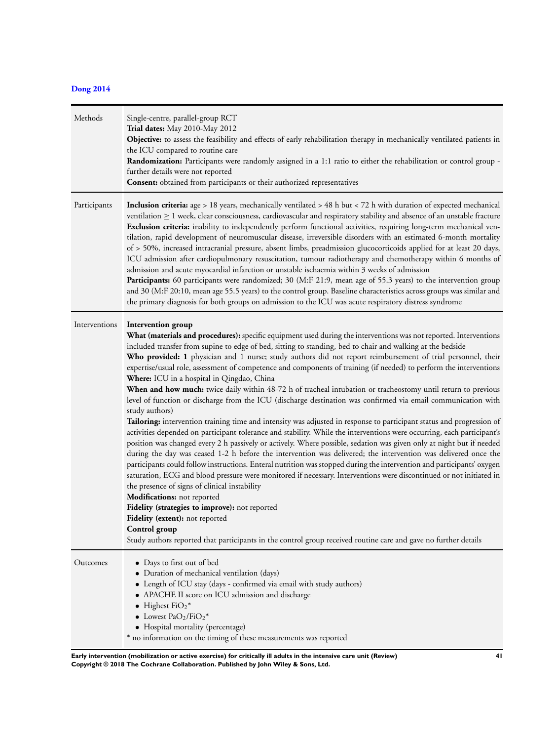### Dong 2014

| | |
|---|---|
| Methods | Single-centre, parallel-group RCT<br>**Trial dates:** May 2010-May 2012<br>**Objective:** to assess the feasibility and effects of early rehabilitation therapy in mechanically ventilated patients in the ICU compared to routine care<br>**Randomization:** Participants were randomly assigned in a 1:1 ratio to either the rehabilitation or control group - further details were not reported<br>**Consent:** obtained from participants or their authorized representatives |
| Participants | **Inclusion criteria:** age > 18 years, mechanically ventilated > 48 h but < 72 h with duration of expected mechanical ventilation ≥ 1 week, clear consciousness, cardiovascular and respiratory stability and absence of an unstable fracture<br>**Exclusion criteria:** inability to independently perform functional activities, requiring long-term mechanical ventilation, rapid development of neuromuscular disease, irreversible disorders with an estimated 6-month mortality of > 50%, increased intracranial pressure, absent limbs, preadmission glucocorticoids applied for at least 20 days, ICU admission after cardiopulmonary resuscitation, tumour radiotherapy and chemotherapy within 6 months of admission and acute myocardial infarction or unstable ischaemia within 3 weeks of admission<br>**Participants:** 60 participants were randomized; 30 (M:F 21:9, mean age of 55.3 years) to the intervention group and 30 (M:F 20:10, mean age 55.5 years) to the control group. Baseline characteristics across groups was similar and the primary diagnosis for both groups on admission to the ICU was acute respiratory distress syndrome |
| Interventions | **Intervention group**<br>**What (materials and procedures):** specific equipment used during the interventions was not reported. Interventions included transfer from supine to edge of bed, sitting to standing, bed to chair and walking at the bedside<br>**Who provided:** 1 physician and 1 nurse; study authors did not report reimbursement of trial personnel, their expertise/usual role, assessment of competence and components of training (if needed) to perform the interventions<br>**Where:** ICU in a hospital in Qingdao, China<br>**When and how much:** twice daily within 48-72 h of tracheal intubation or tracheostomy until return to previous level of function or discharge from the ICU (discharge destination was confirmed via email communication with study authors)<br>**Tailoring:** intervention training time and intensity was adjusted in response to participant status and progression of activities depended on participant tolerance and stability. While the interventions were occurring, each participant's position was changed every 2 h passively or actively. Where possible, sedation was given only at night but if needed during the day was ceased 1-2 h before the intervention was delivered; the intervention was delivered once the participants could follow instructions. Enteral nutrition was stopped during the intervention and participants' oxygen saturation, ECG and blood pressure were monitored if necessary. Interventions were discontinued or not initiated in the presence of signs of clinical instability<br>**Modifications:** not reported<br>**Fidelity (strategies to improve):** not reported<br>**Fidelity (extent):** not reported<br>**Control group**<br>Study authors reported that participants in the control group received routine care and gave no further details |
| Outcomes | • Days to first out of bed<br>• Duration of mechanical ventilation (days)<br>• Length of ICU stay (days - confirmed via email with study authors)<br>• APACHE II score on ICU admission and discharge<br>• Highest $FiO_2$*<br>• Lowest $PaO_2/FiO_2$*<br>• Hospital mortality (percentage)<br>* no information on the timing of these measurements was reported |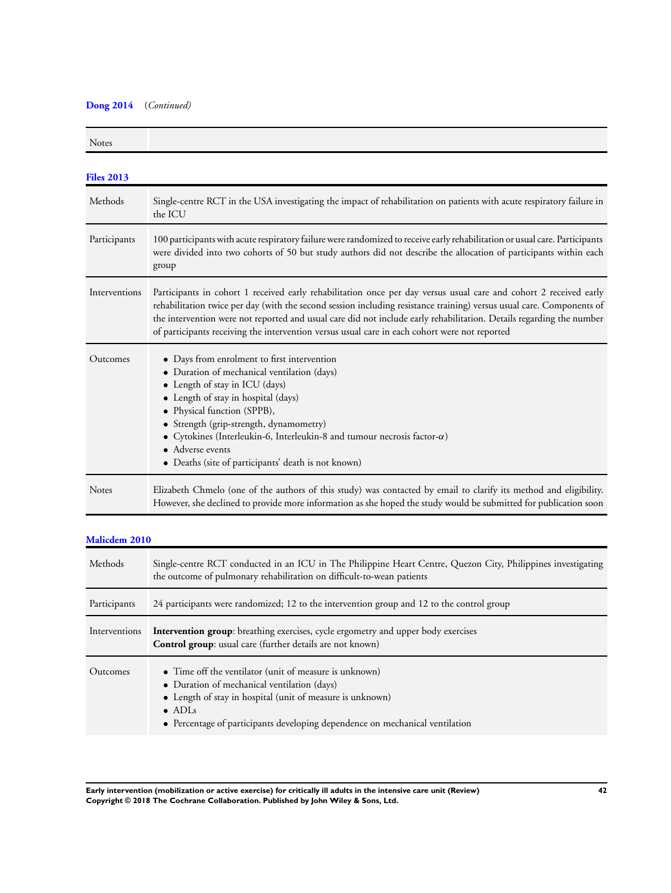**Dong 2014** *(Continued)*

| | |
|---|---|
| Notes | |

**Files 2013**

| | |
|---|---|
| Methods | Single-centre RCT in the USA investigating the impact of rehabilitation on patients with acute respiratory failure in the ICU |
| Participants | 100 participants with acute respiratory failure were randomized to receive early rehabilitation or usual care. Participants were divided into two cohorts of 50 but study authors did not describe the allocation of participants within each group |
| Interventions | Participants in cohort 1 received early rehabilitation once per day versus usual care and cohort 2 received early rehabilitation twice per day (with the second session including resistance training) versus usual care. Components of the intervention were not reported and usual care did not include early rehabilitation. Details regarding the number of participants receiving the intervention versus usual care in each cohort were not reported |
| Outcomes | • Days from enrolment to first intervention<br>• Duration of mechanical ventilation (days)<br>• Length of stay in ICU (days)<br>• Length of stay in hospital (days)<br>• Physical function (SPPB),<br>• Strength (grip-strength, dynamometry)<br>• Cytokines (Interleukin-6, Interleukin-8 and tumour necrosis factor-$\alpha$)<br>• Adverse events<br>• Deaths (site of participants' death is not known) |
| Notes | Elizabeth Chmelo (one of the authors of this study) was contacted by email to clarify its method and eligibility. However, she declined to provide more information as she hoped the study would be submitted for publication soon |

**Malicdem 2010**

| | |
|---|---|
| Methods | Single-centre RCT conducted in an ICU in The Philippine Heart Centre, Quezon City, Philippines investigating the outcome of pulmonary rehabilitation on difficult-to-wean patients |
| Participants | 24 participants were randomized; 12 to the intervention group and 12 to the control group |
| Interventions | **Intervention group**: breathing exercises, cycle ergometry and upper body exercises<br>**Control group**: usual care (further details are not known) |
| Outcomes | • Time off the ventilator (unit of measure is unknown)<br>• Duration of mechanical ventilation (days)<br>• Length of stay in hospital (unit of measure is unknown)<br>• ADLs<br>• Percentage of participants developing dependence on mechanical ventilation |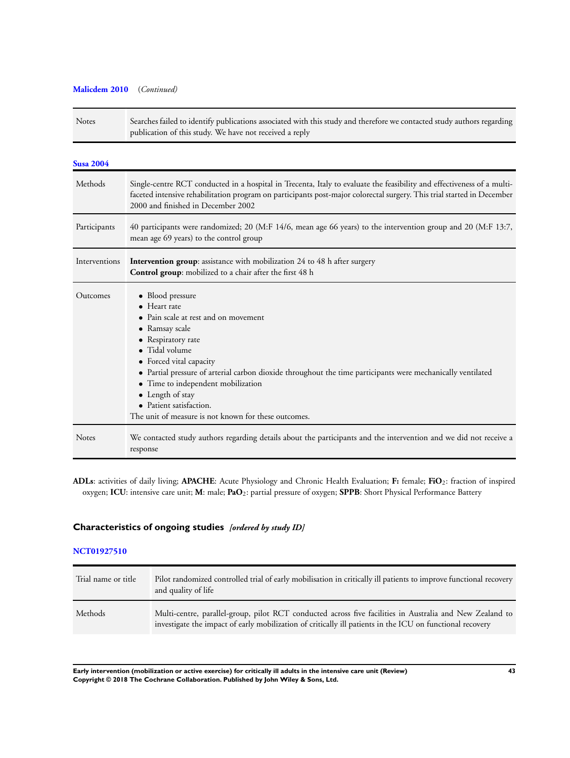**Malicdem 2010** (*Continued*)

| | |
|---|---|
| Notes | Searches failed to identify publications associated with this study and therefore we contacted study authors regarding publication of this study. We have not received a reply |

**Susa 2004**

| | |
|---|---|
| Methods | Single-centre RCT conducted in a hospital in Trecenta, Italy to evaluate the feasibility and effectiveness of a multi-faceted intensive rehabilitation program on participants post-major colorectal surgery. This trial started in December 2000 and finished in December 2002 |
| Participants | 40 participants were randomized; 20 (M:F 14/6, mean age 66 years) to the intervention group and 20 (M:F 13:7, mean age 69 years) to the control group |
| Interventions | **Intervention group**: assistance with mobilization 24 to 48 h after surgery<br>**Control group**: mobilized to a chair after the first 48 h |
| Outcomes | • Blood pressure<br>• Heart rate<br>• Pain scale at rest and on movement<br>• Ramsay scale<br>• Respiratory rate<br>• Tidal volume<br>• Forced vital capacity<br>• Partial pressure of arterial carbon dioxide throughout the time participants were mechanically ventilated<br>• Time to independent mobilization<br>• Length of stay<br>• Patient satisfaction.<br>The unit of measure is not known for these outcomes. |
| Notes | We contacted study authors regarding details about the participants and the intervention and we did not receive a response |

**ADLs**: activities of daily living; **APACHE**: Acute Physiology and Chronic Health Evaluation; **F:** female; **$FiO_2$**: fraction of inspired oxygen; **ICU**: intensive care unit; **M**: male; **$PaO_2$**: partial pressure of oxygen; **SPPB**: Short Physical Performance Battery

## Characteristics of ongoing studies *[ordered by study ID]*

**NCT01927510**

| | |
|---|---|
| Trial name or title | Pilot randomized controlled trial of early mobilisation in critically ill patients to improve functional recovery and quality of life |
| Methods | Multi-centre, parallel-group, pilot RCT conducted across five facilities in Australia and New Zealand to investigate the impact of early mobilization of critically ill patients in the ICU on functional recovery |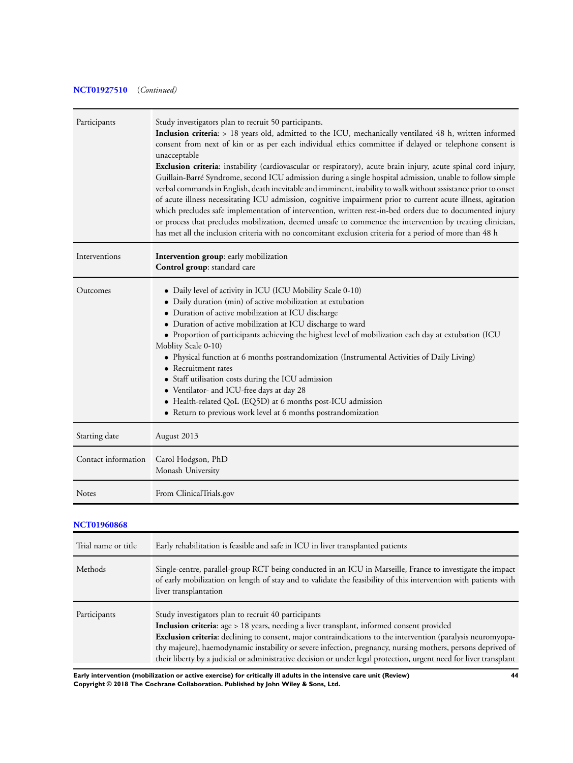**NCT01927510** (*Continued*)

| | |
|---|---|
| Participants | Study investigators plan to recruit 50 participants.<br>**Inclusion criteria**: > 18 years old, admitted to the ICU, mechanically ventilated 48 h, written informed consent from next of kin or as per each individual ethics committee if delayed or telephone consent is unacceptable<br>**Exclusion criteria**: instability (cardiovascular or respiratory), acute brain injury, acute spinal cord injury, Guillain-Barré Syndrome, second ICU admission during a single hospital admission, unable to follow simple verbal commands in English, death inevitable and imminent, inability to walk without assistance prior to onset of acute illness necessitating ICU admission, cognitive impairment prior to current acute illness, agitation which precludes safe implementation of intervention, written rest-in-bed orders due to documented injury or process that precludes mobilization, deemed unsafe to commence the intervention by treating clinician, has met all the inclusion criteria with no concomitant exclusion criteria for a period of more than 48 h |
| Interventions | **Intervention group**: early mobilization<br>**Control group**: standard care |
| Outcomes | • Daily level of activity in ICU (ICU Mobility Scale 0-10)<br>• Daily duration (min) of active mobilization at extubation<br>• Duration of active mobilization at ICU discharge<br>• Duration of active mobilization at ICU discharge to ward<br>• Proportion of participants achieving the highest level of mobilization each day at extubation (ICU Moblity Scale 0-10)<br>• Physical function at 6 months postrandomization (Instrumental Activities of Daily Living)<br>• Recruitment rates<br>• Staff utilisation costs during the ICU admission<br>• Ventilator- and ICU-free days at day 28<br>• Health-related QoL (EQ5D) at 6 months post-ICU admission<br>• Return to previous work level at 6 months postrandomization |
| Starting date | August 2013 |
| Contact information | Carol Hodgson, PhD<br>Monash University |
| Notes | From ClinicalTrials.gov |

**NCT01960868**

| | |
|---|---|
| Trial name or title | Early rehabilitation is feasible and safe in ICU in liver transplanted patients |
| Methods | Single-centre, parallel-group RCT being conducted in an ICU in Marseille, France to investigate the impact of early mobilization on length of stay and to validate the feasibility of this intervention with patients with liver transplantation |
| Participants | Study investigators plan to recruit 40 participants<br>**Inclusion criteria**: age > 18 years, needing a liver transplant, informed consent provided<br>**Exclusion criteria**: declining to consent, major contraindications to the intervention (paralysis neuromyopathy majeure), haemodynamic instability or severe infection, pregnancy, nursing mothers, persons deprived of their liberty by a judicial or administrative decision or under legal protection, urgent need for liver transplant |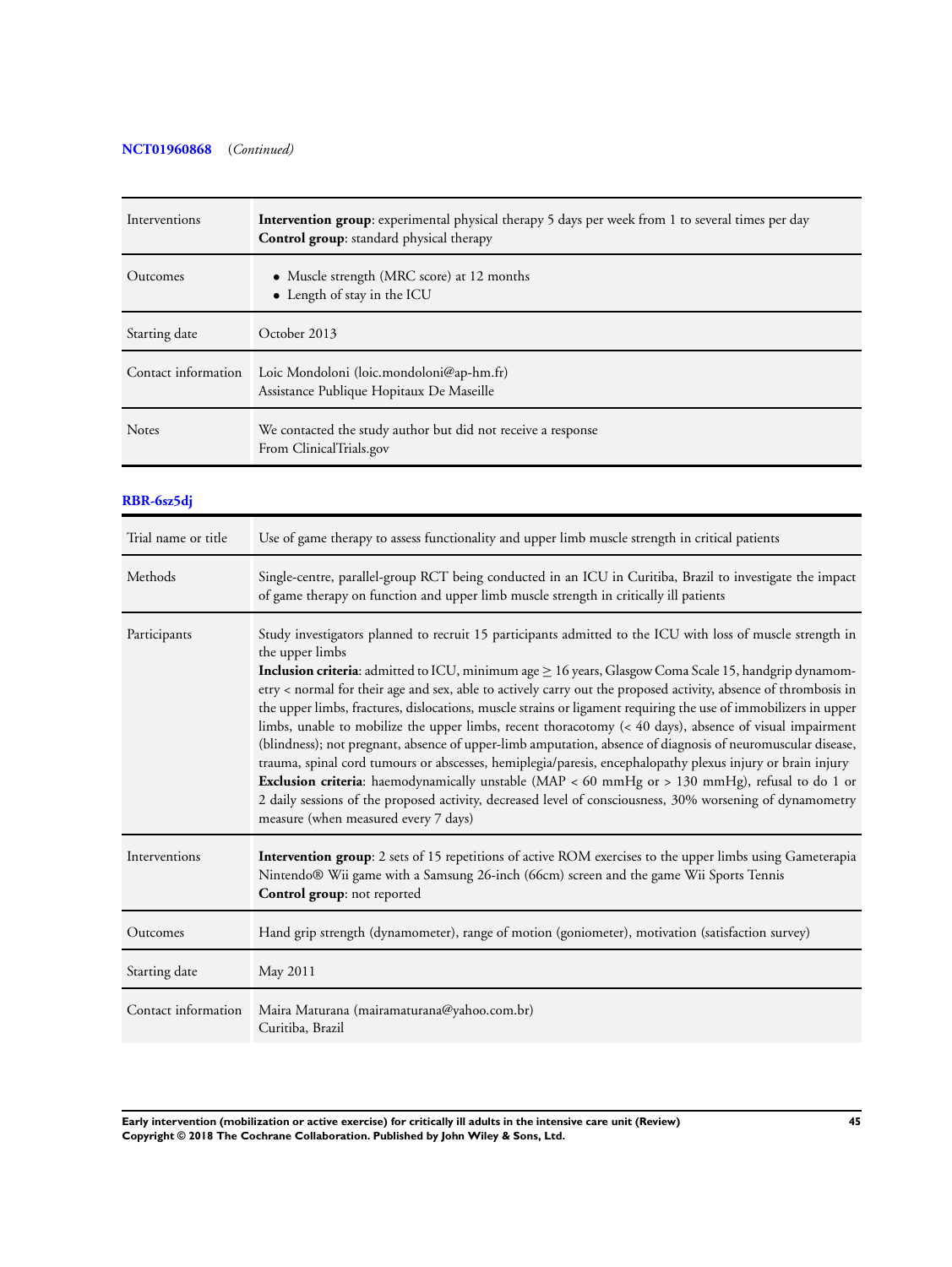**NCT01960868** (*Continued*)

| | |
|---|---|
| Interventions | **Intervention group**: experimental physical therapy 5 days per week from 1 to several times per day<br>**Control group**: standard physical therapy |
| Outcomes | • Muscle strength (MRC score) at 12 months<br>• Length of stay in the ICU |
| Starting date | October 2013 |
| Contact information | Loic Mondoloni (loic.mondoloni@ap-hm.fr)<br>Assistance Publique Hopitaux De Maseille |
| Notes | We contacted the study author but did not receive a response<br>From ClinicalTrials.gov |

**RBR-6sz5dj**

| | |
|---|---|
| Trial name or title | Use of game therapy to assess functionality and upper limb muscle strength in critical patients |
| Methods | Single-centre, parallel-group RCT being conducted in an ICU in Curitiba, Brazil to investigate the impact of game therapy on function and upper limb muscle strength in critically ill patients |
| Participants | Study investigators planned to recruit 15 participants admitted to the ICU with loss of muscle strength in the upper limbs<br>**Inclusion criteria**: admitted to ICU, minimum age ≥ 16 years, Glasgow Coma Scale 15, handgrip dynamometry < normal for their age and sex, able to actively carry out the proposed activity, absence of thrombosis in the upper limbs, fractures, dislocations, muscle strains or ligament requiring the use of immobilizers in upper limbs, unable to mobilize the upper limbs, recent thoracotomy (< 40 days), absence of visual impairment (blindness); not pregnant, absence of upper-limb amputation, absence of diagnosis of neuromuscular disease, trauma, spinal cord tumours or abscesses, hemiplegia/paresis, encephalopathy plexus injury or brain injury<br>**Exclusion criteria**: haemodynamically unstable (MAP < 60 mmHg or > 130 mmHg), refusal to do 1 or 2 daily sessions of the proposed activity, decreased level of consciousness, 30% worsening of dynamometry measure (when measured every 7 days) |
| Interventions | **Intervention group**: 2 sets of 15 repetitions of active ROM exercises to the upper limbs using Gameterapia Nintendo® Wii game with a Samsung 26-inch (66cm) screen and the game Wii Sports Tennis<br>**Control group**: not reported |
| Outcomes | Hand grip strength (dynamometer), range of motion (goniometer), motivation (satisfaction survey) |
| Starting date | May 2011 |
| Contact information | Maira Maturana (mairamaturana@yahoo.com.br)<br>Curitiba, Brazil |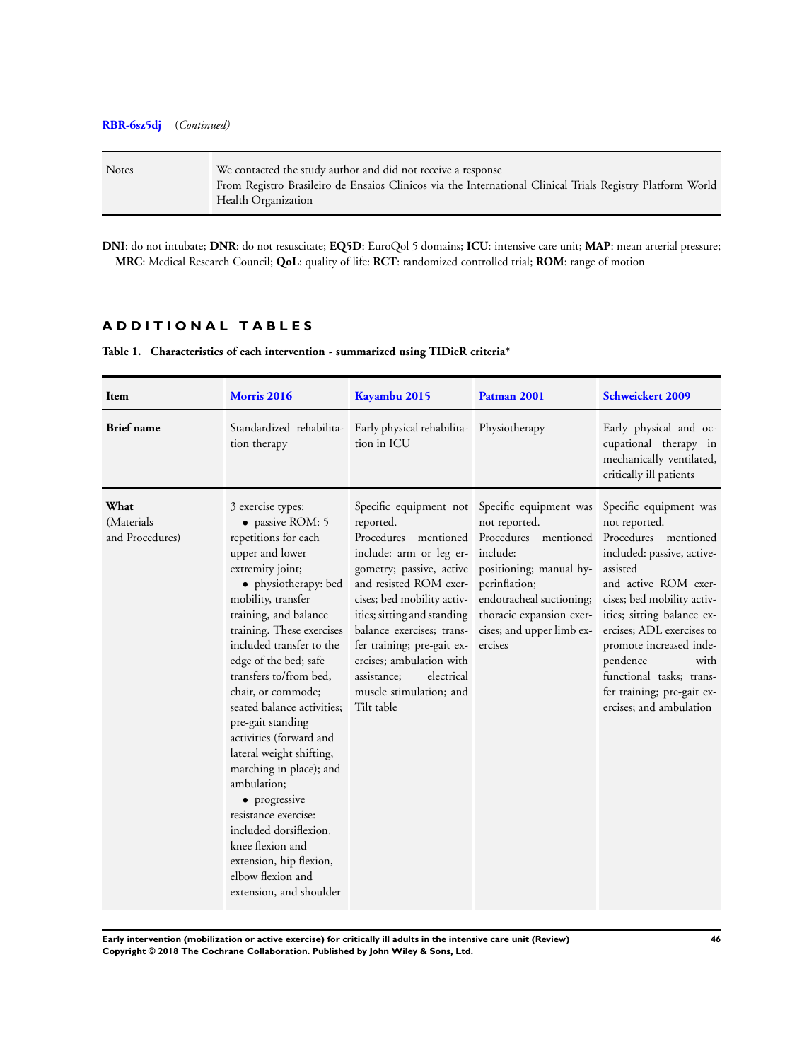**RBR-6sz5dj** *(Continued)*

| | |
|---|---|
| Notes | We contacted the study author and did not receive a response<br>From Registro Brasileiro de Ensaios Clinicos via the International Clinical Trials Registry Platform World Health Organization |

**DNI**: do not intubate; **DNR**: do not resuscitate; **EQ5D**: EuroQol 5 domains; **ICU**: intensive care unit; **MAP**: mean arterial pressure; **MRC**: Medical Research Council; **QoL**: quality of life: **RCT**: randomized controlled trial; **ROM**: range of motion

## ADDITIONAL TABLES

**Table 1. Characteristics of each intervention - summarized using TIDieR criteria***

| Item | Morris 2016 | Kayambu 2015 | Patman 2001 | Schweickert 2009 |
|---|---|---|---|---|
| **Brief name** | Standardized rehabilitation therapy | Early physical rehabilitation in ICU | Physiotherapy | Early physical and occupational therapy in mechanically ventilated, critically ill patients |
| **What** (Materials and Procedures) | 3 exercise types:<br>• passive ROM: 5 repetitions for each upper and lower extremity joint;<br>• physiotherapy: bed mobility, transfer training, and balance training. These exercises included transfer to the edge of the bed; safe transfers to/from bed, chair, or commode; seated balance activities; pre-gait standing activities (forward and lateral weight shifting, marching in place); and ambulation;<br>• progressive resistance exercise: included dorsiflexion, knee flexion and extension, hip flexion, elbow flexion and extension, and shoulder | Specific equipment not reported.<br>Procedures mentioned include: arm or leg ergometry; passive, active and resisted ROM exercises; bed mobility activities; sitting and standing balance exercises; transfer training; pre-gait exercises; ambulation with assistance; electrical muscle stimulation; and Tilt table | Specific equipment was not reported.<br>Procedures mentioned include:<br>positioning; manual hyperinflation;<br>endotracheal suctioning;<br>thoracic expansion exercises; and upper limb exercises | Specific equipment was not reported.<br>Procedures mentioned included: passive, active-assisted<br>and active ROM exercises; bed mobility activities; sitting balance exercises; ADL exercises to promote increased independence with functional tasks; transfer training; pre-gait exercises; and ambulation |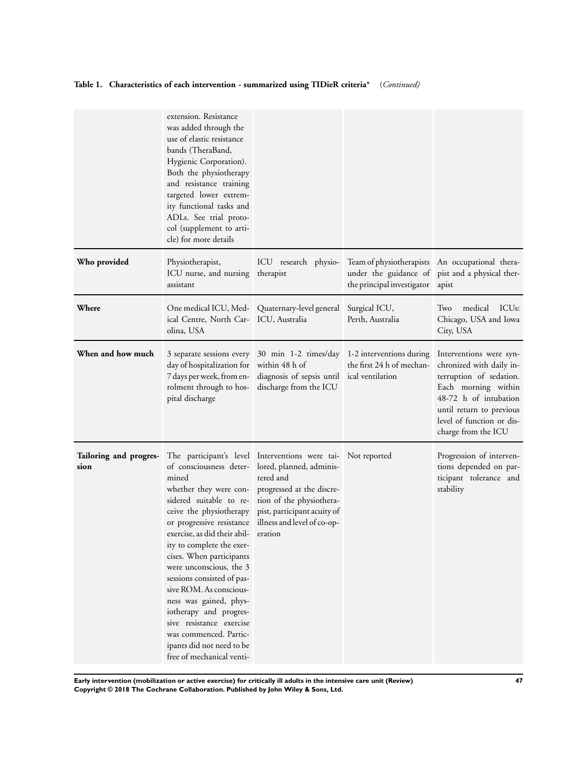**Table 1. Characteristics of each intervention - summarized using TIDieR criteria*** *(Continued)*

| | | | | |
|---|---|---|---|---|
| | extension. Resistance was added through the use of elastic resistance bands (TheraBand, Hygienic Corporation). Both the physiotherapy and resistance training targeted lower extremity functional tasks and ADLs. See trial protocol (supplement to article) for more details | | | |
| **Who provided** | Physiotherapist, ICU nurse, and nursing assistant | ICU research physiotherapist | Team of physiotherapists under the guidance of the principal investigator | An occupational therapist and a physical therapist |
| **Where** | One medical ICU, Medical Centre, North Carolina, USA | Quaternary-level general ICU, Australia | Surgical ICU, Perth, Australia | Two medical ICUs: Chicago, USA and Iowa City, USA |
| **When and how much** | 3 separate sessions every day of hospitalization for 7 days per week, from enrolment through to hospital discharge | 30 min 1-2 times/day within 48 h of diagnosis of sepsis until discharge from the ICU | 1-2 interventions during the first 24 h of mechanical ventilation | Interventions were synchronized with daily interruption of sedation. Each morning within 48-72 h of intubation until return to previous level of function or discharge from the ICU |
| **Tailoring and progression** | The participant's level of consciousness determined whether they were considered suitable to receive the physiotherapy or progressive resistance exercise, as did their ability to complete the exercises. When participants were unconscious, the 3 sessions consisted of passive ROM. As consciousness was gained, physiotherapy and progressive resistance exercise was commenced. Participants did not need to be free of mechanical venti- | Interventions were tailored, planned, administered and progressed at the discretion of the physiotherapist, participant acuity of illness and level of co-operation | Not reported | Progression of interventions depended on participant tolerance and stability |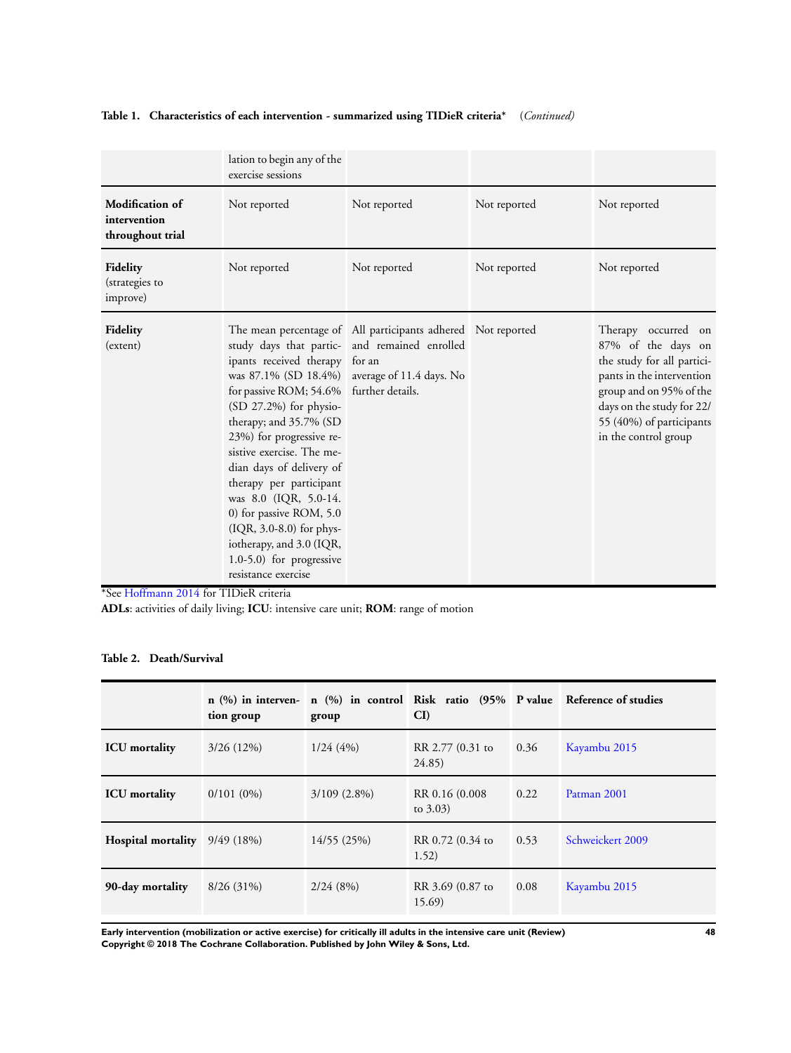**Table 1. Characteristics of each intervention - summarized using TIDieR criteria*** *(Continued)*

| | | | | |
|---|---|---|---|---|
| | lation to begin any of the exercise sessions | | | |
| **Modification of intervention throughout trial** | Not reported | Not reported | Not reported | Not reported |
| **Fidelity** (strategies to improve) | Not reported | Not reported | Not reported | Not reported |
| **Fidelity** (extent) | The mean percentage of study days that participants received therapy was 87.1% (SD 18.4%) for passive ROM; 54.6% (SD 27.2%) for physiotherapy; and 35.7% (SD 23%) for progressive resistive exercise. The median days of delivery of therapy per participant was 8.0 (IQR, 5.0-14.0) for passive ROM, 5.0 (IQR, 3.0-8.0) for physiotherapy, and 3.0 (IQR, 1.0-5.0) for progressive resistance exercise | All participants adhered and remained enrolled for an average of 11.4 days. No further details. | Not reported | Therapy occurred on 87% of the days on the study for all participants in the intervention group and on 95% of the days on the study for 22/55 (40%) of participants in the control group |

*See Hoffmann 2014 for TIDieR criteria

**ADLs**: activities of daily living; **ICU**: intensive care unit; **ROM**: range of motion

**Table 2. Death/Survival**

| | n (%) in intervention group | n (%) in control group | Risk ratio (95% CI) | P value | Reference of studies |
|---|---|---|---|---|---|
| **ICU mortality** | 3/26 (12%) | 1/24 (4%) | RR 2.77 (0.31 to 24.85) | 0.36 | Kayambu 2015 |
| **ICU mortality** | 0/101 (0%) | 3/109 (2.8%) | RR 0.16 (0.008 to 3.03) | 0.22 | Patman 2001 |
| **Hospital mortality** | 9/49 (18%) | 14/55 (25%) | RR 0.72 (0.34 to 1.52) | 0.53 | Schweickert 2009 |
| **90-day mortality** | 8/26 (31%) | 2/24 (8%) | RR 3.69 (0.87 to 15.69) | 0.08 | Kayambu 2015 |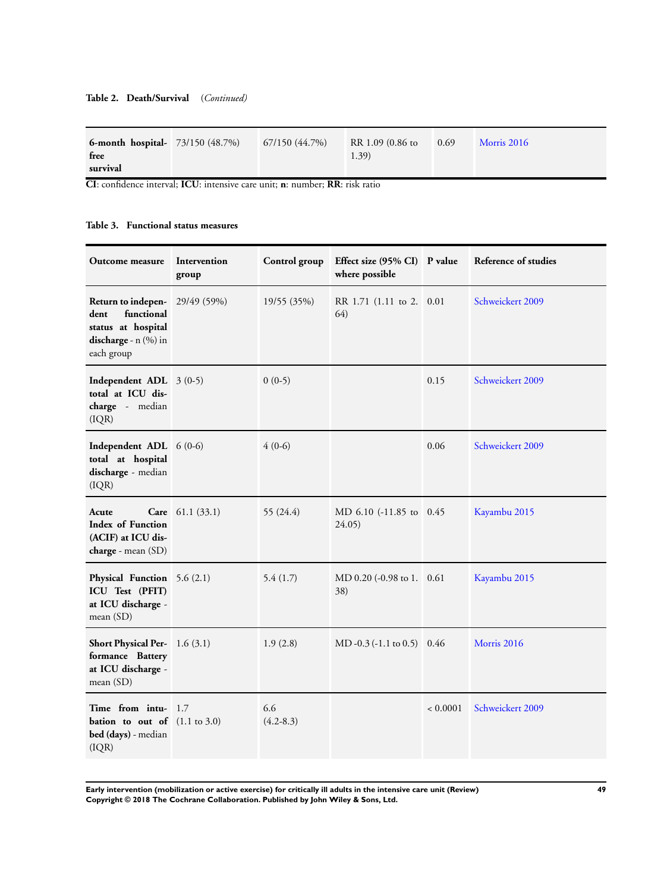**Table 2. Death/Survival** *(Continued)*

| | | | | | |
|---|---|---|---|---|---|
| **6-month hospital-free survival** | 73/150 (48.7%) | 67/150 (44.7%) | RR 1.09 (0.86 to 1.39) | 0.69 | Morris 2016 |

**CI**: confidence interval; **ICU**: intensive care unit; **n**: number; **RR**: risk ratio

**Table 3. Functional status measures**

| Outcome measure | Intervention group | Control group | Effect size (95% CI) where possible | P value | Reference of studies |
|---|---|---|---|---|---|
| **Return to independent functional status at hospital discharge** - n (%) in each group | 29/49 (59%) | 19/55 (35%) | RR 1.71 (1.11 to 2.64) | 0.01 | Schweickert 2009 |
| **Independent ADL total at ICU discharge** - median (IQR) | 3 (0-5) | 0 (0-5) | | 0.15 | Schweickert 2009 |
| **Independent ADL total at hospital discharge** - median (IQR) | 6 (0-6) | 4 (0-6) | | 0.06 | Schweickert 2009 |
| **Acute Care Index of Function (ACIF) at ICU discharge** - mean (SD) | 61.1 (33.1) | 55 (24.4) | MD 6.10 (-11.85 to 24.05) | 0.45 | Kayambu 2015 |
| **Physical Function ICU Test (PFIT) at ICU discharge** - mean (SD) | 5.6 (2.1) | 5.4 (1.7) | MD 0.20 (-0.98 to 1.38) | 0.61 | Kayambu 2015 |
| **Short Physical Performance Battery at ICU discharge** - mean (SD) | 1.6 (3.1) | 1.9 (2.8) | MD -0.3 (-1.1 to 0.5) | 0.46 | Morris 2016 |
| **Time from intubation to out of bed (days)** - median (IQR) | 1.7 (1.1 to 3.0) | 6.6 (4.2-8.3) | | < 0.0001 | Schweickert 2009 |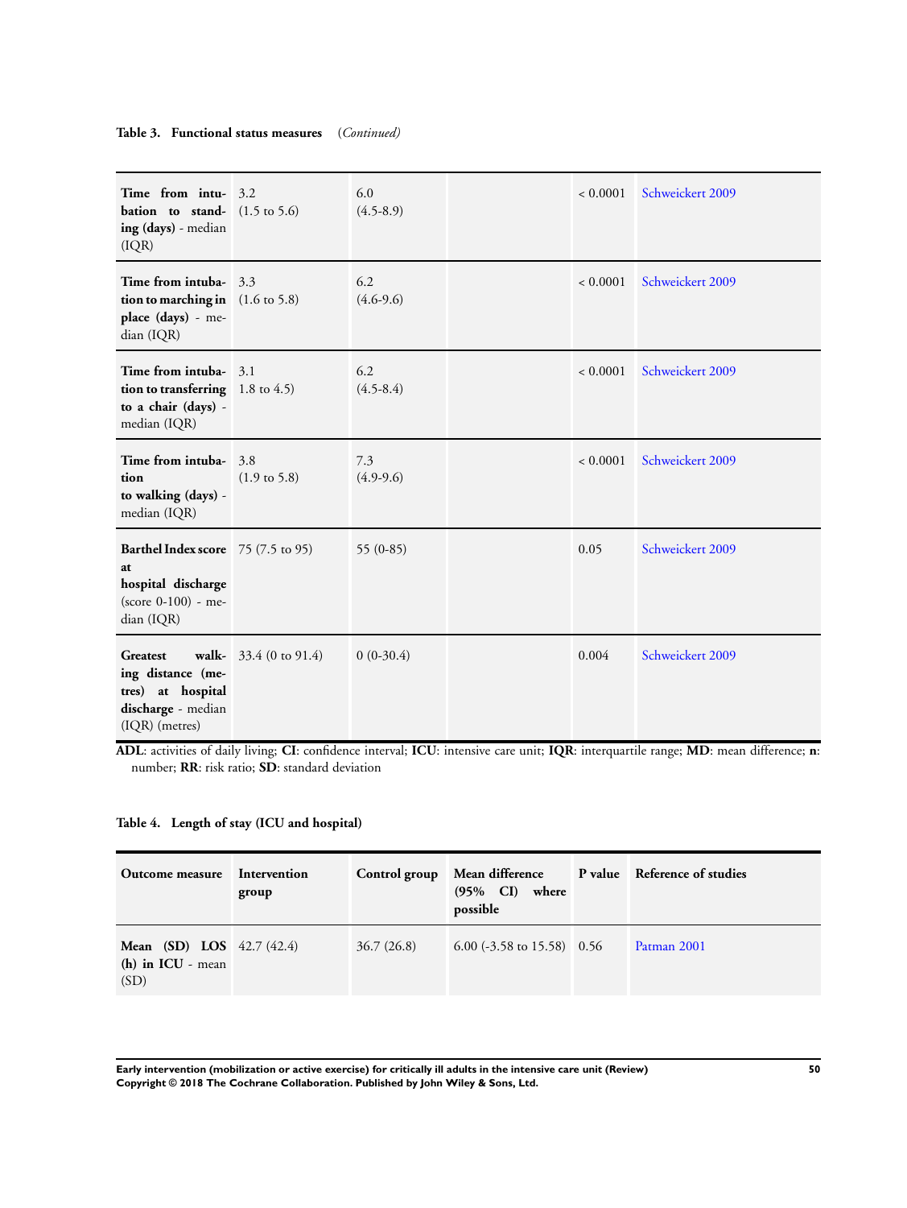**Table 3. Functional status measures** *(Continued)*

| | | | | | |
|---|---|---|---|---|---|
| **Time from intubation to standing (days)** - median (IQR) | 3.2 (1.5 to 5.6) | 6.0 (4.5-8.9) | | < 0.0001 | Schweickert 2009 |
| **Time from intubation to marching in place (days)** - median (IQR) | 3.3 (1.6 to 5.8) | 6.2 (4.6-9.6) | | < 0.0001 | Schweickert 2009 |
| **Time from intubation to transferring to a chair (days)** - median (IQR) | 3.1 1.8 to 4.5) | 6.2 (4.5-8.4) | | < 0.0001 | Schweickert 2009 |
| **Time from intubation to walking (days)** - median (IQR) | 3.8 (1.9 to 5.8) | 7.3 (4.9-9.6) | | < 0.0001 | Schweickert 2009 |
| **Barthel Index score at hospital discharge** (score 0-100) - median (IQR) | 75 (7.5 to 95) | 55 (0-85) | | 0.05 | Schweickert 2009 |
| **Greatest walking distance (metres) at hospital discharge** - median (IQR) (metres) | 33.4 (0 to 91.4) | 0 (0-30.4) | | 0.004 | Schweickert 2009 |

**ADL**: activities of daily living; **CI**: confidence interval; **ICU**: intensive care unit; **IQR**: interquartile range; **MD**: mean difference; **n**: number; **RR**: risk ratio; **SD**: standard deviation

**Table 4. Length of stay (ICU and hospital)**

| Outcome measure | Intervention group | Control group | Mean difference (95% CI) where possible | P value | Reference of studies |
|---|---|---|---|---|---|
| **Mean (SD) LOS (h) in ICU** - mean (SD) | 42.7 (42.4) | 36.7 (26.8) | 6.00 (-3.58 to 15.58) | 0.56 | Patman 2001 |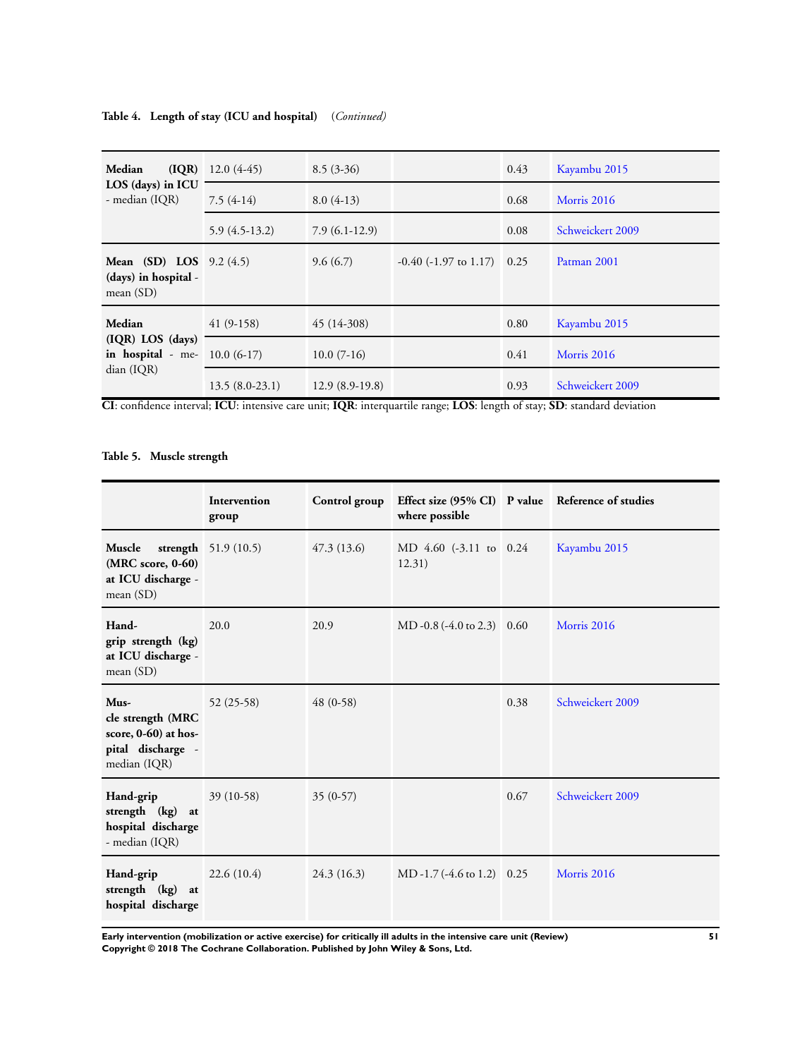**Table 4. Length of stay (ICU and hospital)** *(Continued)*

| | | | | | |
|---|---|---|---|---|---|
| **Median (IQR) LOS (days) in ICU** - median (IQR) | 12.0 (4-45) | 8.5 (3-36) | | 0.43 | Kayambu 2015 |
| | 7.5 (4-14) | 8.0 (4-13) | | 0.68 | Morris 2016 |
| | 5.9 (4.5-13.2) | 7.9 (6.1-12.9) | | 0.08 | Schweickert 2009 |
| **Mean (SD) LOS (days) in hospital** - mean (SD) | 9.2 (4.5) | 9.6 (6.7) | -0.40 (-1.97 to 1.17) | 0.25 | Patman 2001 |
| **Median (IQR) LOS (days) in hospital** - median (IQR) | 41 (9-158) | 45 (14-308) | | 0.80 | Kayambu 2015 |
| | 10.0 (6-17) | 10.0 (7-16) | | 0.41 | Morris 2016 |
| | 13.5 (8.0-23.1) | 12.9 (8.9-19.8) | | 0.93 | Schweickert 2009 |

**CI**: confidence interval; **ICU**: intensive care unit; **IQR**: interquartile range; **LOS**: length of stay; **SD**: standard deviation

**Table 5. Muscle strength**

| | Intervention group | Control group | Effect size (95% CI) where possible | P value | Reference of studies |
|---|---|---|---|---|---|
| **Muscle strength (MRC score, 0-60) at ICU discharge** - mean (SD) | 51.9 (10.5) | 47.3 (13.6) | MD 4.60 (-3.11 to 12.31) | 0.24 | Kayambu 2015 |
| **Hand-grip strength (kg) at ICU discharge** - mean (SD) | 20.0 | 20.9 | MD -0.8 (-4.0 to 2.3) | 0.60 | Morris 2016 |
| **Muscle strength (MRC score, 0-60) at hospital discharge** - median (IQR) | 52 (25-58) | 48 (0-58) | | 0.38 | Schweickert 2009 |
| **Hand-grip strength (kg) at hospital discharge** - median (IQR) | 39 (10-58) | 35 (0-57) | | 0.67 | Schweickert 2009 |
| **Hand-grip strength (kg) at hospital discharge** | 22.6 (10.4) | 24.3 (16.3) | MD -1.7 (-4.6 to 1.2) | 0.25 | Morris 2016 |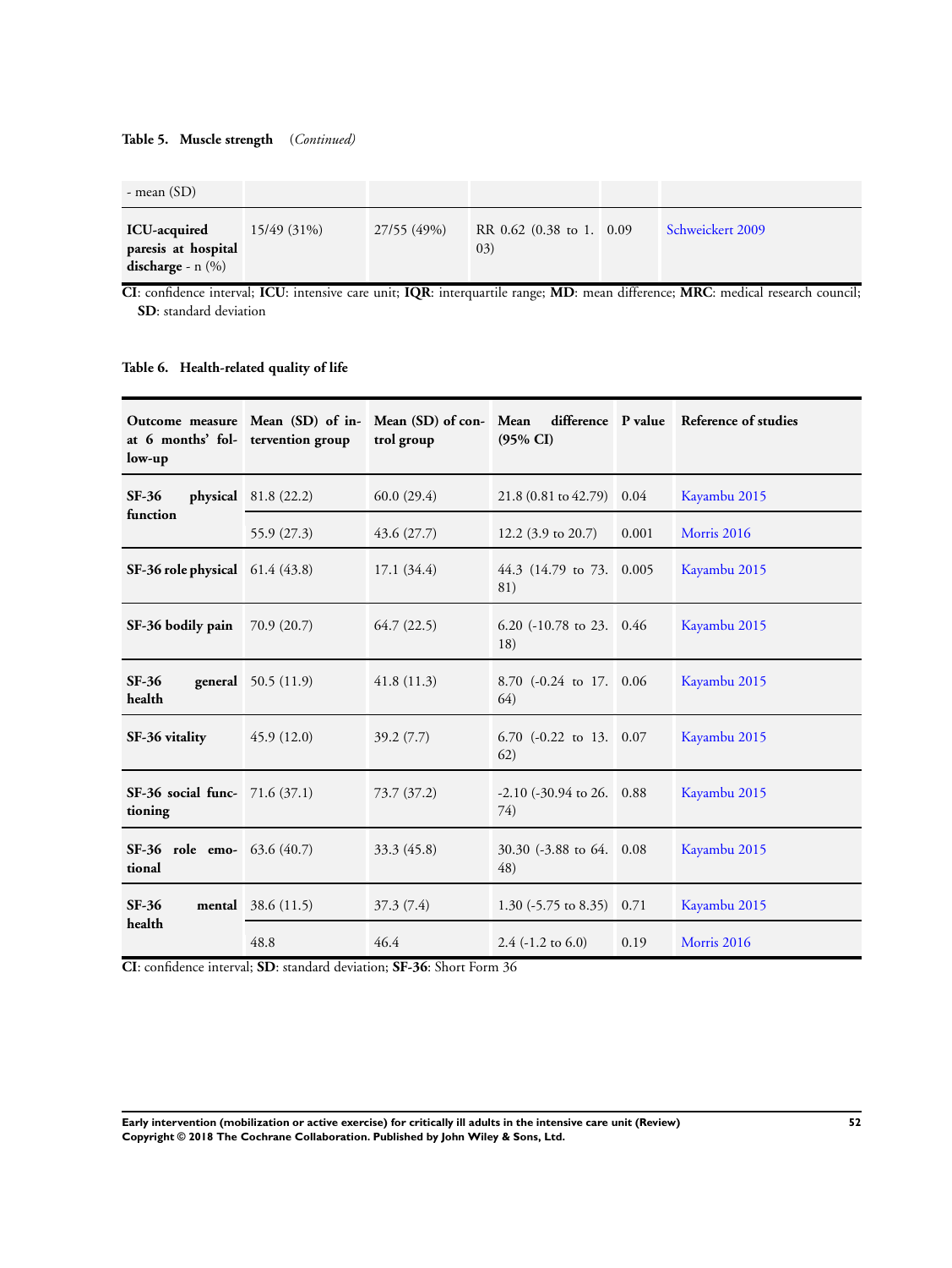**Table 5. Muscle strength** *(Continued)*

| | | | | | |
|---|---|---|---|---|---|
| - mean (SD) | | | | | |
| **ICU-acquired paresis at hospital discharge** - n (%) | 15/49 (31%) | 27/55 (49%) | RR 0.62 (0.38 to 1.03) | 0.09 | Schweickert 2009 |

**CI**: confidence interval; **ICU**: intensive care unit; **IQR**: interquartile range; **MD**: mean difference; **MRC**: medical research council; **SD**: standard deviation

**Table 6. Health-related quality of life**

| Outcome measure at 6 months' follow-up | Mean (SD) of intervention group | Mean (SD) of control group | Mean difference (95% CI) | P value | Reference of studies |
|---|---|---|---|---|---|
| **SF-36 physical function** | 81.8 (22.2) | 60.0 (29.4) | 21.8 (0.81 to 42.79) | 0.04 | Kayambu 2015 |
| | 55.9 (27.3) | 43.6 (27.7) | 12.2 (3.9 to 20.7) | 0.001 | Morris 2016 |
| **SF-36 role physical** | 61.4 (43.8) | 17.1 (34.4) | 44.3 (14.79 to 73.81) | 0.005 | Kayambu 2015 |
| **SF-36 bodily pain** | 70.9 (20.7) | 64.7 (22.5) | 6.20 (-10.78 to 23.18) | 0.46 | Kayambu 2015 |
| **SF-36 general health** | 50.5 (11.9) | 41.8 (11.3) | 8.70 (-0.24 to 17.64) | 0.06 | Kayambu 2015 |
| **SF-36 vitality** | 45.9 (12.0) | 39.2 (7.7) | 6.70 (-0.22 to 13.62) | 0.07 | Kayambu 2015 |
| **SF-36 social functioning** | 71.6 (37.1) | 73.7 (37.2) | -2.10 (-30.94 to 26.74) | 0.88 | Kayambu 2015 |
| **SF-36 role emotional** | 63.6 (40.7) | 33.3 (45.8) | 30.30 (-3.88 to 64.48) | 0.08 | Kayambu 2015 |
| **SF-36 mental health** | 38.6 (11.5) | 37.3 (7.4) | 1.30 (-5.75 to 8.35) | 0.71 | Kayambu 2015 |
| | 48.8 | 46.4 | 2.4 (-1.2 to 6.0) | 0.19 | Morris 2016 |

**CI**: confidence interval; **SD**: standard deviation; **SF-36**: Short Form 36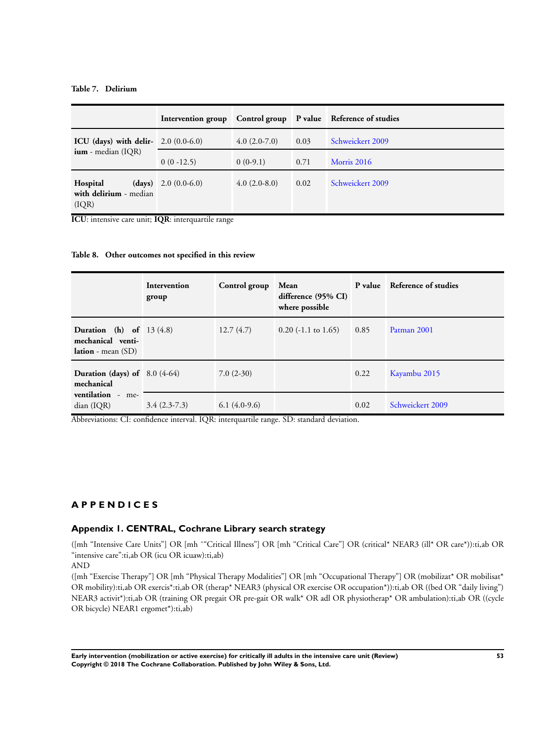**Table 7. Delirium**

| | Intervention group | Control group | P value | Reference of studies |
|---|---|---|---|---|
| **ICU (days) with delirium** - median (IQR) | 2.0 (0.0-6.0) | 4.0 (2.0-7.0) | 0.03 | Schweickert 2009 |
| | 0 (0 -12.5) | 0 (0-9.1) | 0.71 | Morris 2016 |
| **Hospital (days) with delirium** - median (IQR) | 2.0 (0.0-6.0) | 4.0 (2.0-8.0) | 0.02 | Schweickert 2009 |

**ICU**: intensive care unit; **IQR**: interquartile range

**Table 8. Other outcomes not specified in this review**

| | Intervention group | Control group | Mean difference (95% CI) where possible | P value | Reference of studies |
|---|---|---|---|---|---|
| **Duration (h) of mechanical ventilation** - mean (SD) | 13 (4.8) | 12.7 (4.7) | 0.20 (-1.1 to 1.65) | 0.85 | Patman 2001 |
| **Duration (days) of mechanical ventilation** - median (IQR) | 8.0 (4-64) | 7.0 (2-30) | | 0.22 | Kayambu 2015 |
| | 3.4 (2.3-7.3) | 6.1 (4.0-9.6) | | 0.02 | Schweickert 2009 |

Abbreviations: CI: confidence interval. IQR: interquartile range. SD: standard deviation.

# APPENDICES

## Appendix 1. CENTRAL, Cochrane Library search strategy

([mh "Intensive Care Units"] OR [mh ^"Critical Illness"] OR [mh "Critical Care"] OR (critical* NEAR3 (ill* OR care*)):ti,ab OR "intensive care":ti,ab OR (icu OR icuaw):ti,ab)
AND
([mh "Exercise Therapy"] OR [mh "Physical Therapy Modalities"] OR [mh "Occupational Therapy"] OR (mobilizat* OR mobilisat* OR mobility):ti,ab OR exercis*:ti,ab OR (therap* NEAR3 (physical OR exercise OR occupation*)):ti,ab OR ((bed OR "daily living") NEAR3 activit*):ti,ab OR (training OR pregait OR pre-gait OR walk* OR adl OR physiotherap* OR ambulation):ti,ab OR ((cycle OR bicycle) NEAR1 ergomet*):ti,ab)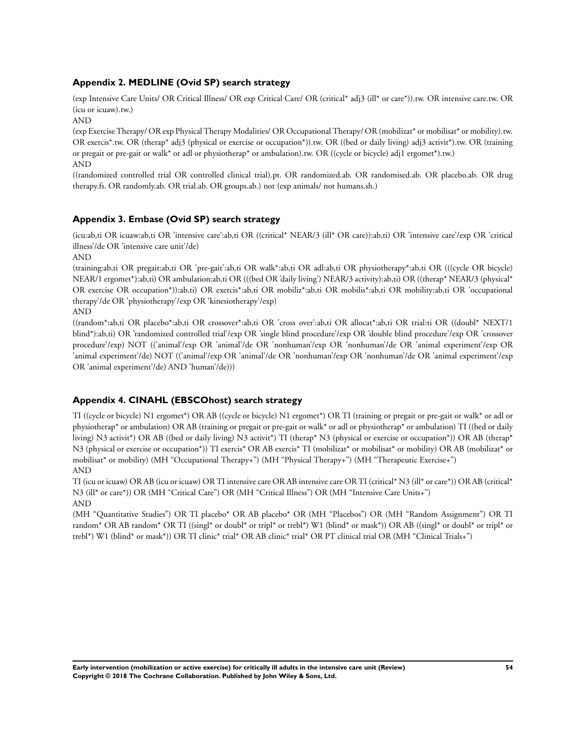## Appendix 2. MEDLINE (Ovid SP) search strategy

(exp Intensive Care Units/ OR Critical Illness/ OR exp Critical Care/ OR (critical* adj3 (ill* or care*)).tw. OR intensive care.tw. OR (icu or icuaw).tw.)

AND

(exp Exercise Therapy/ OR exp Physical Therapy Modalities/ OR Occupational Therapy/ OR (mobilizat* or mobilisat* or mobility).tw. OR exercis*.tw. OR (therap* adj3 (physical or exercise or occupation*)).tw. OR ((bed or daily living) adj3 activit*).tw. OR (training or pregait or pre-gait or walk* or adl or physiotherap* or ambulation).tw. OR ((cycle or bicycle) adj1 ergomet*).tw.)

AND

((randomized controlled trial OR controlled clinical trial).pt. OR randomized.ab. OR randomised.ab. OR placebo.ab. OR drug therapy.fs. OR randomly.ab. OR trial.ab. OR groups.ab.) not (exp animals/ not humans.sh.)

## Appendix 3. Embase (Ovid SP) search strategy

(icu:ab,ti OR icuaw:ab,ti OR 'intensive care':ab,ti OR ((critical* NEAR/3 (ill* OR care)):ab,ti) OR 'intensive care'/exp OR 'critical illness'/de OR 'intensive care unit'/de)

AND

(training:ab,ti OR pregait:ab,ti OR 'pre-gait':ab,ti OR walk*:ab,ti OR adl:ab,ti OR physiotherapy*:ab,ti OR (((cycle OR bicycle) NEAR/1 ergomet*):ab,ti) OR ambulation:ab,ti OR (((bed OR 'daily living') NEAR/3 activity):ab,ti) OR ((therap* NEAR/3 (physical* OR exercise OR occupation*)):ab,ti) OR exercis*:ab,ti OR mobiliz*:ab,ti OR mobilis*:ab,ti OR mobility:ab,ti OR 'occupational therapy'/de OR 'physiotherapy'/exp OR 'kinesiotherapy'/exp)

AND

((random*:ab,ti OR placebo*:ab,ti OR crossover*:ab,ti OR 'cross over':ab,ti OR allocat*:ab,ti OR trial:ti OR ((doubl* NEXT/1 blind*):ab,ti) OR 'randomized controlled trial'/exp OR 'single blind procedure'/exp OR 'double blind procedure'/exp OR 'crossover procedure'/exp) NOT (('animal'/exp OR 'animal'/de OR 'nonhuman'/exp OR 'nonhuman'/de OR 'animal experiment'/exp OR 'animal experiment'/de) NOT (('animal'/exp OR 'animal'/de OR 'nonhuman'/exp OR 'nonhuman'/de OR 'animal experiment'/exp OR 'animal experiment'/de) AND 'human'/de)))

## Appendix 4. CINAHL (EBSCOhost) search strategy

TI ((cycle or bicycle) N1 ergomet*) OR AB ((cycle or bicycle) N1 ergomet*) OR TI (training or pregait or pre-gait or walk* or adl or physiotherap* or ambulation) OR AB (training or pregait or pre-gait or walk* or adl or physiotherap* or ambulation) TI ((bed or daily living) N3 activit*) OR AB ((bed or daily living) N3 activit*) TI (therap* N3 (physical or exercise or occupation*)) OR AB (therap* N3 (physical or exercise or occupation*)) TI exercis* OR AB exercis* TI (mobilizat* or mobilisat* or mobility) OR AB (mobilizat* or mobilisat* or mobility) (MH "Occupational Therapy+") (MH "Physical Therapy+") (MH "Therapeutic Exercise+")

AND

TI (icu or icuaw) OR AB (icu or icuaw) OR TI intensive care OR AB intensive care OR TI (critical* N3 (ill* or care*)) OR AB (critical* N3 (ill* or care*)) OR (MH "Critical Care") OR (MH "Critical Illness") OR (MH "Intensive Care Units+")

AND

(MH "Quantitative Studies") OR TI placebo* OR AB placebo* OR (MH "Placebos") OR (MH "Random Assignment") OR TI random* OR AB random* OR TI ((singl* or doubl* or tripl* or trebl*) W1 (blind* or mask*)) OR AB ((singl* or doubl* or tripl* or trebl*) W1 (blind* or mask*)) OR TI clinic* trial* OR AB clinic* trial* OR PT clinical trial OR (MH "Clinical Trials+")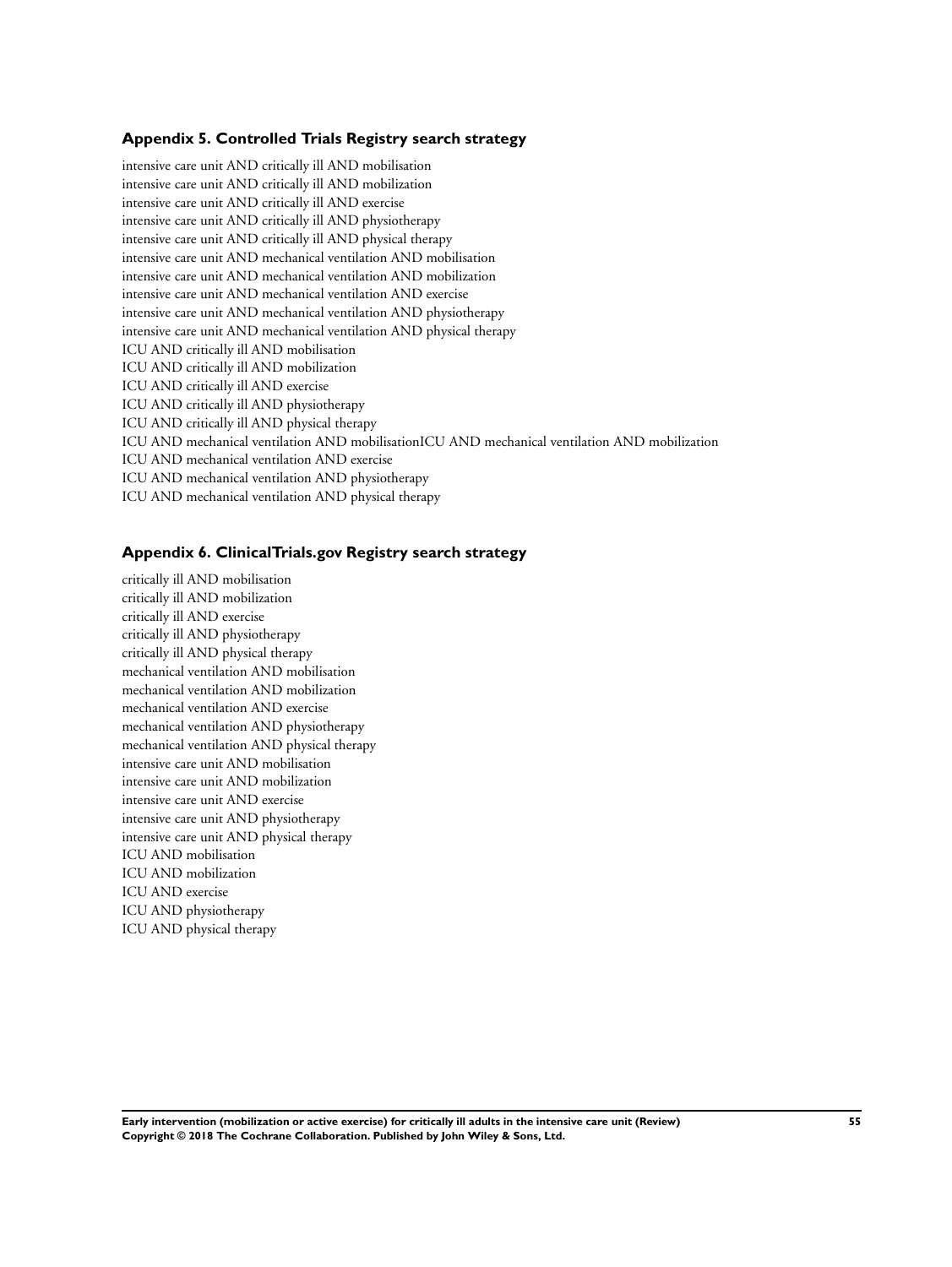### Appendix 5. Controlled Trials Registry search strategy

intensive care unit AND critically ill AND mobilisation
intensive care unit AND critically ill AND mobilization
intensive care unit AND critically ill AND exercise
intensive care unit AND critically ill AND physiotherapy
intensive care unit AND critically ill AND physical therapy
intensive care unit AND mechanical ventilation AND mobilisation
intensive care unit AND mechanical ventilation AND mobilization
intensive care unit AND mechanical ventilation AND exercise
intensive care unit AND mechanical ventilation AND physiotherapy
intensive care unit AND mechanical ventilation AND physical therapy
ICU AND critically ill AND mobilisation
ICU AND critically ill AND mobilization
ICU AND critically ill AND exercise
ICU AND critically ill AND physiotherapy
ICU AND critically ill AND physical therapy
ICU AND mechanical ventilation AND mobilisationICU AND mechanical ventilation AND mobilization
ICU AND mechanical ventilation AND exercise
ICU AND mechanical ventilation AND physiotherapy
ICU AND mechanical ventilation AND physical therapy

### Appendix 6. ClinicalTrials.gov Registry search strategy

critically ill AND mobilisation
critically ill AND mobilization
critically ill AND exercise
critically ill AND physiotherapy
critically ill AND physical therapy
mechanical ventilation AND mobilisation
mechanical ventilation AND mobilization
mechanical ventilation AND exercise
mechanical ventilation AND physiotherapy
mechanical ventilation AND physical therapy
intensive care unit AND mobilisation
intensive care unit AND mobilization
intensive care unit AND exercise
intensive care unit AND physiotherapy
intensive care unit AND physical therapy
ICU AND mobilisation
ICU AND mobilization
ICU AND exercise
ICU AND physiotherapy
ICU AND physical therapy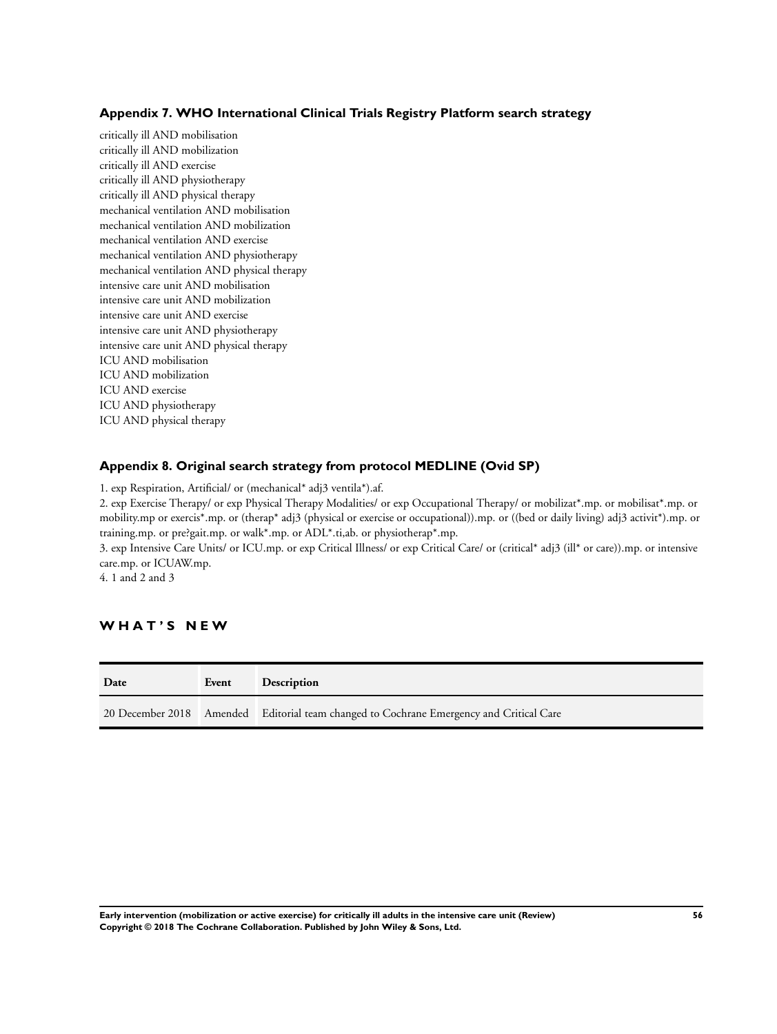### Appendix 7. WHO International Clinical Trials Registry Platform search strategy

critically ill AND mobilisation
critically ill AND mobilization
critically ill AND exercise
critically ill AND physiotherapy
critically ill AND physical therapy
mechanical ventilation AND mobilisation
mechanical ventilation AND mobilization
mechanical ventilation AND exercise
mechanical ventilation AND physiotherapy
mechanical ventilation AND physical therapy
intensive care unit AND mobilisation
intensive care unit AND mobilization
intensive care unit AND exercise
intensive care unit AND physiotherapy
intensive care unit AND physical therapy
ICU AND mobilisation
ICU AND mobilization
ICU AND exercise
ICU AND physiotherapy
ICU AND physical therapy

### Appendix 8. Original search strategy from protocol MEDLINE (Ovid SP)

1. exp Respiration, Artificial/ or (mechanical* adj3 ventila*).af.
2. exp Exercise Therapy/ or exp Physical Therapy Modalities/ or exp Occupational Therapy/ or mobilizat*.mp. or mobilisat*.mp. or mobility.mp or exercis*.mp. or (therap* adj3 (physical or exercise or occupational)).mp. or ((bed or daily living) adj3 activit*).mp. or training.mp. or pre?gait.mp. or walk*.mp. or ADL*.ti,ab. or physiotherap*.mp.
3. exp Intensive Care Units/ or ICU.mp. or exp Critical Illness/ or exp Critical Care/ or (critical* adj3 (ill* or care)).mp. or intensive care.mp. or ICUAW.mp.
4. 1 and 2 and 3

## WHAT'S NEW

| Date | Event | Description |
|---|---|---|
| 20 December 2018 | Amended | Editorial team changed to Cochrane Emergency and Critical Care |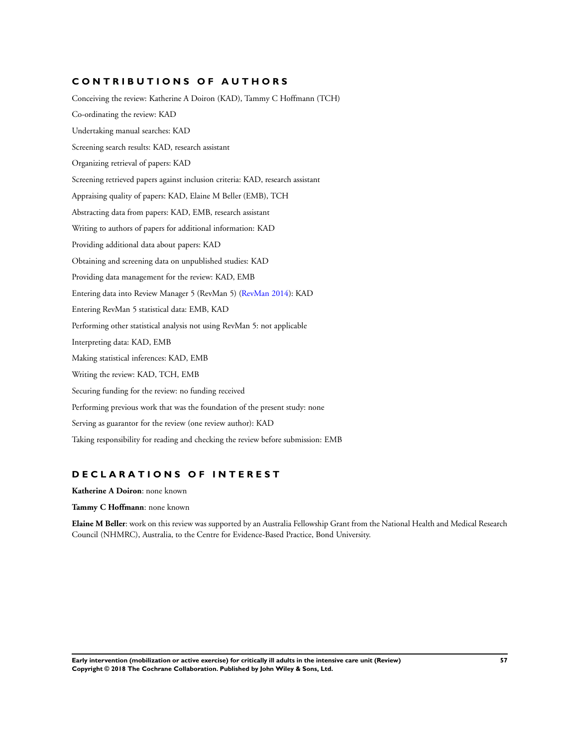## CONTRIBUTIONS OF AUTHORS

Conceiving the review: Katherine A Doiron (KAD), Tammy C Hoffmann (TCH)

Co-ordinating the review: KAD

Undertaking manual searches: KAD

Screening search results: KAD, research assistant

Organizing retrieval of papers: KAD

Screening retrieved papers against inclusion criteria: KAD, research assistant

Appraising quality of papers: KAD, Elaine M Beller (EMB), TCH

Abstracting data from papers: KAD, EMB, research assistant

Writing to authors of papers for additional information: KAD

Providing additional data about papers: KAD

Obtaining and screening data on unpublished studies: KAD

Providing data management for the review: KAD, EMB

Entering data into Review Manager 5 (RevMan 5) (RevMan 2014): KAD

Entering RevMan 5 statistical data: EMB, KAD

Performing other statistical analysis not using RevMan 5: not applicable

Interpreting data: KAD, EMB

Making statistical inferences: KAD, EMB

Writing the review: KAD, TCH, EMB

Securing funding for the review: no funding received

Performing previous work that was the foundation of the present study: none

Serving as guarantor for the review (one review author): KAD

Taking responsibility for reading and checking the review before submission: EMB

## DECLARATIONS OF INTEREST

**Katherine A Doiron**: none known

**Tammy C Hoffmann**: none known

**Elaine M Beller**: work on this review was supported by an Australia Fellowship Grant from the National Health and Medical Research Council (NHMRC), Australia, to the Centre for Evidence-Based Practice, Bond University.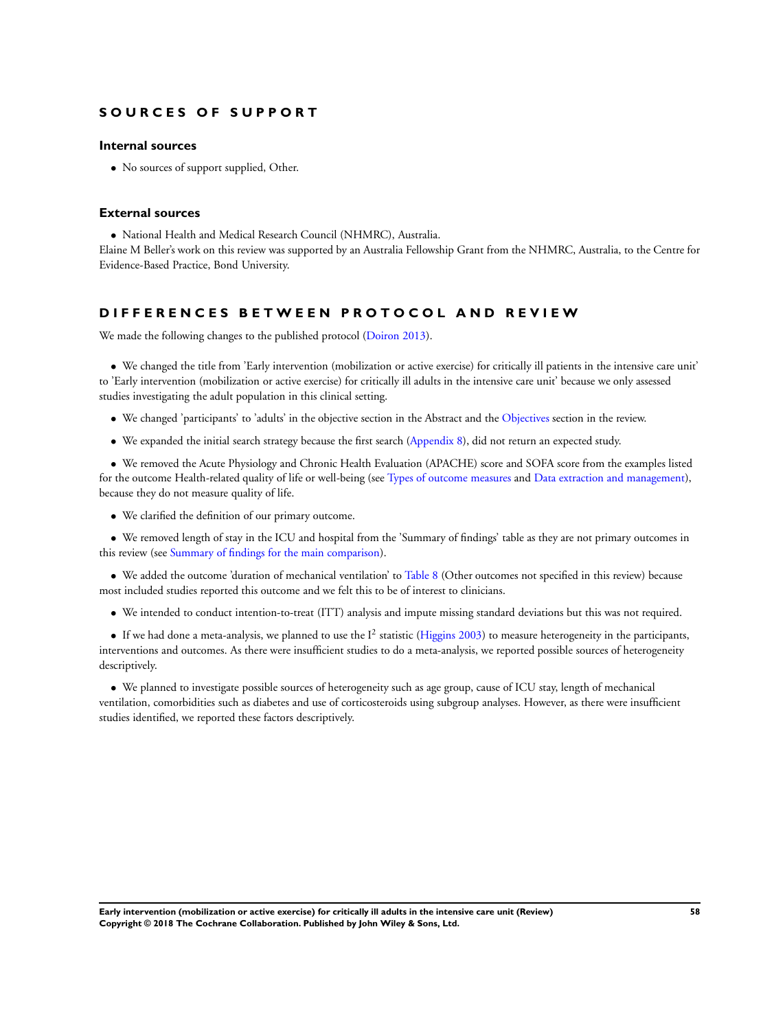## SOURCES OF SUPPORT

### Internal sources

- No sources of support supplied, Other.

### External sources

- National Health and Medical Research Council (NHMRC), Australia.

Elaine M Beller's work on this review was supported by an Australia Fellowship Grant from the NHMRC, Australia, to the Centre for Evidence-Based Practice, Bond University.

## DIFFERENCES BETWEEN PROTOCOL AND REVIEW

We made the following changes to the published protocol (Doiron 2013).

- We changed the title from 'Early intervention (mobilization or active exercise) for critically ill patients in the intensive care unit' to 'Early intervention (mobilization or active exercise) for critically ill adults in the intensive care unit' because we only assessed studies investigating the adult population in this clinical setting.
- We changed 'participants' to 'adults' in the objective section in the Abstract and the Objectives section in the review.
- We expanded the initial search strategy because the first search (Appendix 8), did not return an expected study.
- We removed the Acute Physiology and Chronic Health Evaluation (APACHE) score and SOFA score from the examples listed for the outcome Health-related quality of life or well-being (see Types of outcome measures and Data extraction and management), because they do not measure quality of life.
- We clarified the definition of our primary outcome.
- We removed length of stay in the ICU and hospital from the 'Summary of findings' table as they are not primary outcomes in this review (see Summary of findings for the main comparison).
- We added the outcome 'duration of mechanical ventilation' to Table 8 (Other outcomes not specified in this review) because most included studies reported this outcome and we felt this to be of interest to clinicians.
- We intended to conduct intention-to-treat (ITT) analysis and impute missing standard deviations but this was not required.
- If we had done a meta-analysis, we planned to use the $I^2$ statistic (Higgins 2003) to measure heterogeneity in the participants, interventions and outcomes. As there were insufficient studies to do a meta-analysis, we reported possible sources of heterogeneity descriptively.
- We planned to investigate possible sources of heterogeneity such as age group, cause of ICU stay, length of mechanical ventilation, comorbidities such as diabetes and use of corticosteroids using subgroup analyses. However, as there were insufficient studies identified, we reported these factors descriptively.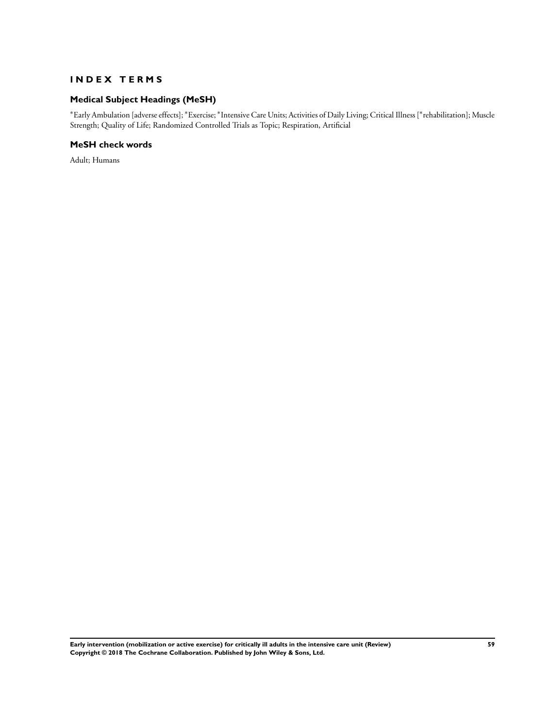# INDEX TERMS

## Medical Subject Headings (MeSH)

*Early Ambulation [adverse effects]; *Exercise; *Intensive Care Units; Activities of Daily Living; Critical Illness [*rehabilitation]; Muscle Strength; Quality of Life; Randomized Controlled Trials as Topic; Respiration, Artificial

## MeSH check words

Adult; Humans